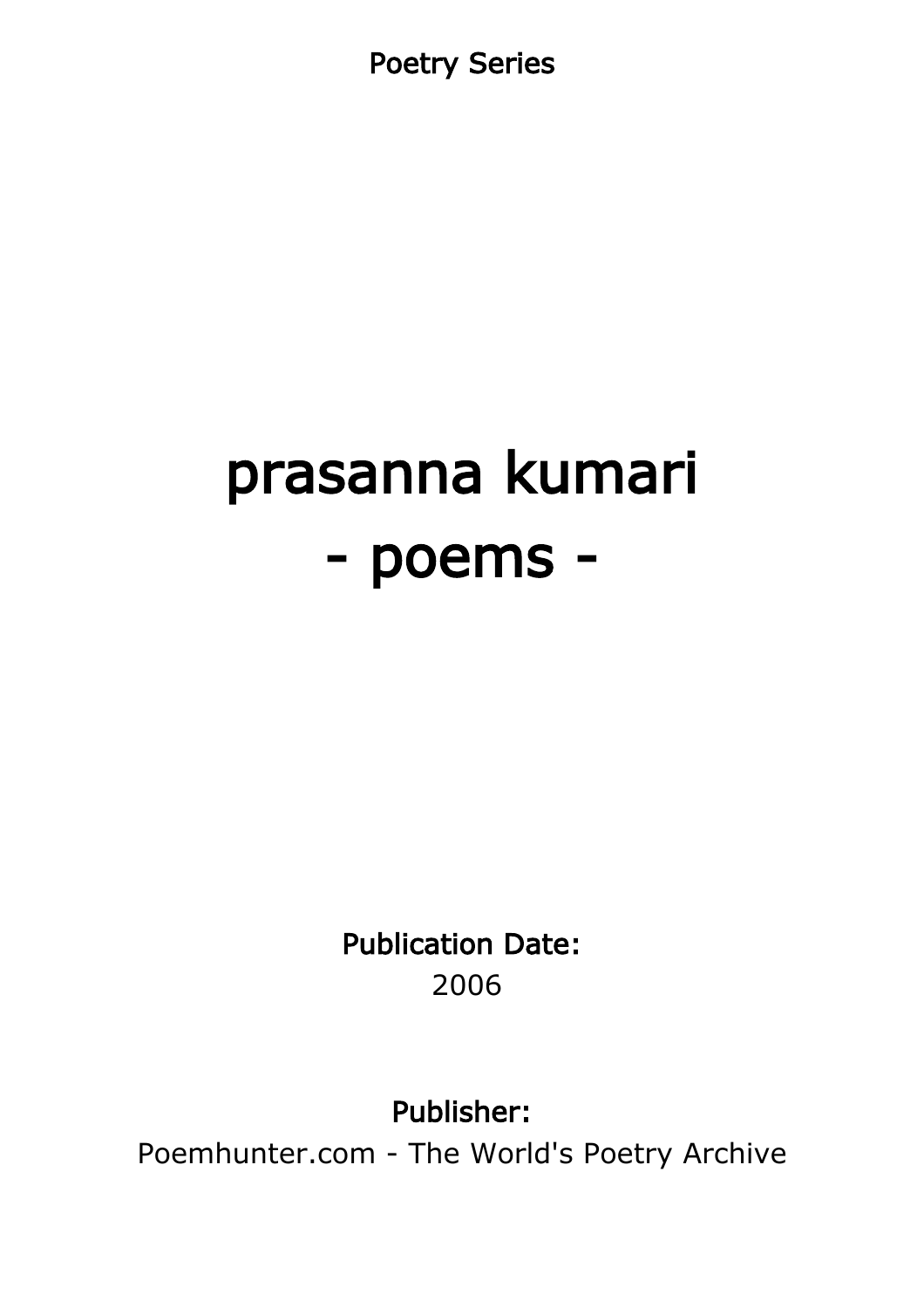Poetry Series

# prasanna kumari
# - poems -

**Publication Date:**
2006

**Publisher:**
Poemhunter.com - The World's Poetry Archive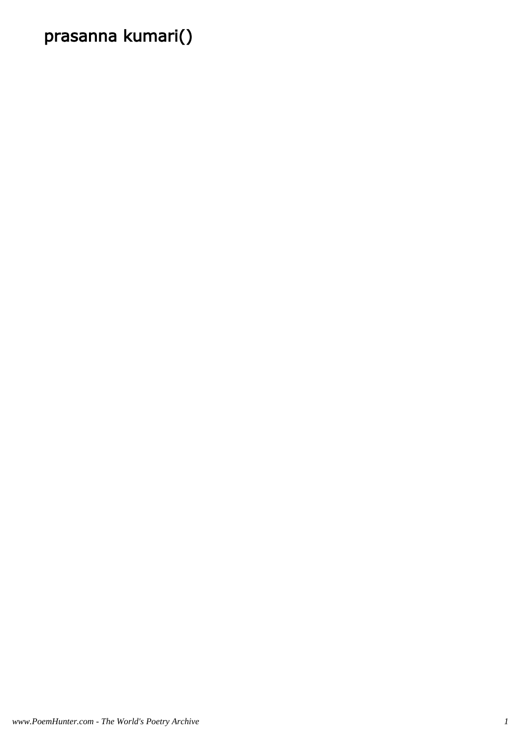# prasanna kumari()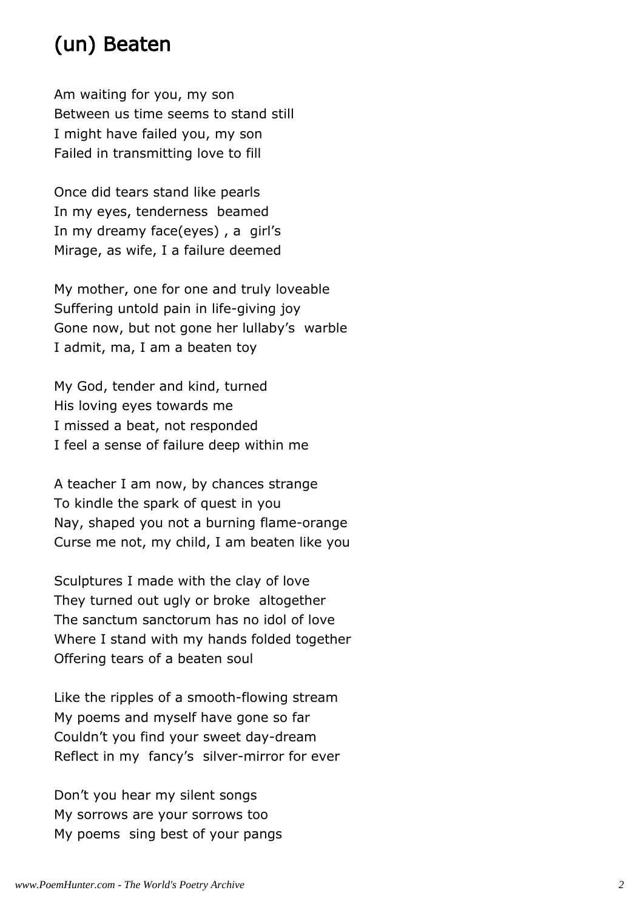## (un) Beaten

Am waiting for you, my son  
Between us time seems to stand still  
I might have failed you, my son  
Failed in transmitting love to fill

Once did tears stand like pearls  
In my eyes, tenderness beamed  
In my dreamy face(eyes) , a girl's  
Mirage, as wife, I a failure deemed

My mother, one for one and truly loveable  
Suffering untold pain in life-giving joy  
Gone now, but not gone her lullaby's warble  
I admit, ma, I am a beaten toy

My God, tender and kind, turned  
His loving eyes towards me  
I missed a beat, not responded  
I feel a sense of failure deep within me

A teacher I am now, by chances strange  
To kindle the spark of quest in you  
Nay, shaped you not a burning flame-orange  
Curse me not, my child, I am beaten like you

Sculptures I made with the clay of love  
They turned out ugly or broke altogether  
The sanctum sanctorum has no idol of love  
Where I stand with my hands folded together  
Offering tears of a beaten soul

Like the ripples of a smooth-flowing stream  
My poems and myself have gone so far  
Couldn't you find your sweet day-dream  
Reflect in my fancy's silver-mirror for ever

Don't you hear my silent songs  
My sorrows are your sorrows too  
My poems sing best of your pangs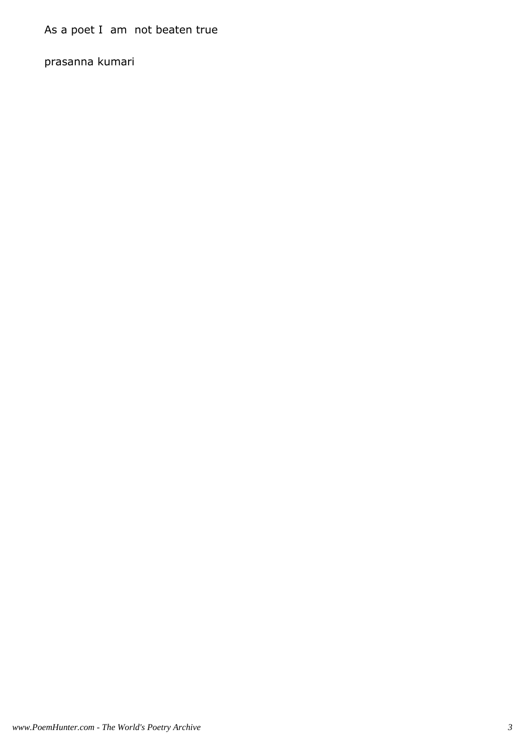As a poet I am not beaten true

prasanna kumari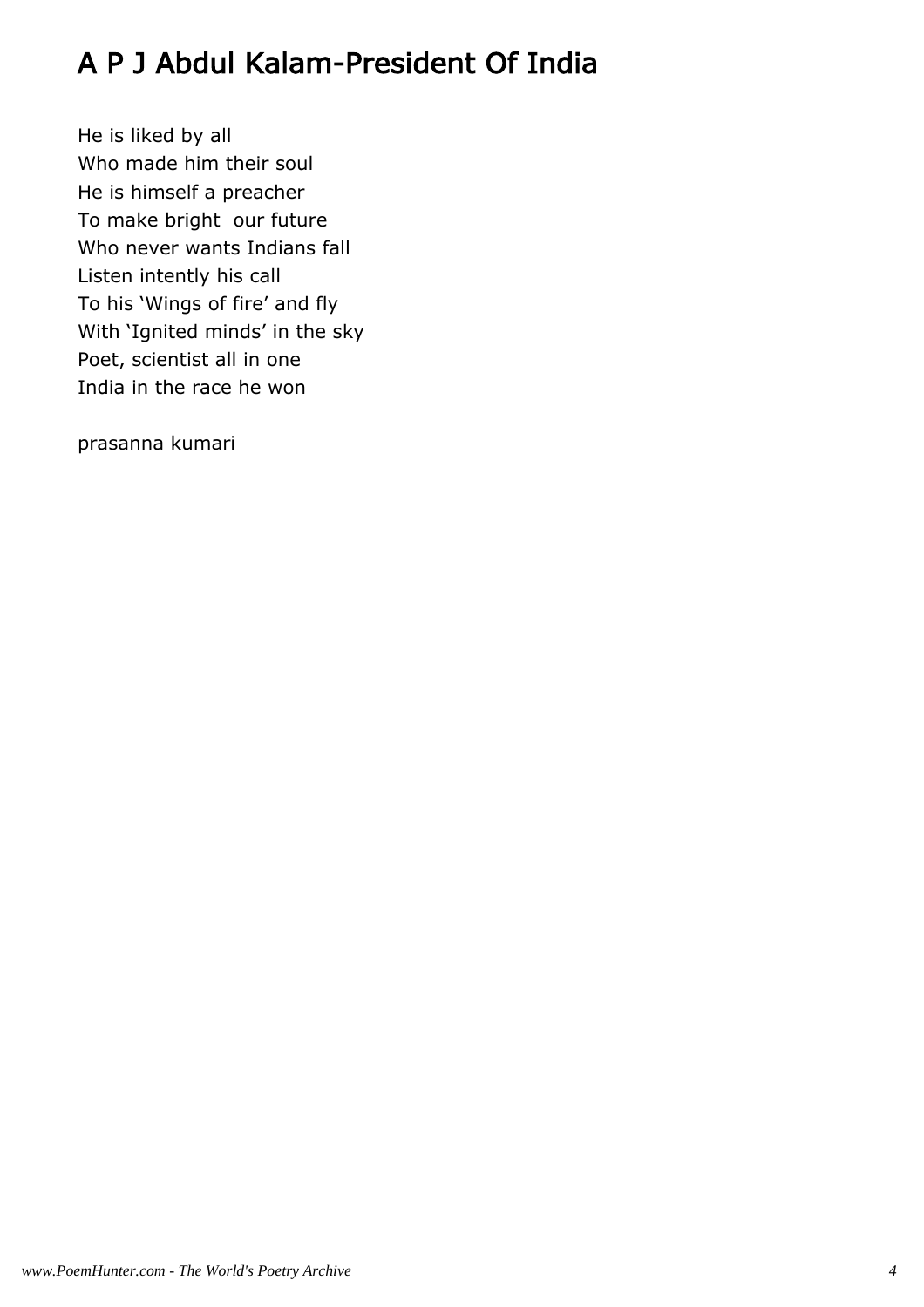# A P J Abdul Kalam-President Of India

He is liked by all
Who made him their soul
He is himself a preacher
To make bright  our future
Who never wants Indians fall
Listen intently his call
To his 'Wings of fire' and fly
With 'Ignited minds' in the sky
Poet, scientist all in one
India in the race he won

prasanna kumari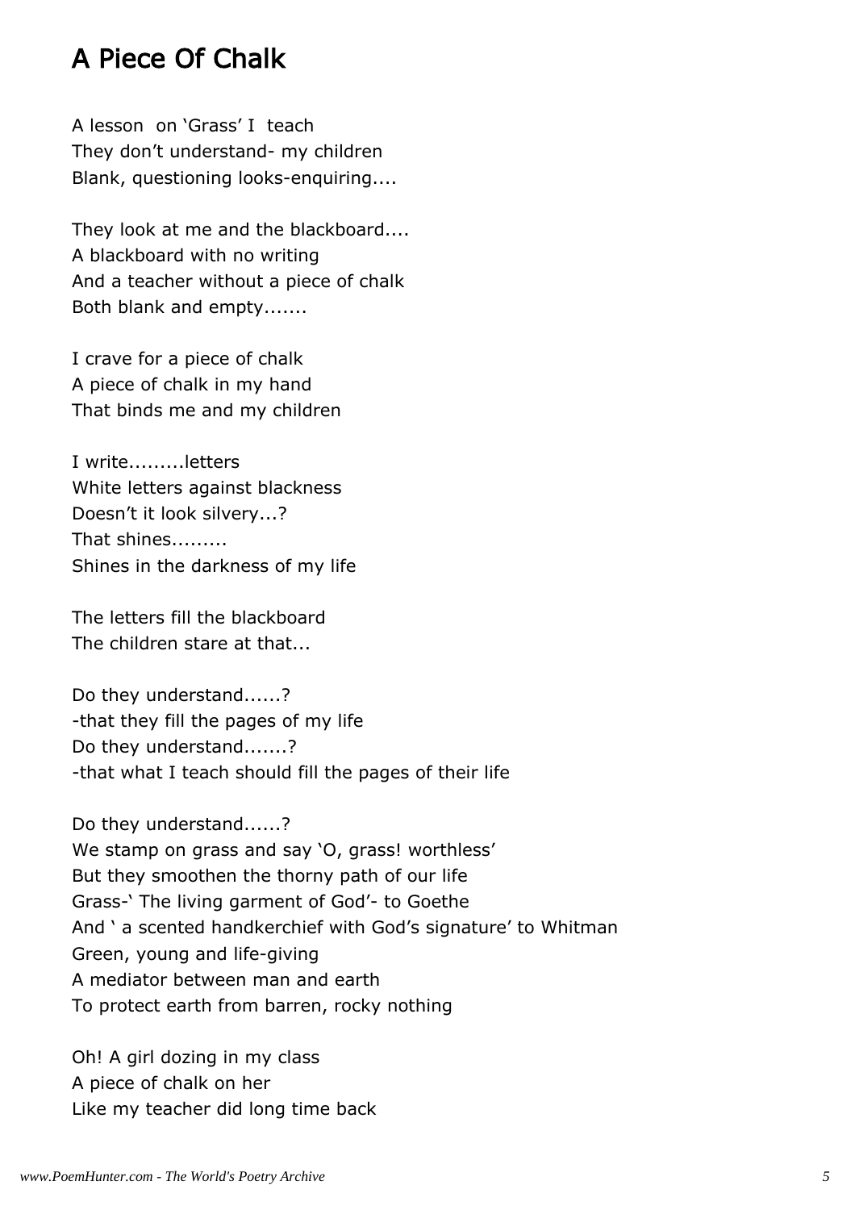# A Piece Of Chalk

A lesson on 'Grass' I teach
They don't understand- my children
Blank, questioning looks-enquiring....

They look at me and the blackboard....
A blackboard with no writing
And a teacher without a piece of chalk
Both blank and empty.......

I crave for a piece of chalk
A piece of chalk in my hand
That binds me and my children

I write.........letters
White letters against blackness
Doesn't it look silvery...?
That shines.........
Shines in the darkness of my life

The letters fill the blackboard
The children stare at that...

Do they understand......?
-that they fill the pages of my life
Do they understand.......?
-that what I teach should fill the pages of their life

Do they understand......?
We stamp on grass and say 'O, grass! worthless'
But they smoothen the thorny path of our life
Grass-' The living garment of God'- to Goethe
And ' a scented handkerchief with God's signature' to Whitman
Green, young and life-giving
A mediator between man and earth
To protect earth from barren, rocky nothing

Oh! A girl dozing in my class
A piece of chalk on her
Like my teacher did long time back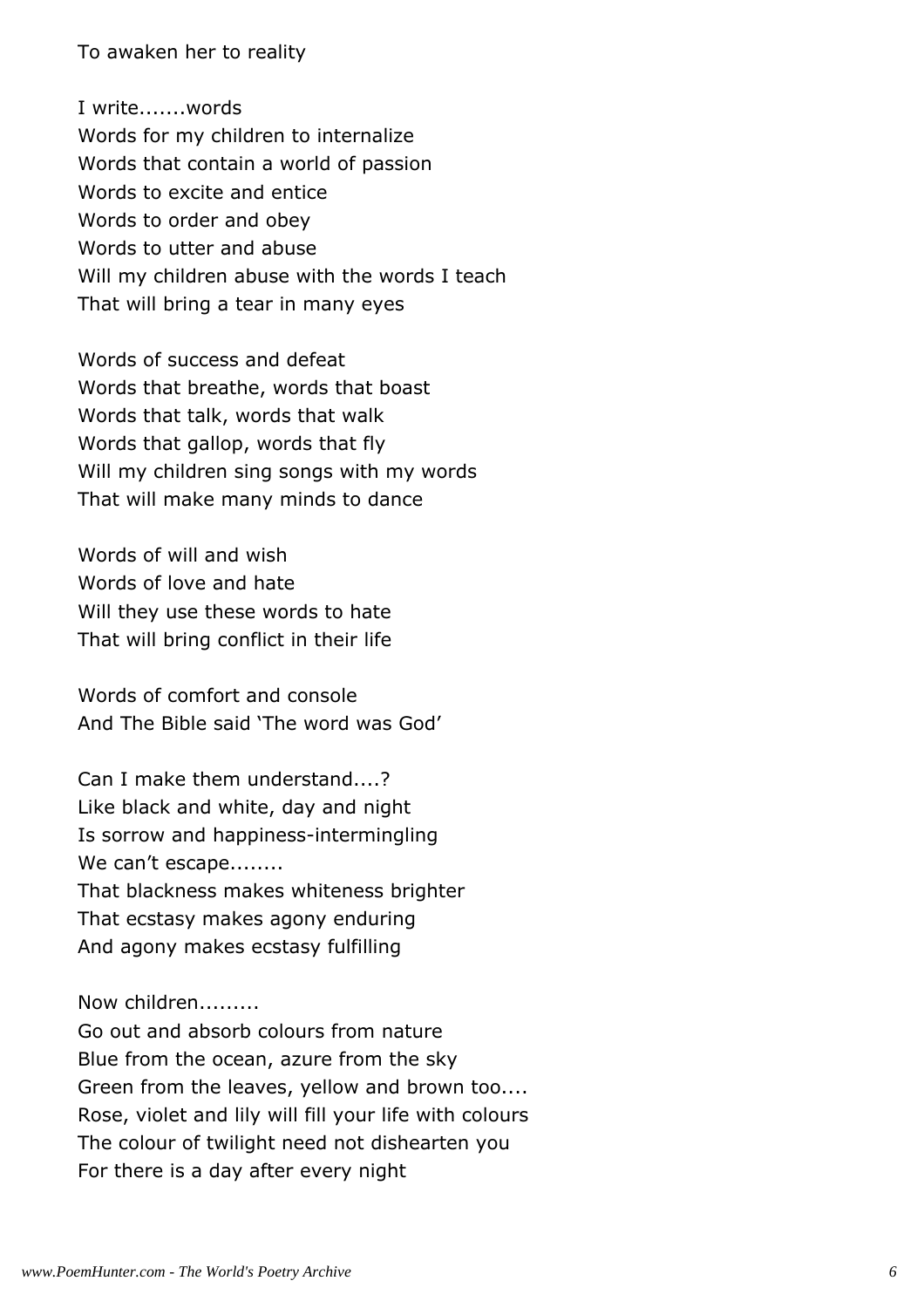To awaken her to reality

I write.......words
Words for my children to internalize
Words that contain a world of passion
Words to excite and entice
Words to order and obey
Words to utter and abuse
Will my children abuse with the words I teach
That will bring a tear in many eyes

Words of success and defeat
Words that breathe, words that boast
Words that talk, words that walk
Words that gallop, words that fly
Will my children sing songs with my words
That will make many minds to dance

Words of will and wish
Words of love and hate
Will they use these words to hate
That will bring conflict in their life

Words of comfort and console
And The Bible said 'The word was God'

Can I make them understand....?
Like black and white, day and night
Is sorrow and happiness-intermingling
We can't escape........
That blackness makes whiteness brighter
That ecstasy makes agony enduring
And agony makes ecstasy fulfilling

Now children.........
Go out and absorb colours from nature
Blue from the ocean, azure from the sky
Green from the leaves, yellow and brown too....
Rose, violet and lily will fill your life with colours
The colour of twilight need not dishearten you
For there is a day after every night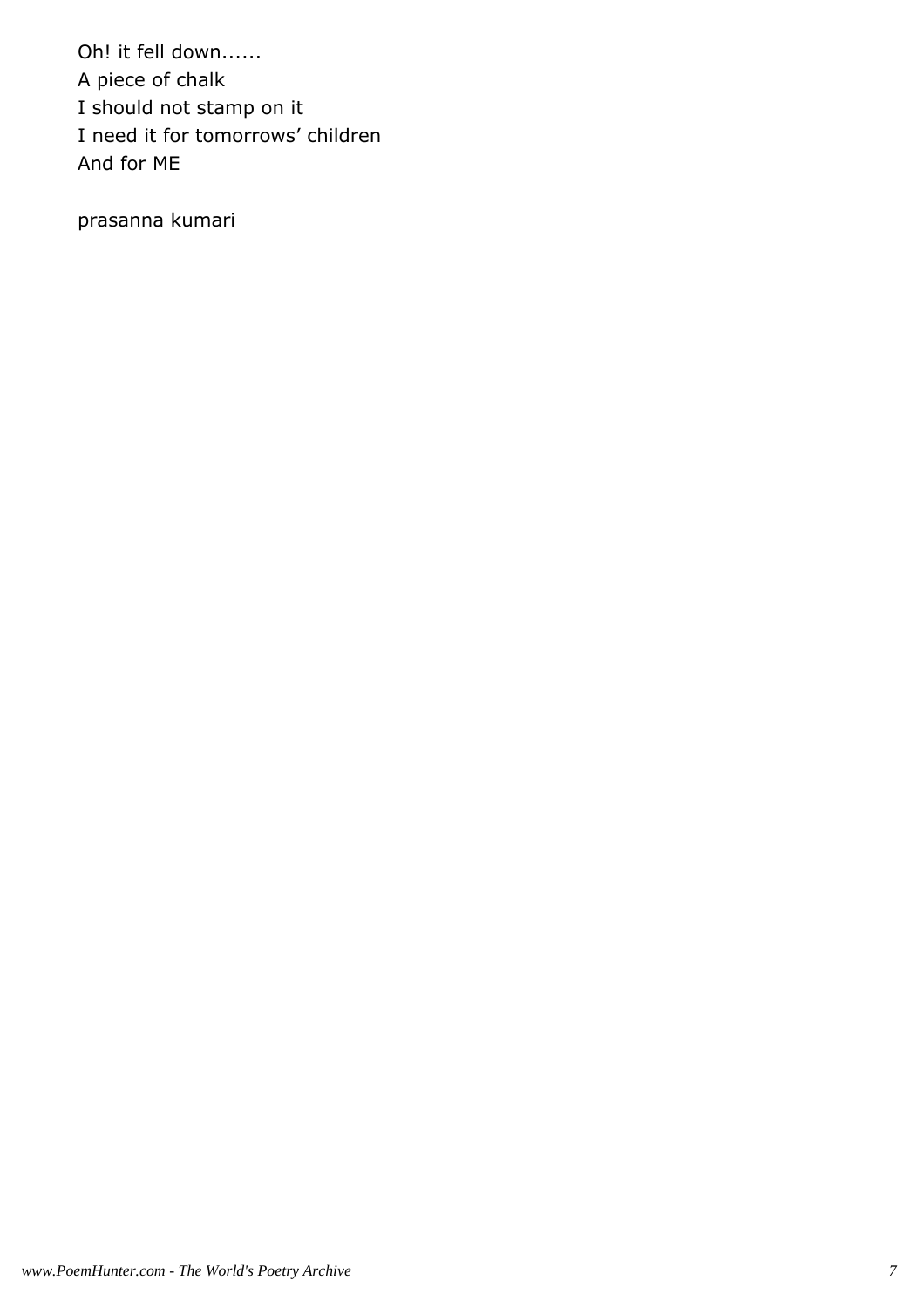Oh! it fell down......
A piece of chalk
I should not stamp on it
I need it for tomorrows' children
And for ME

prasanna kumari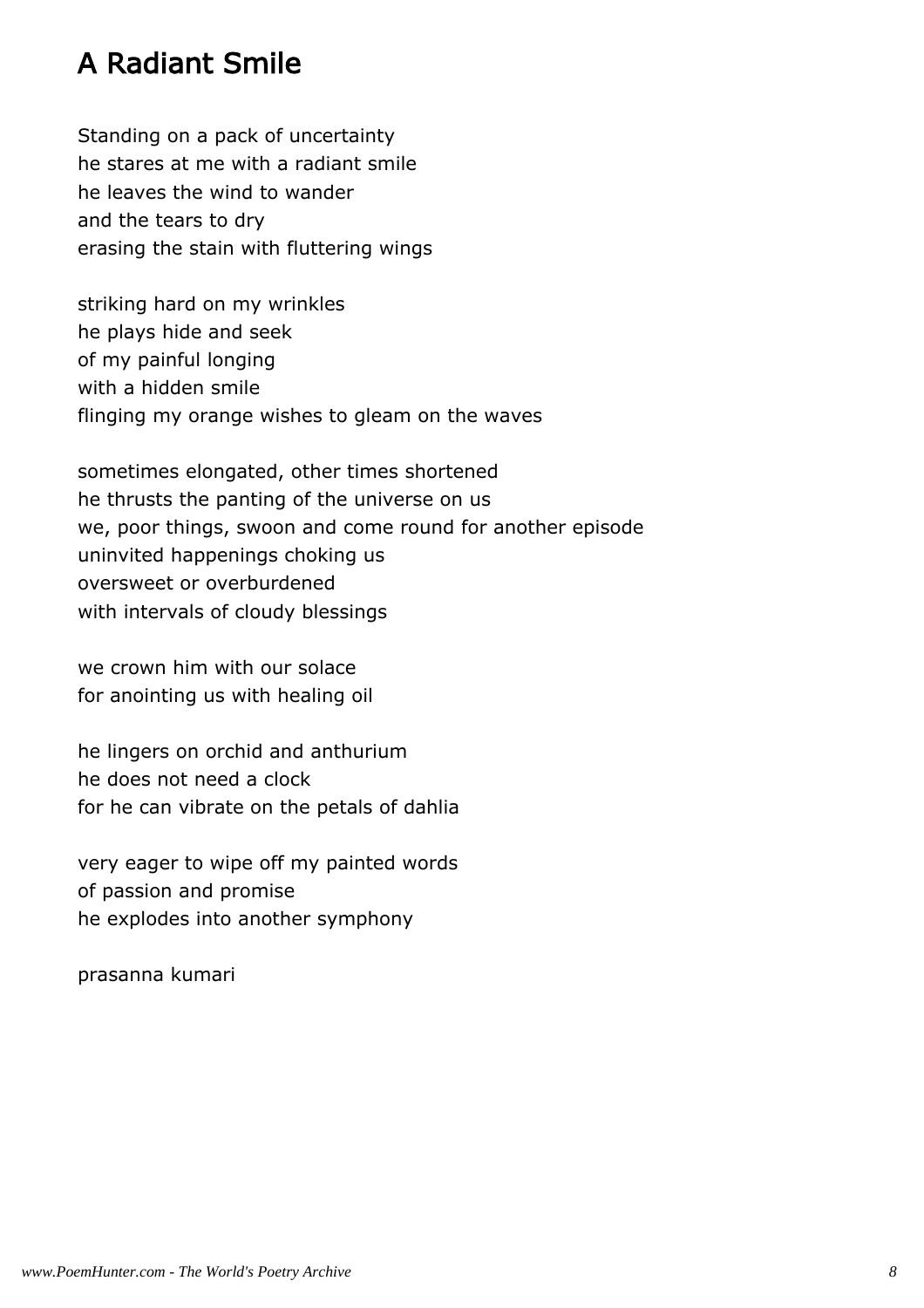# A Radiant Smile

Standing on a pack of uncertainty
he stares at me with a radiant smile
he leaves the wind to wander
and the tears to dry
erasing the stain with fluttering wings

striking hard on my wrinkles
he plays hide and seek
of my painful longing
with a hidden smile
flinging my orange wishes to gleam on the waves

sometimes elongated, other times shortened
he thrusts the panting of the universe on us
we, poor things, swoon and come round for another episode
uninvited happenings choking us
oversweet or overburdened
with intervals of cloudy blessings

we crown him with our solace
for anointing us with healing oil

he lingers on orchid and anthurium
he does not need a clock
for he can vibrate on the petals of dahlia

very eager to wipe off my painted words
of passion and promise
he explodes into another symphony

prasanna kumari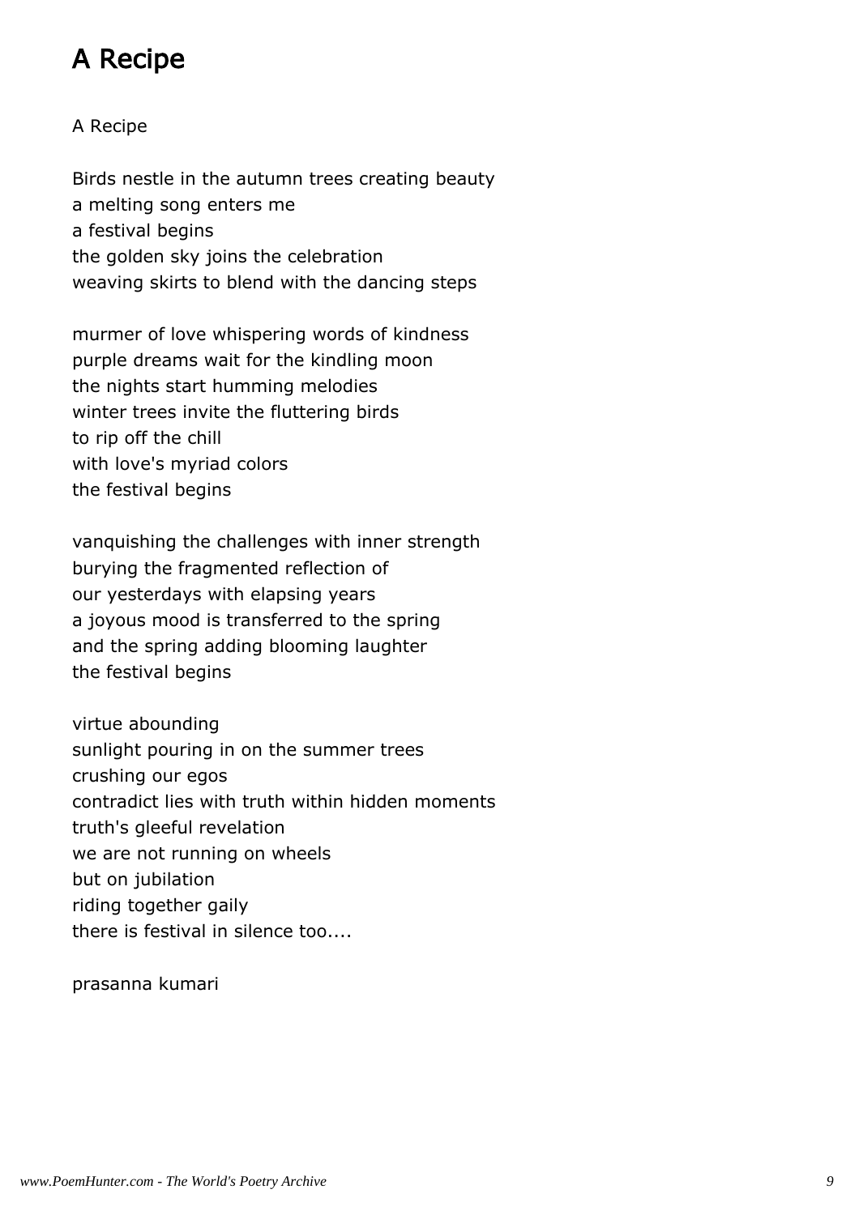# A Recipe

A Recipe

Birds nestle in the autumn trees creating beauty
a melting song enters me
a festival begins
the golden sky joins the celebration
weaving skirts to blend with the dancing steps

murmer of love whispering words of kindness
purple dreams wait for the kindling moon
the nights start humming melodies
winter trees invite the fluttering birds
to rip off the chill
with love's myriad colors
the festival begins

vanquishing the challenges with inner strength
burying the fragmented reflection of
our yesterdays with elapsing years
a joyous mood is transferred to the spring
and the spring adding blooming laughter
the festival begins

virtue abounding
sunlight pouring in on the summer trees
crushing our egos
contradict lies with truth within hidden moments
truth's gleeful revelation
we are not running on wheels
but on jubilation
riding together gaily
there is festival in silence too....

prasanna kumari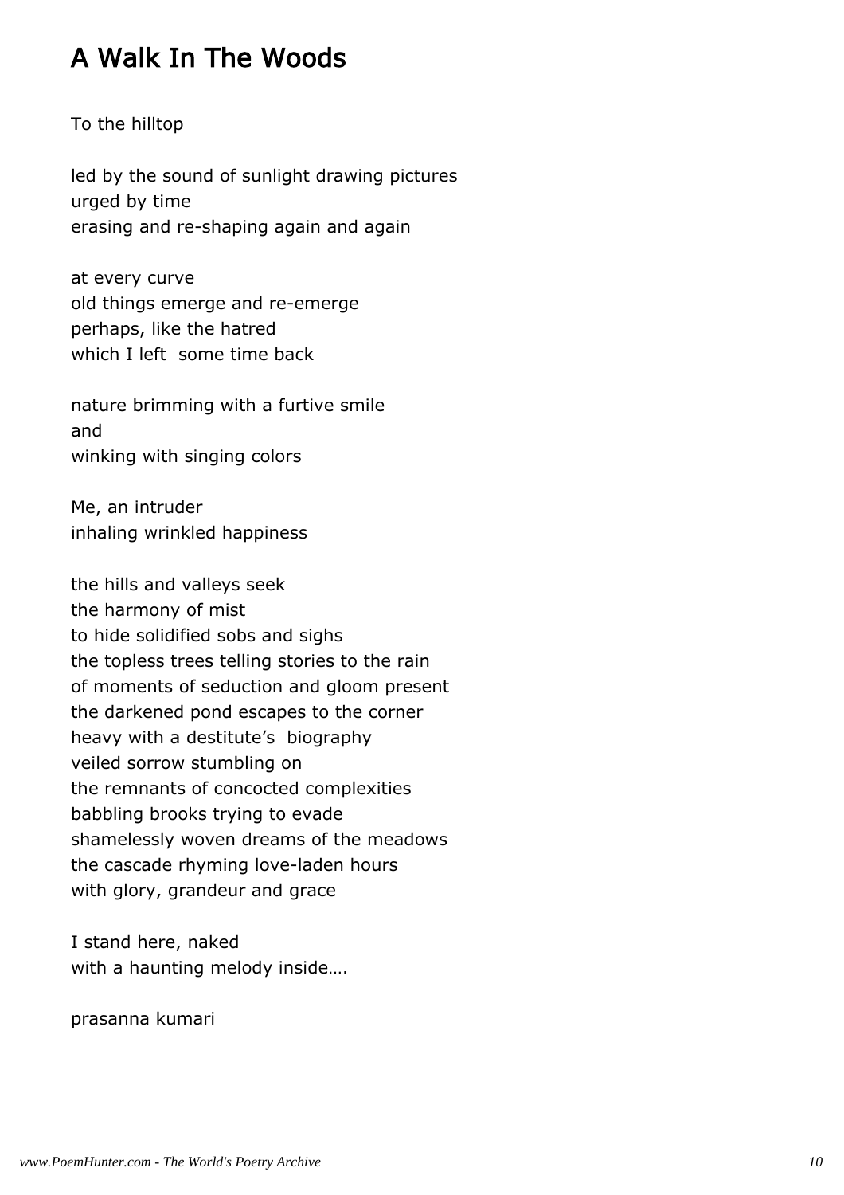# A Walk In The Woods

To the hilltop

led by the sound of sunlight drawing pictures
urged by time
erasing and re-shaping again and again

at every curve
old things emerge and re-emerge
perhaps, like the hatred
which I left some time back

nature brimming with a furtive smile
and
winking with singing colors

Me, an intruder
inhaling wrinkled happiness

the hills and valleys seek
the harmony of mist
to hide solidified sobs and sighs
the topless trees telling stories to the rain
of moments of seduction and gloom present
the darkened pond escapes to the corner
heavy with a destitute's biography
veiled sorrow stumbling on
the remnants of concocted complexities
babbling brooks trying to evade
shamelessly woven dreams of the meadows
the cascade rhyming love-laden hours
with glory, grandeur and grace

I stand here, naked
with a haunting melody inside….

prasanna kumari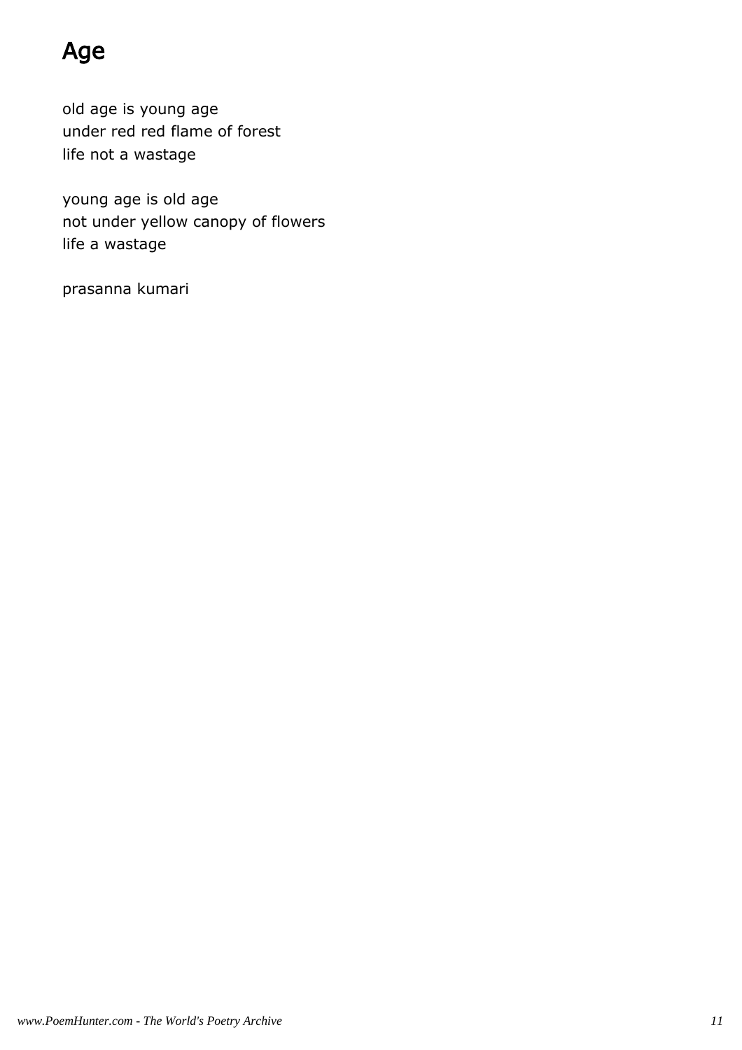# Age

old age is young age
under red red flame of forest
life not a wastage

young age is old age
not under yellow canopy of flowers
life a wastage

prasanna kumari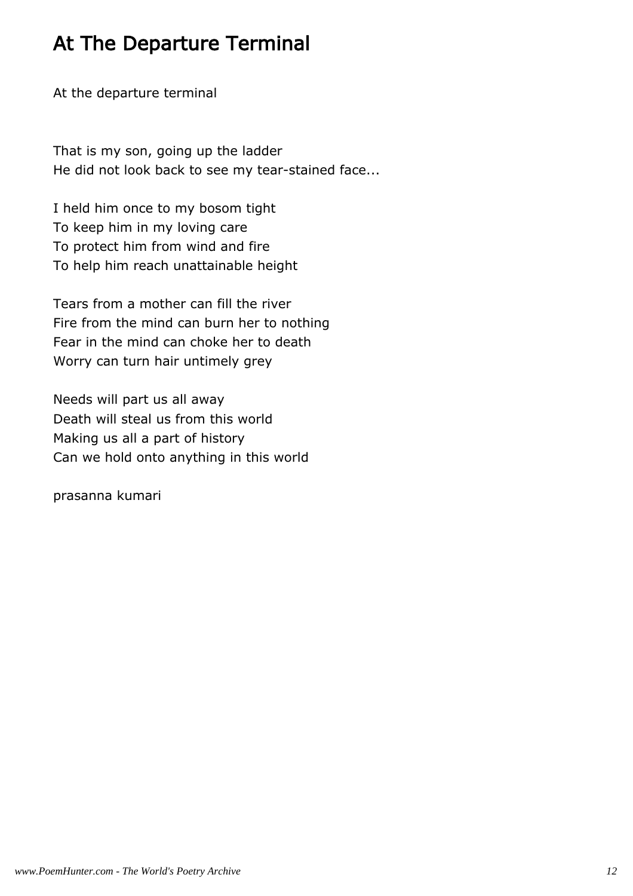# At The Departure Terminal

At the departure terminal

That is my son, going up the ladder  
He did not look back to see my tear-stained face...

I held him once to my bosom tight  
To keep him in my loving care  
To protect him from wind and fire  
To help him reach unattainable height

Tears from a mother can fill the river  
Fire from the mind can burn her to nothing  
Fear in the mind can choke her to death  
Worry can turn hair untimely grey

Needs will part us all away  
Death will steal us from this world  
Making us all a part of history  
Can we hold onto anything in this world

prasanna kumari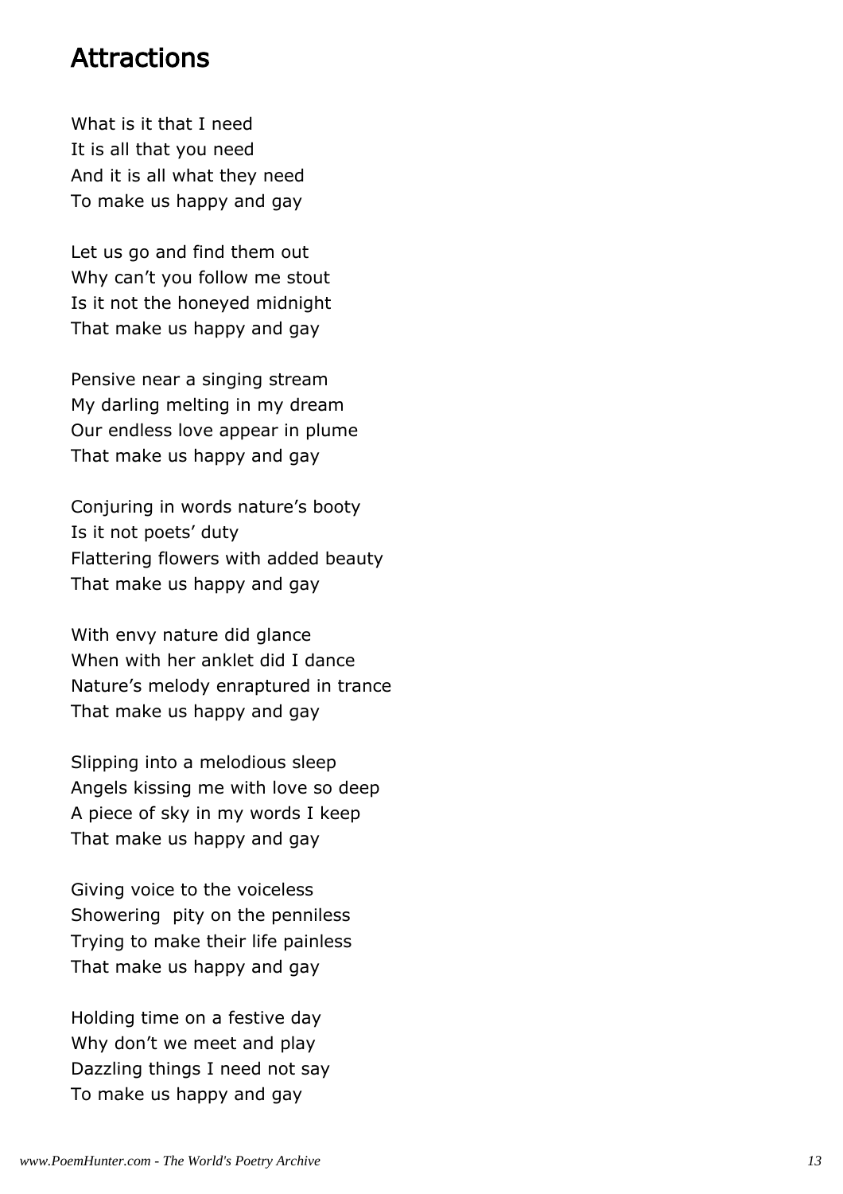# Attractions

What is it that I need  
It is all that you need  
And it is all what they need  
To make us happy and gay

Let us go and find them out  
Why can’t you follow me stout  
Is it not the honeyed midnight  
That make us happy and gay

Pensive near a singing stream  
My darling melting in my dream  
Our endless love appear in plume  
That make us happy and gay

Conjuring in words nature’s booty  
Is it not poets’ duty  
Flattering flowers with added beauty  
That make us happy and gay

With envy nature did glance  
When with her anklet did I dance  
Nature’s melody enraptured in trance  
That make us happy and gay

Slipping into a melodious sleep  
Angels kissing me with love so deep  
A piece of sky in my words I keep  
That make us happy and gay

Giving voice to the voiceless  
Showering  pity on the penniless  
Trying to make their life painless  
That make us happy and gay

Holding time on a festive day  
Why don’t we meet and play  
Dazzling things I need not say  
To make us happy and gay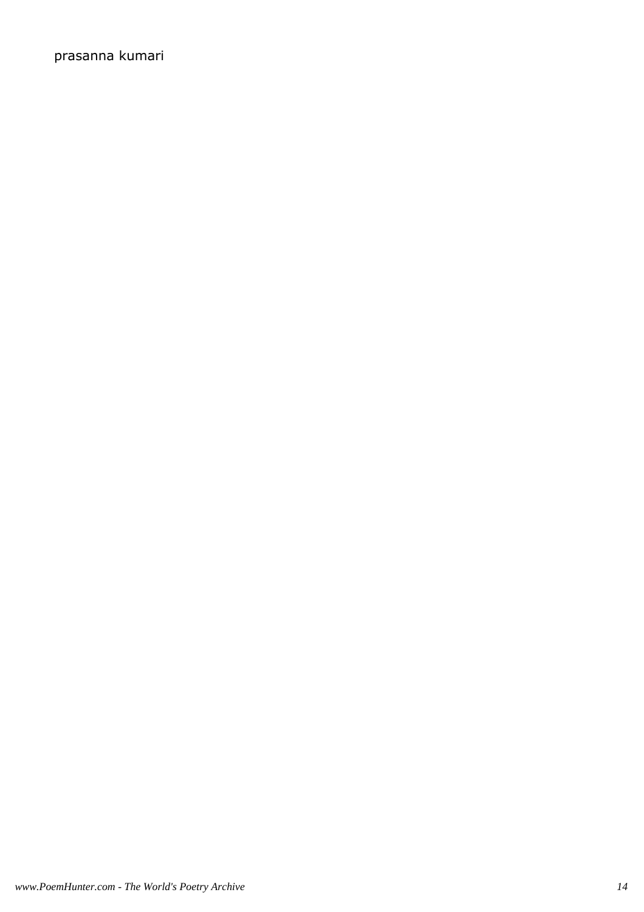prasanna kumari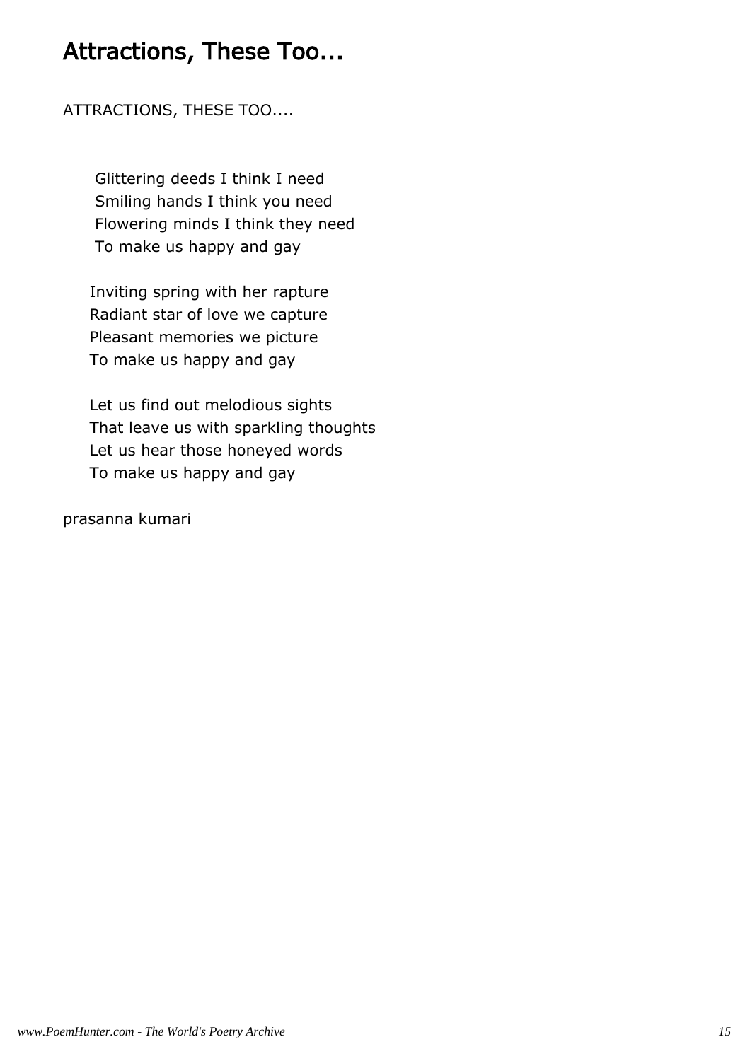# Attractions, These Too...

ATTRACTIONS, THESE TOO....

Glittering deeds I think I need  
Smiling hands I think you need  
Flowering minds I think they need  
To make us happy and gay

Inviting spring with her rapture  
Radiant star of love we capture  
Pleasant memories we picture  
To make us happy and gay

Let us find out melodious sights  
That leave us with sparkling thoughts  
Let us hear those honeyed words  
To make us happy and gay

prasanna kumari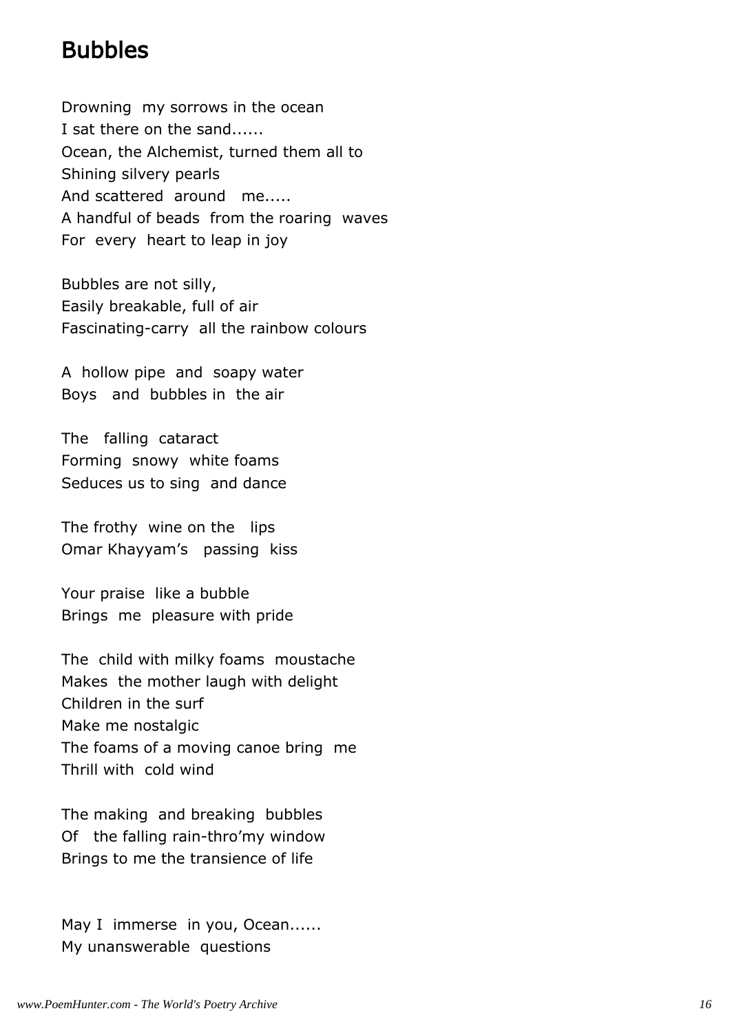# Bubbles

Drowning my sorrows in the ocean
I sat there on the sand......
Ocean, the Alchemist, turned them all to
Shining silvery pearls
And scattered around me.....
A handful of beads from the roaring waves
For every heart to leap in joy

Bubbles are not silly,
Easily breakable, full of air
Fascinating-carry all the rainbow colours

A hollow pipe and soapy water
Boys and bubbles in the air

The falling cataract
Forming snowy white foams
Seduces us to sing and dance

The frothy wine on the lips
Omar Khayyam's passing kiss

Your praise like a bubble
Brings me pleasure with pride

The child with milky foams moustache
Makes the mother laugh with delight
Children in the surf
Make me nostalgic
The foams of a moving canoe bring me
Thrill with cold wind

The making and breaking bubbles
Of the falling rain-thro'my window
Brings to me the transience of life

May I immerse in you, Ocean......
My unanswerable questions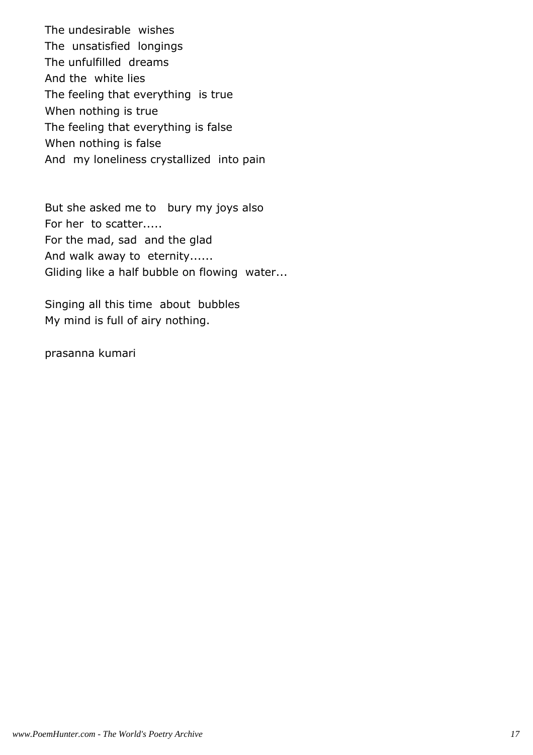The undesirable wishes
The unsatisfied longings
The unfulfilled dreams
And the white lies
The feeling that everything is true
When nothing is true
The feeling that everything is false
When nothing is false
And my loneliness crystallized into pain

But she asked me to bury my joys also
For her to scatter.....
For the mad, sad and the glad
And walk away to eternity......
Gliding like a half bubble on flowing water...

Singing all this time about bubbles
My mind is full of airy nothing.

prasanna kumari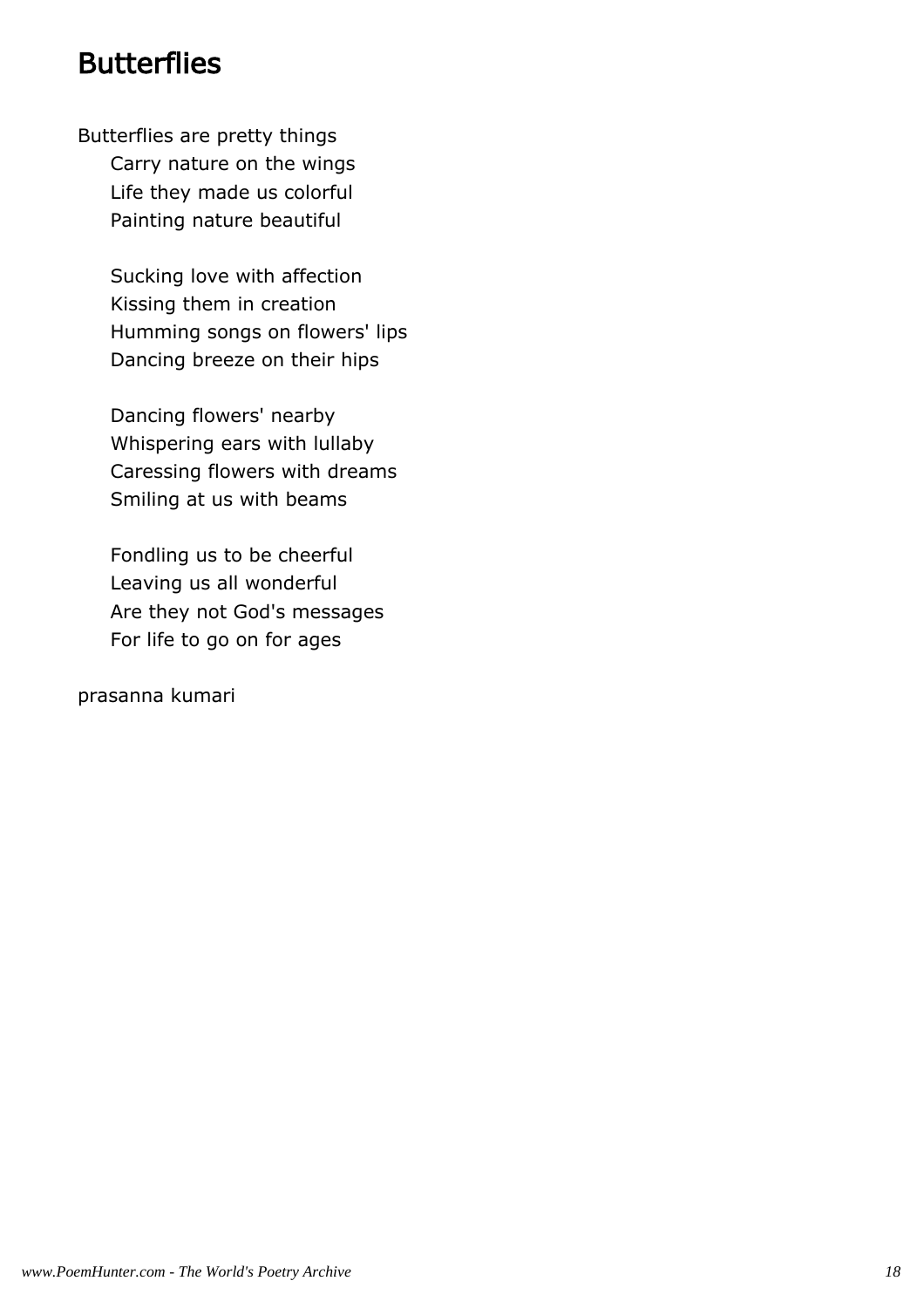# Butterflies

Butterflies are pretty things
Carry nature on the wings
Life they made us colorful
Painting nature beautiful

Sucking love with affection
Kissing them in creation
Humming songs on flowers' lips
Dancing breeze on their hips

Dancing flowers' nearby
Whispering ears with lullaby
Caressing flowers with dreams
Smiling at us with beams

Fondling us to be cheerful
Leaving us all wonderful
Are they not God's messages
For life to go on for ages

prasanna kumari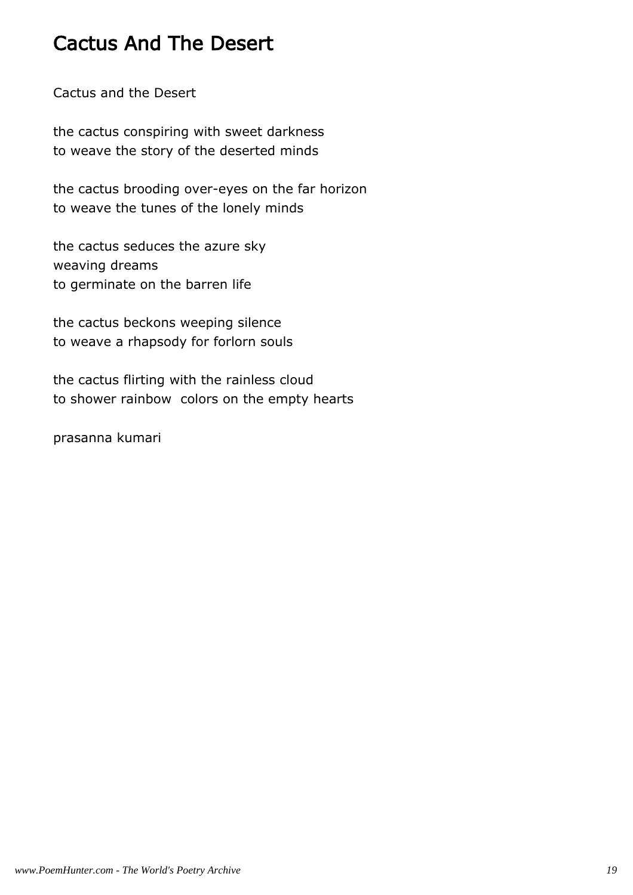# Cactus And The Desert

Cactus and the Desert

the cactus conspiring with sweet darkness  
to weave the story of the deserted minds

the cactus brooding over-eyes on the far horizon  
to weave the tunes of the lonely minds

the cactus seduces the azure sky  
weaving dreams  
to germinate on the barren life

the cactus beckons weeping silence  
to weave a rhapsody for forlorn souls

the cactus flirting with the rainless cloud  
to shower rainbow  colors on the empty hearts

prasanna kumari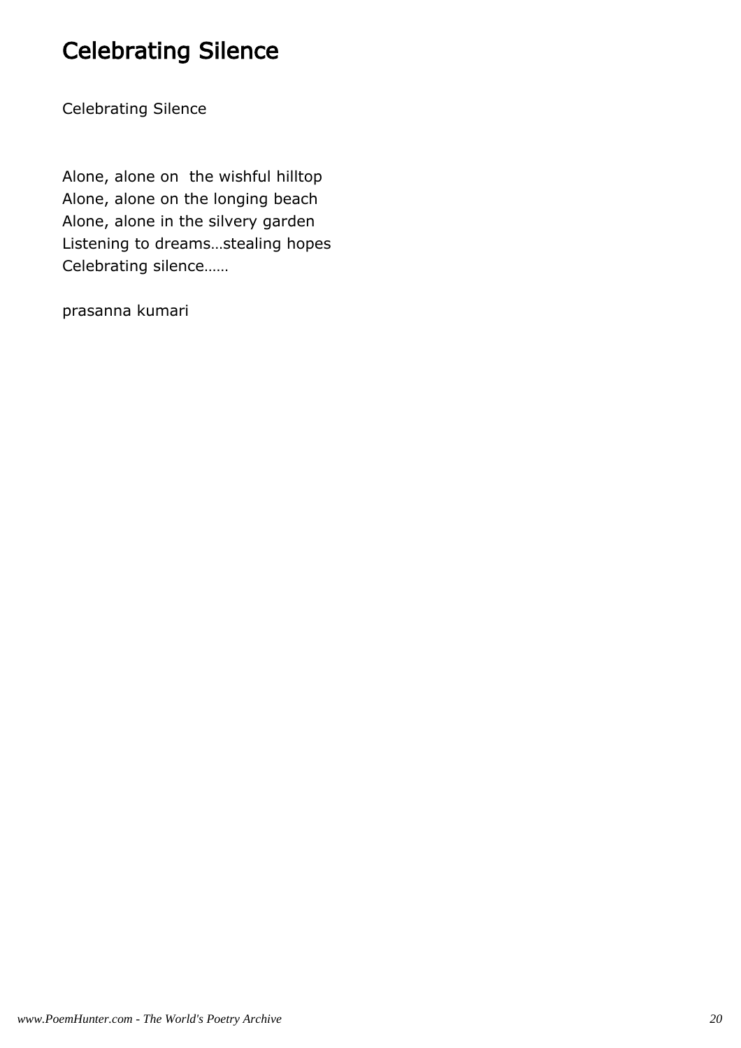# Celebrating Silence

Celebrating Silence

Alone, alone on  the wishful hilltop
Alone, alone on the longing beach
Alone, alone in the silvery garden
Listening to dreams…stealing hopes
Celebrating silence……

prasanna kumari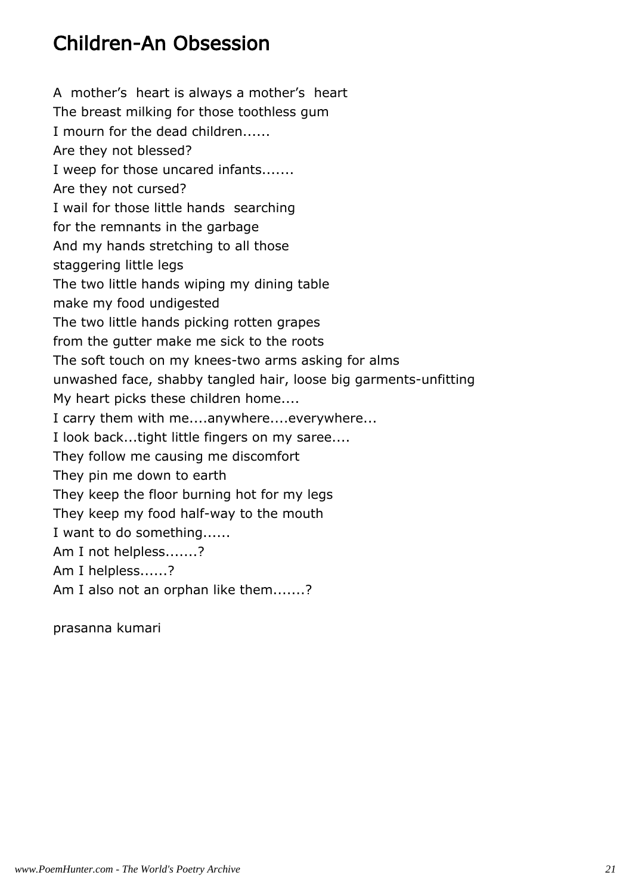# Children-An Obsession

A mother's heart is always a mother's heart
The breast milking for those toothless gum
I mourn for the dead children......
Are they not blessed?
I weep for those uncared infants.......
Are they not cursed?
I wail for those little hands searching
for the remnants in the garbage
And my hands stretching to all those
staggering little legs
The two little hands wiping my dining table
make my food undigested
The two little hands picking rotten grapes
from the gutter make me sick to the roots
The soft touch on my knees-two arms asking for alms
unwashed face, shabby tangled hair, loose big garments-unfitting
My heart picks these children home....
I carry them with me....anywhere....everywhere...
I look back...tight little fingers on my saree....
They follow me causing me discomfort
They pin me down to earth
They keep the floor burning hot for my legs
They keep my food half-way to the mouth
I want to do something......
Am I not helpless.......?
Am I helpless......?
Am I also not an orphan like them.......?

prasanna kumari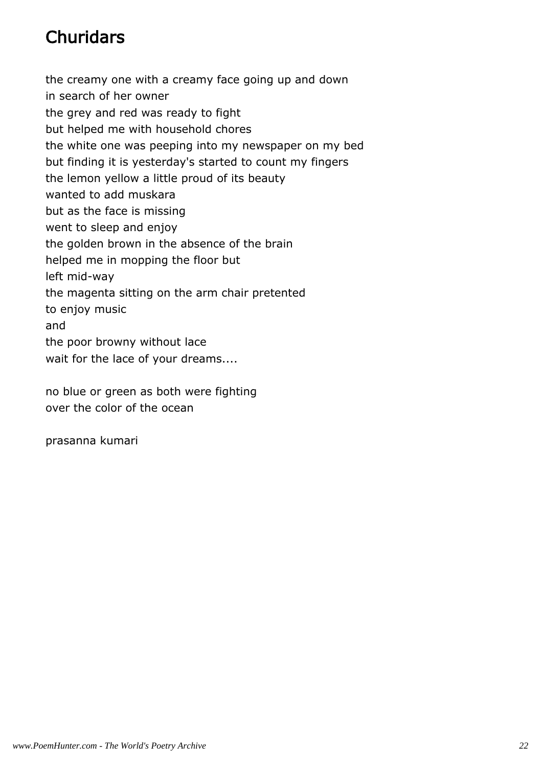# Churidars

the creamy one with a creamy face going up and down
in search of her owner
the grey and red was ready to fight
but helped me with household chores
the white one was peeping into my newspaper on my bed
but finding it is yesterday's started to count my fingers
the lemon yellow a little proud of its beauty
wanted to add muskara
but as the face is missing
went to sleep and enjoy
the golden brown in the absence of the brain
helped me in mopping the floor but
left mid-way
the magenta sitting on the arm chair pretented
to enjoy music
and
the poor browny without lace
wait for the lace of your dreams....

no blue or green as both were fighting
over the color of the ocean

prasanna kumari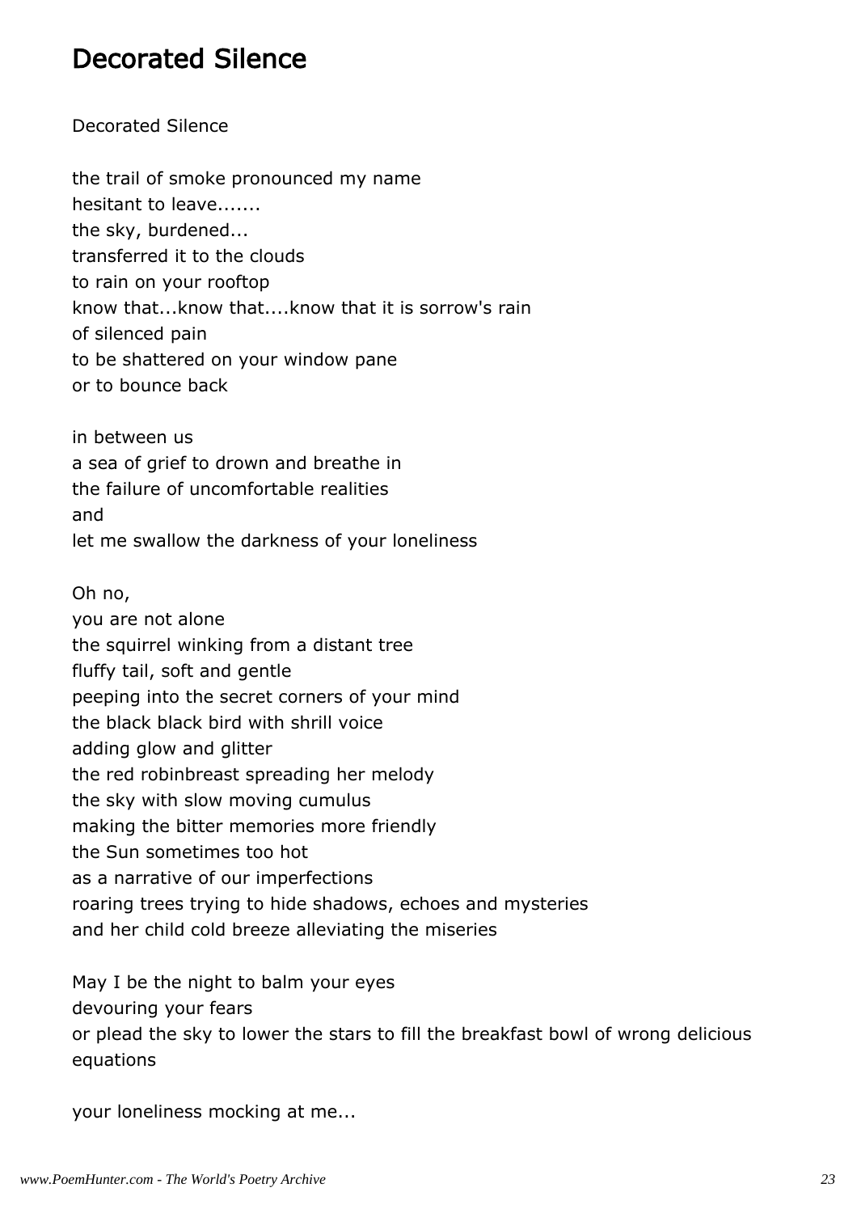# Decorated Silence

Decorated Silence

the trail of smoke pronounced my name
hesitant to leave.......
the sky, burdened...
transferred it to the clouds
to rain on your rooftop
know that...know that....know that it is sorrow's rain
of silenced pain
to be shattered on your window pane
or to bounce back

in between us
a sea of grief to drown and breathe in
the failure of uncomfortable realities
and
let me swallow the darkness of your loneliness

Oh no,
you are not alone
the squirrel winking from a distant tree
fluffy tail, soft and gentle
peeping into the secret corners of your mind
the black black bird with shrill voice
adding glow and glitter
the red robinbreast spreading her melody
the sky with slow moving cumulus
making the bitter memories more friendly
the Sun sometimes too hot
as a narrative of our imperfections
roaring trees trying to hide shadows, echoes and mysteries
and her child cold breeze alleviating the miseries

May I be the night to balm your eyes
devouring your fears
or plead the sky to lower the stars to fill the breakfast bowl of wrong delicious equations

your loneliness mocking at me...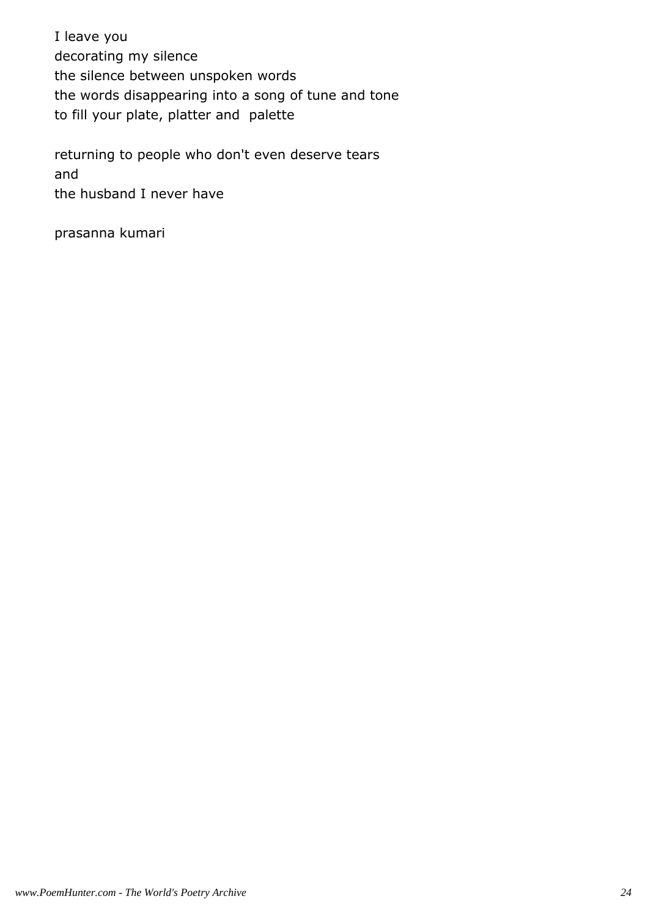I leave you
decorating my silence
the silence between unspoken words
the words disappearing into a song of tune and tone
to fill your plate, platter and  palette

returning to people who don't even deserve tears
and
the husband I never have

prasanna kumari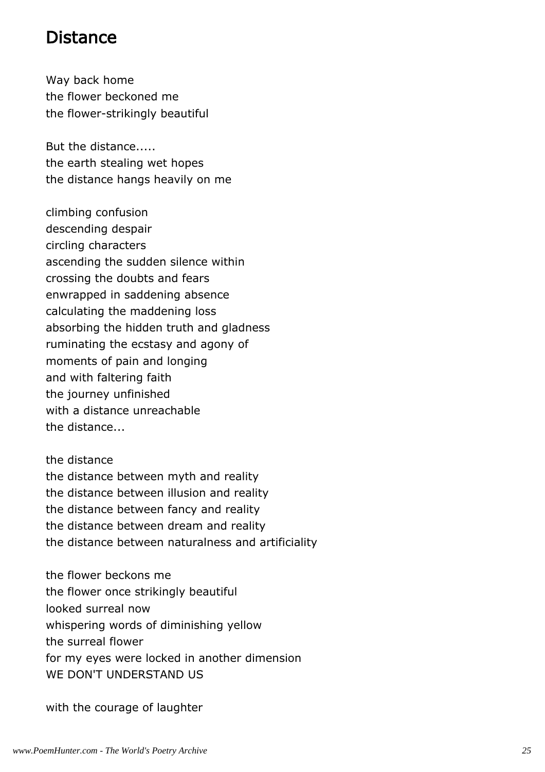## Distance

Way back home  
the flower beckoned me  
the flower-strikingly beautiful

But the distance.....  
the earth stealing wet hopes  
the distance hangs heavily on me

climbing confusion  
descending despair  
circling characters  
ascending the sudden silence within  
crossing the doubts and fears  
enwrapped in saddening absence  
calculating the maddening loss  
absorbing the hidden truth and gladness  
ruminating the ecstasy and agony of  
moments of pain and longing  
and with faltering faith  
the journey unfinished  
with a distance unreachable  
the distance...

the distance  
the distance between myth and reality  
the distance between illusion and reality  
the distance between fancy and reality  
the distance between dream and reality  
the distance between naturalness and artificiality

the flower beckons me  
the flower once strikingly beautiful  
looked surreal now  
whispering words of diminishing yellow  
the surreal flower  
for my eyes were locked in another dimension  
WE DON'T UNDERSTAND US

with the courage of laughter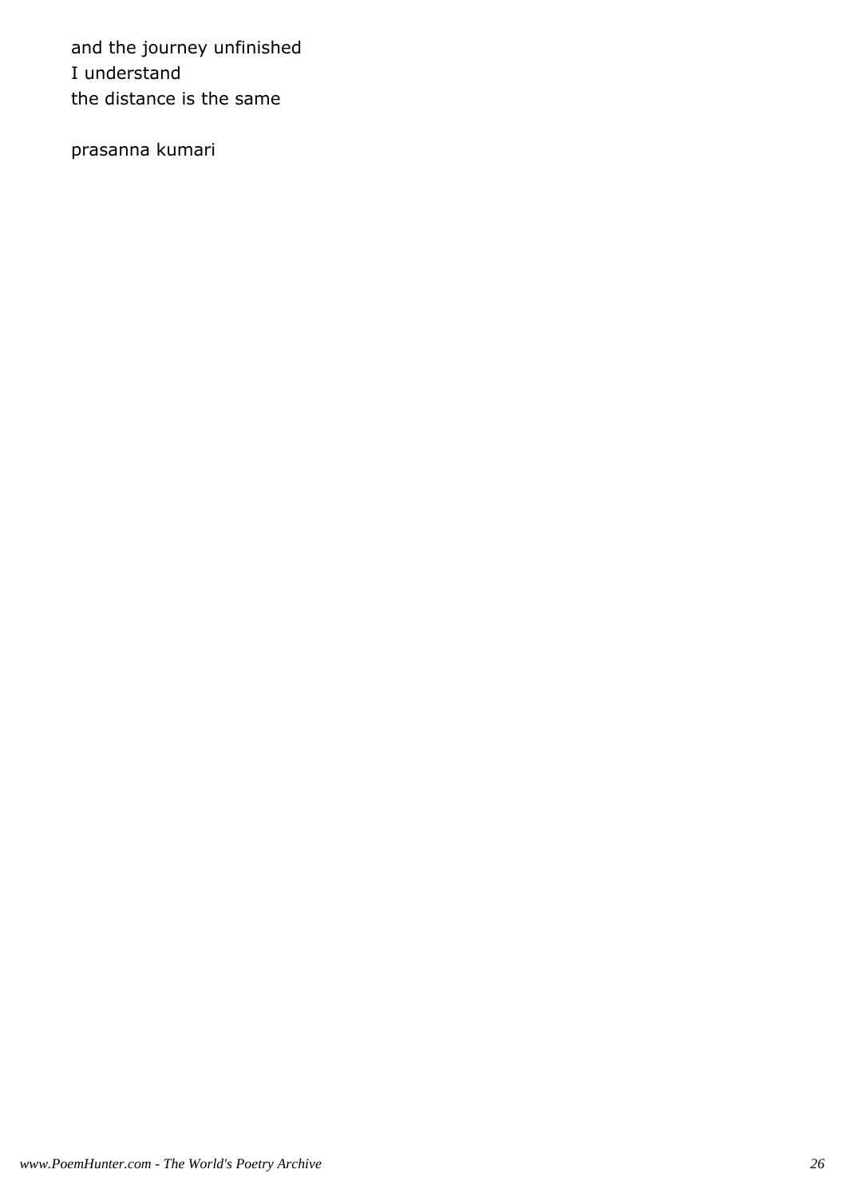and the journey unfinished
I understand
the distance is the same

prasanna kumari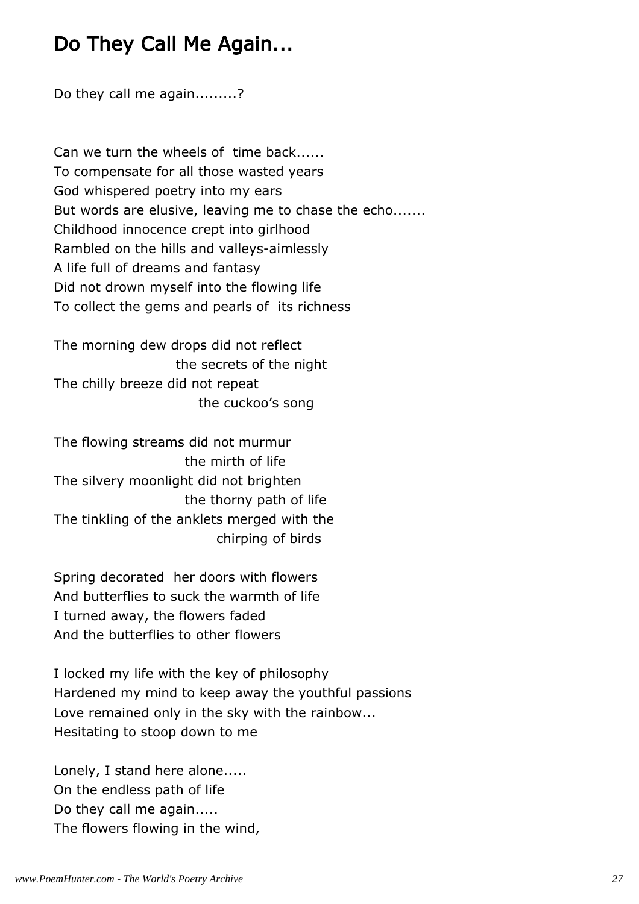## Do They Call Me Again...

Do they call me again.........?

Can we turn the wheels of time back......
To compensate for all those wasted years
God whispered poetry into my ears
But words are elusive, leaving me to chase the echo.......
Childhood innocence crept into girlhood
Rambled on the hills and valleys-aimlessly
A life full of dreams and fantasy
Did not drown myself into the flowing life
To collect the gems and pearls of its richness

The morning dew drops did not reflect
the secrets of the night
The chilly breeze did not repeat
the cuckoo's song

The flowing streams did not murmur
the mirth of life
The silvery moonlight did not brighten
the thorny path of life
The tinkling of the anklets merged with the
chirping of birds

Spring decorated her doors with flowers
And butterflies to suck the warmth of life
I turned away, the flowers faded
And the butterflies to other flowers

I locked my life with the key of philosophy
Hardened my mind to keep away the youthful passions
Love remained only in the sky with the rainbow...
Hesitating to stoop down to me

Lonely, I stand here alone.....
On the endless path of life
Do they call me again.....
The flowers flowing in the wind,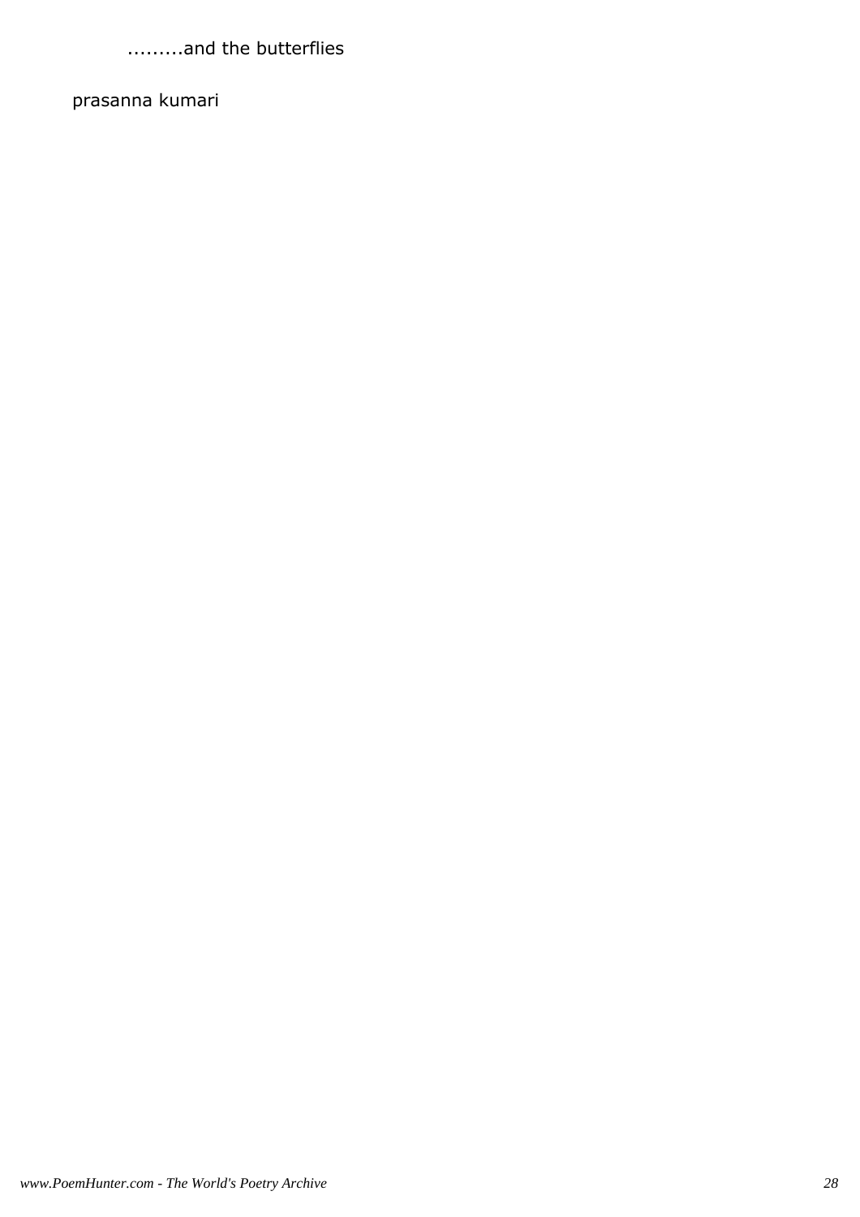.........and the butterflies

prasanna kumari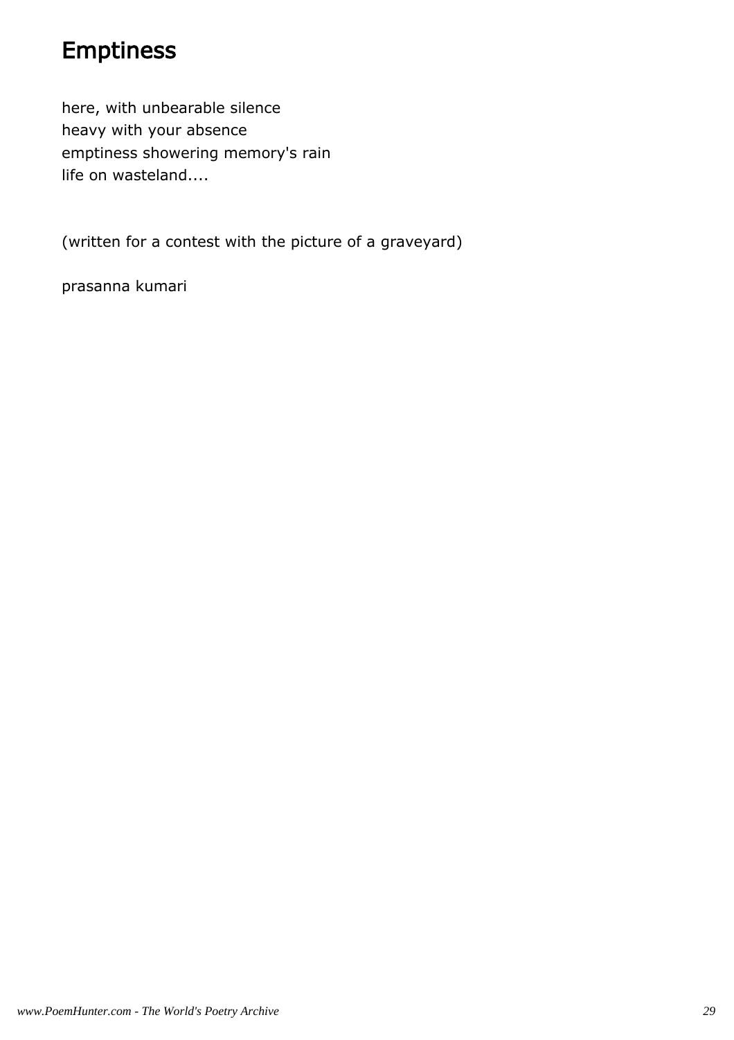# Emptiness

here, with unbearable silence
heavy with your absence
emptiness showering memory's rain
life on wasteland....

(written for a contest with the picture of a graveyard)

prasanna kumari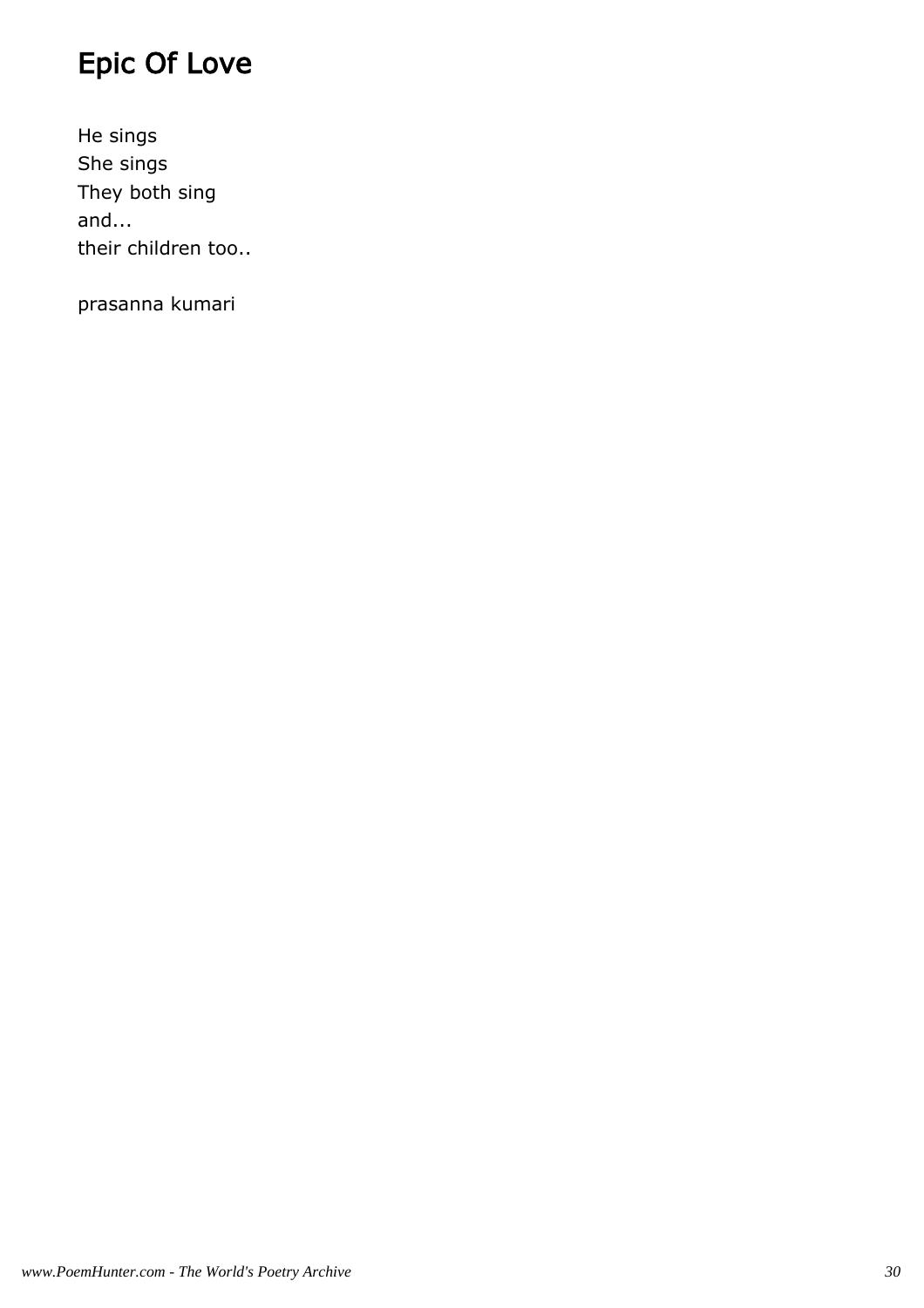# Epic Of Love

He sings
She sings
They both sing
and...
their children too..

prasanna kumari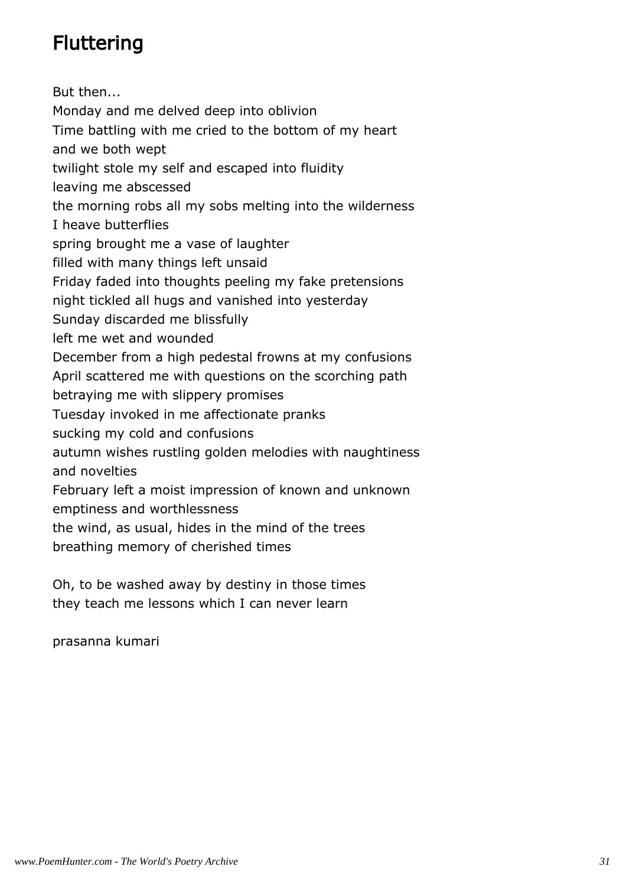# Fluttering

But then...
Monday and me delved deep into oblivion
Time battling with me cried to the bottom of my heart
and we both wept
twilight stole my self and escaped into fluidity
leaving me abscessed
the morning robs all my sobs melting into the wilderness
I heave butterflies
spring brought me a vase of laughter
filled with many things left unsaid
Friday faded into thoughts peeling my fake pretensions
night tickled all hugs and vanished into yesterday
Sunday discarded me blissfully
left me wet and wounded
December from a high pedestal frowns at my confusions
April scattered me with questions on the scorching path
betraying me with slippery promises
Tuesday invoked in me affectionate pranks
sucking my cold and confusions
autumn wishes rustling golden melodies with naughtiness
and novelties
February left a moist impression of known and unknown
emptiness and worthlessness
the wind, as usual, hides in the mind of the trees
breathing memory of cherished times

Oh, to be washed away by destiny in those times
they teach me lessons which I can never learn

prasanna kumari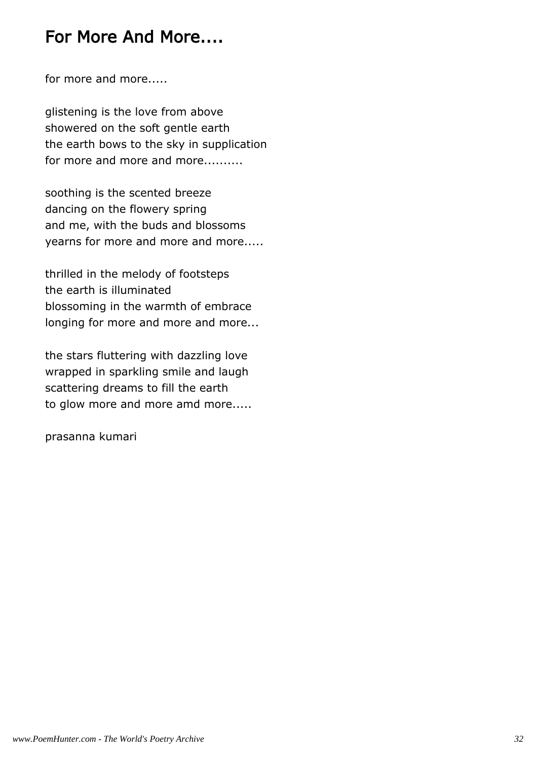# For More And More....

for more and more.....

glistening is the love from above
showered on the soft gentle earth
the earth bows to the sky in supplication
for more and more and more..........

soothing is the scented breeze
dancing on the flowery spring
and me, with the buds and blossoms
yearns for more and more and more.....

thrilled in the melody of footsteps
the earth is illuminated
blossoming in the warmth of embrace
longing for more and more and more...

the stars fluttering with dazzling love
wrapped in sparkling smile and laugh
scattering dreams to fill the earth
to glow more and more amd more.....

prasanna kumari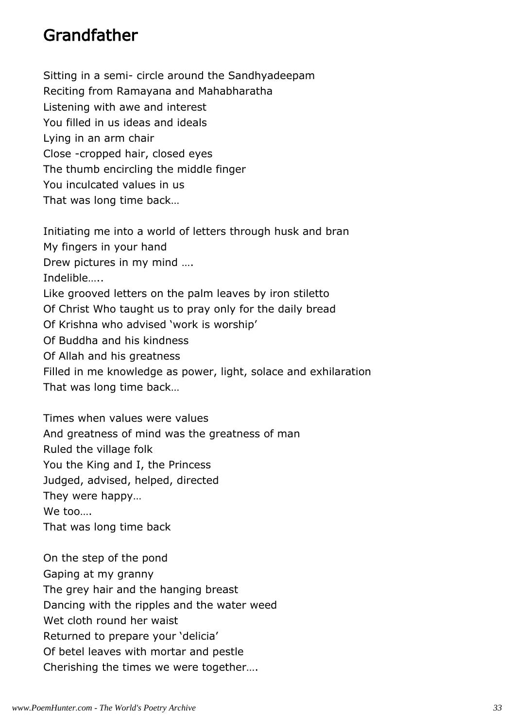# Grandfather

Sitting in a semi- circle around the Sandhyadeepam
Reciting from Ramayana and Mahabharatha
Listening with awe and interest
You filled in us ideas and ideals
Lying in an arm chair
Close -cropped hair, closed eyes
The thumb encircling the middle finger
You inculcated values in us
That was long time back…

Initiating me into a world of letters through husk and bran
My fingers in your hand
Drew pictures in my mind ….
Indelible…..
Like grooved letters on the palm leaves by iron stiletto
Of Christ Who taught us to pray only for the daily bread
Of Krishna who advised 'work is worship'
Of Buddha and his kindness
Of Allah and his greatness
Filled in me knowledge as power, light, solace and exhilaration
That was long time back…

Times when values were values
And greatness of mind was the greatness of man
Ruled the village folk
You the King and I, the Princess
Judged, advised, helped, directed
They were happy…
We too….
That was long time back

On the step of the pond
Gaping at my granny
The grey hair and the hanging breast
Dancing with the ripples and the water weed
Wet cloth round her waist
Returned to prepare your 'delicia'
Of betel leaves with mortar and pestle
Cherishing the times we were together….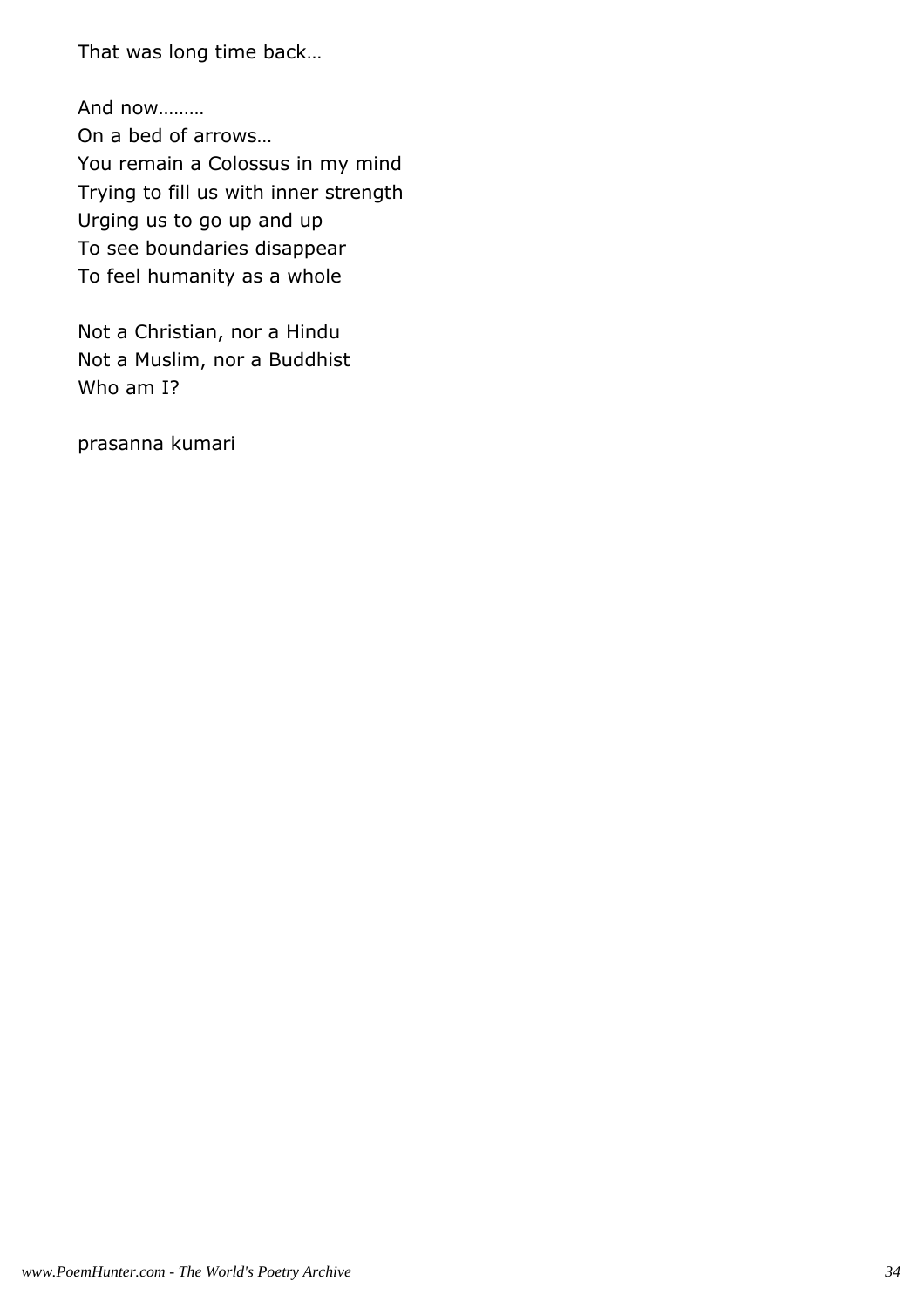That was long time back…

And now………
On a bed of arrows…
You remain a Colossus in my mind
Trying to fill us with inner strength
Urging us to go up and up
To see boundaries disappear
To feel humanity as a whole

Not a Christian, nor a Hindu
Not a Muslim, nor a Buddhist
Who am I?

prasanna kumari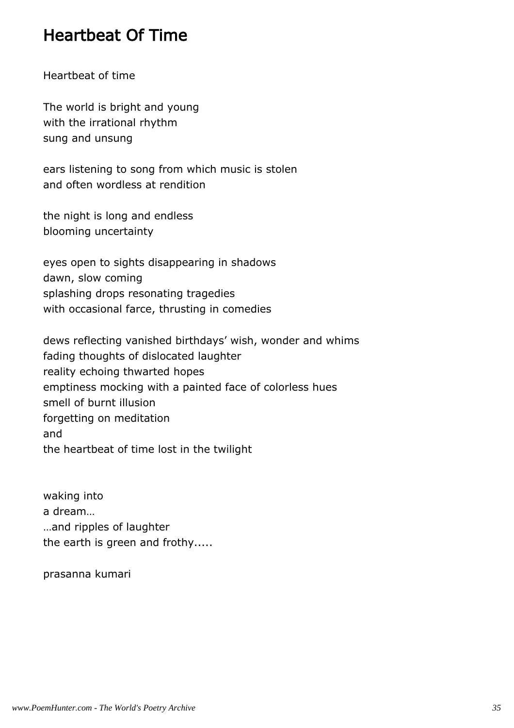# Heartbeat Of Time

Heartbeat of time

The world is bright and young  
with the irrational rhythm  
sung and unsung

ears listening to song from which music is stolen  
and often wordless at rendition

the night is long and endless  
blooming uncertainty

eyes open to sights disappearing in shadows  
dawn, slow coming  
splashing drops resonating tragedies  
with occasional farce, thrusting in comedies

dews reflecting vanished birthdays' wish, wonder and whims  
fading thoughts of dislocated laughter  
reality echoing thwarted hopes  
emptiness mocking with a painted face of colorless hues  
smell of burnt illusion  
forgetting on meditation  
and  
the heartbeat of time lost in the twilight

waking into  
a dream…  
…and ripples of laughter  
the earth is green and frothy.....

prasanna kumari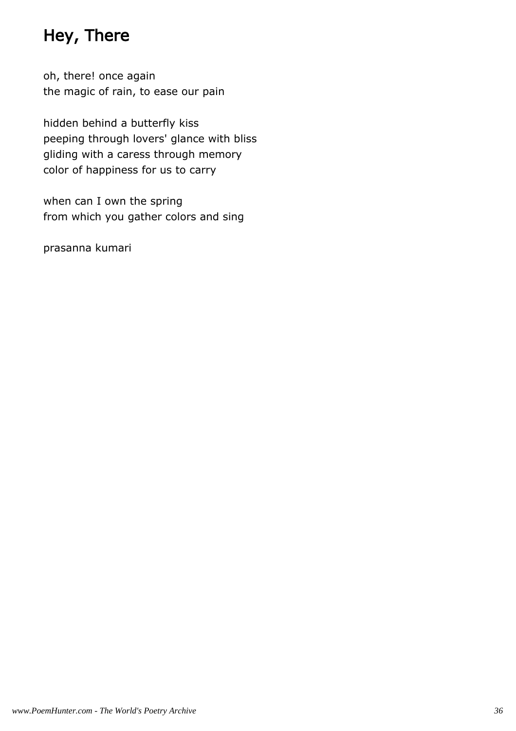# Hey, There

oh, there! once again
the magic of rain, to ease our pain

hidden behind a butterfly kiss
peeping through lovers' glance with bliss
gliding with a caress through memory
color of happiness for us to carry

when can I own the spring
from which you gather colors and sing

prasanna kumari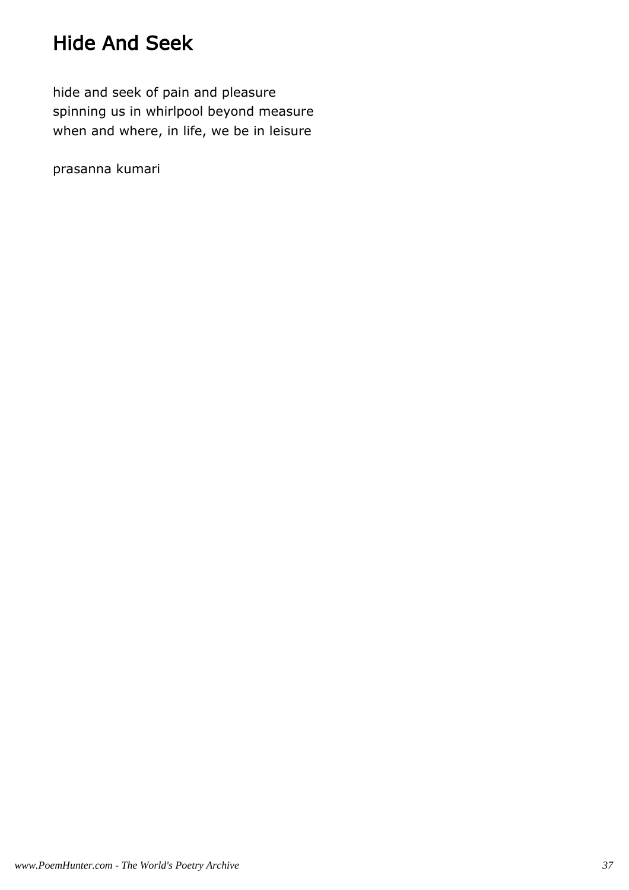# Hide And Seek

hide and seek of pain and pleasure  
spinning us in whirlpool beyond measure  
when and where, in life, we be in leisure

prasanna kumari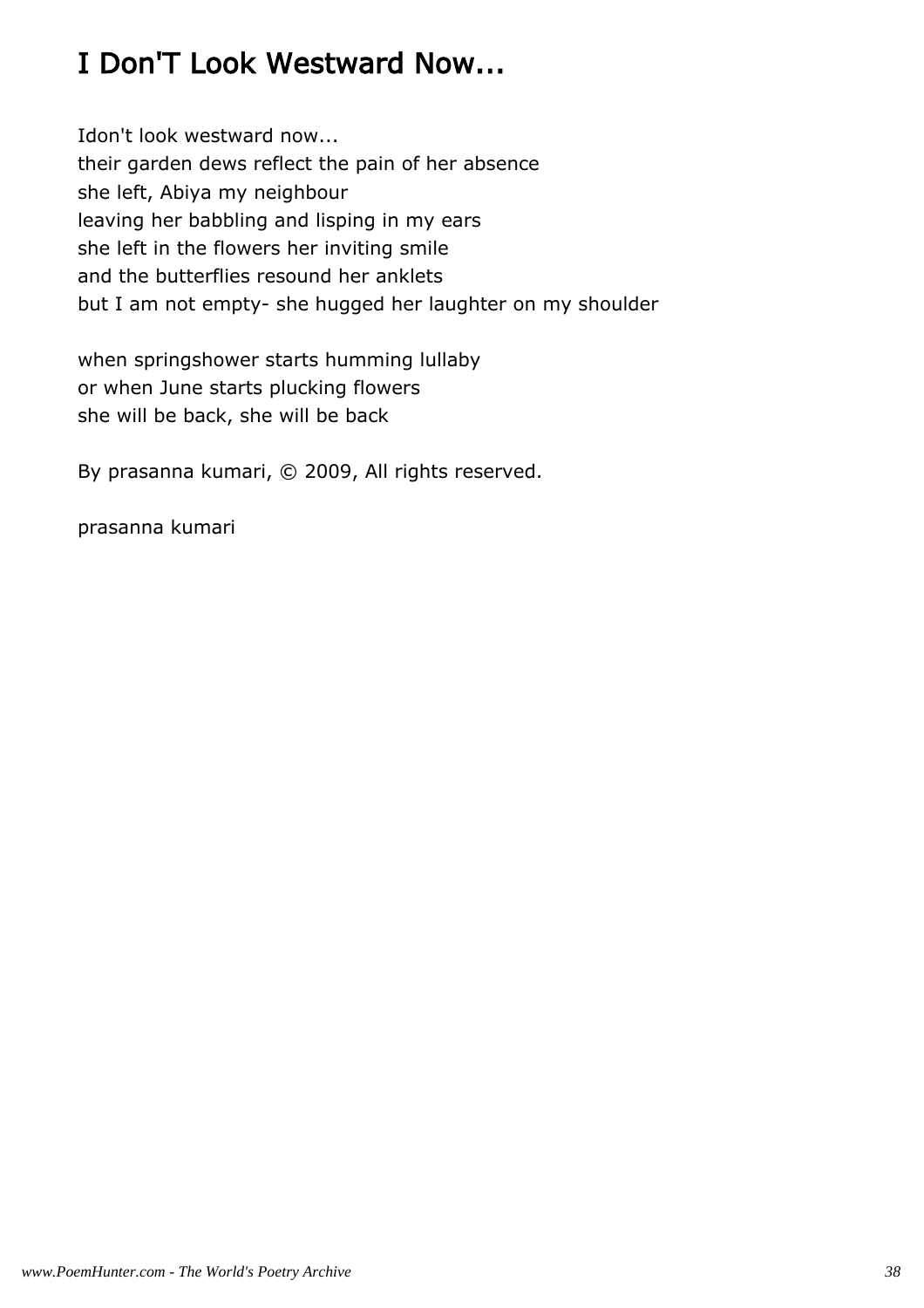# I Don'T Look Westward Now...

Idon't look westward now...
their garden dews reflect the pain of her absence
she left, Abiya my neighbour
leaving her babbling and lisping in my ears
she left in the flowers her inviting smile
and the butterflies resound her anklets
but I am not empty- she hugged her laughter on my shoulder

when springshower starts humming lullaby
or when June starts plucking flowers
she will be back, she will be back

By prasanna kumari, © 2009, All rights reserved.

prasanna kumari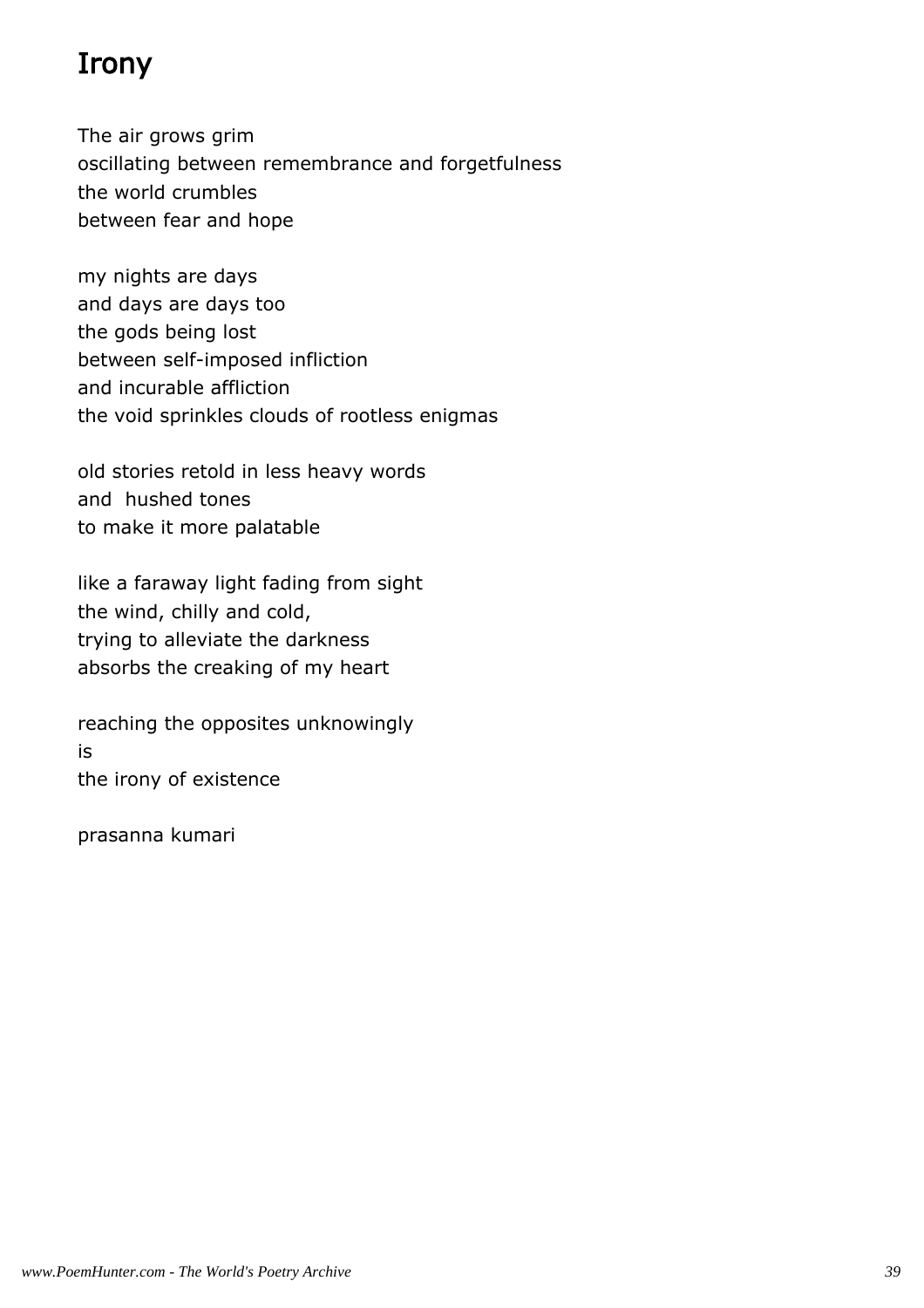# Irony

The air grows grim
oscillating between remembrance and forgetfulness
the world crumbles
between fear and hope

my nights are days
and days are days too
the gods being lost
between self-imposed infliction
and incurable affliction
the void sprinkles clouds of rootless enigmas

old stories retold in less heavy words
and hushed tones
to make it more palatable

like a faraway light fading from sight
the wind, chilly and cold,
trying to alleviate the darkness
absorbs the creaking of my heart

reaching the opposites unknowingly
is
the irony of existence

prasanna kumari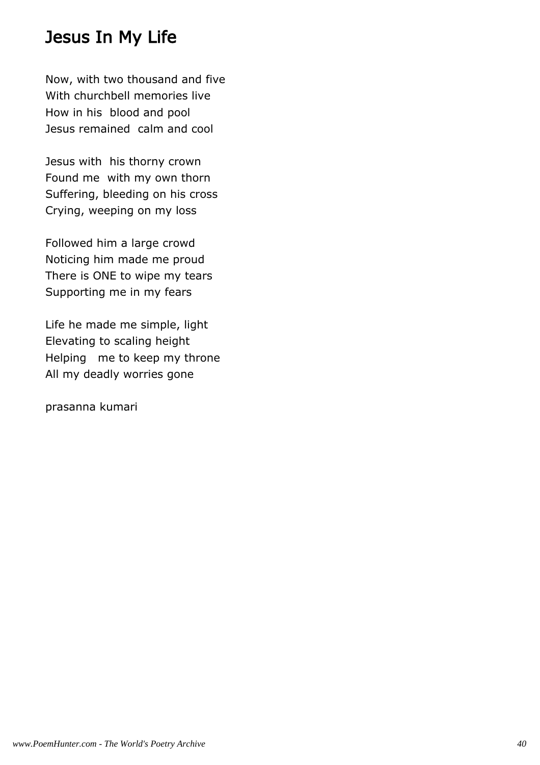# Jesus In My Life

Now, with two thousand and five
With churchbell memories live
How in his blood and pool
Jesus remained calm and cool

Jesus with his thorny crown
Found me with my own thorn
Suffering, bleeding on his cross
Crying, weeping on my loss

Followed him a large crowd
Noticing him made me proud
There is ONE to wipe my tears
Supporting me in my fears

Life he made me simple, light
Elevating to scaling height
Helping me to keep my throne
All my deadly worries gone

prasanna kumari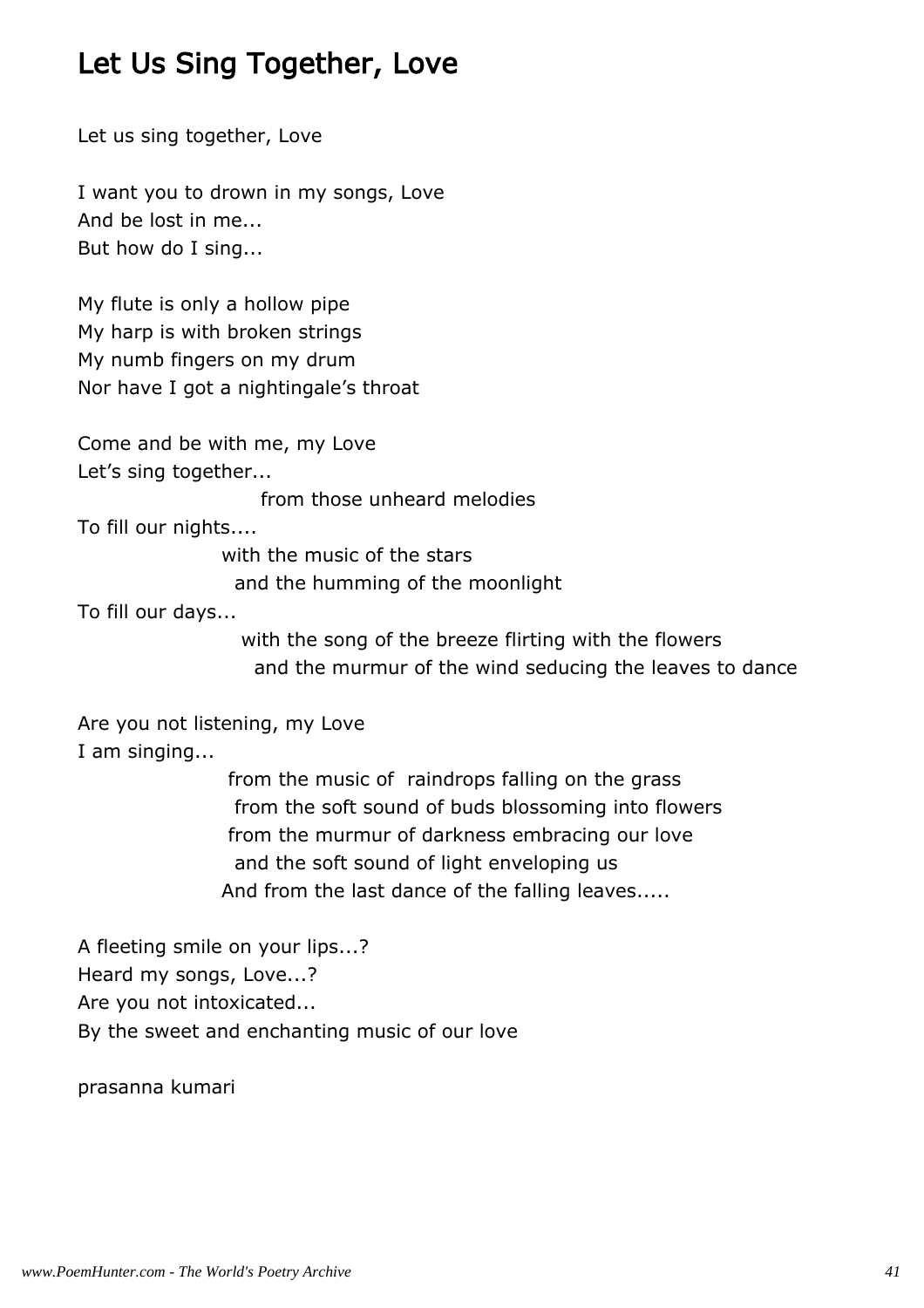# Let Us Sing Together, Love

Let us sing together, Love

I want you to drown in my songs, Love
And be lost in me...
But how do I sing...

My flute is only a hollow pipe
My harp is with broken strings
My numb fingers on my drum
Nor have I got a nightingale's throat

Come and be with me, my Love
Let's sing together...
from those unheard melodies
To fill our nights....
with the music of the stars
and the humming of the moonlight
To fill our days...
with the song of the breeze flirting with the flowers
and the murmur of the wind seducing the leaves to dance

Are you not listening, my Love
I am singing...
from the music of raindrops falling on the grass
from the soft sound of buds blossoming into flowers
from the murmur of darkness embracing our love
and the soft sound of light enveloping us
And from the last dance of the falling leaves.....

A fleeting smile on your lips...?
Heard my songs, Love...?
Are you not intoxicated...
By the sweet and enchanting music of our love

prasanna kumari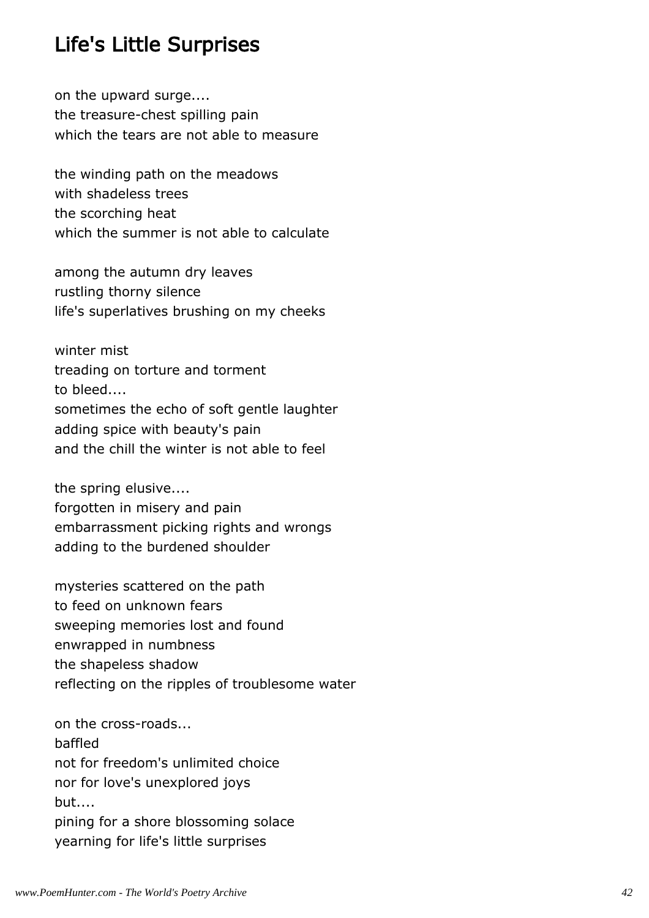# Life's Little Surprises

on the upward surge....
the treasure-chest spilling pain
which the tears are not able to measure

the winding path on the meadows
with shadeless trees
the scorching heat
which the summer is not able to calculate

among the autumn dry leaves
rustling thorny silence
life's superlatives brushing on my cheeks

winter mist
treading on torture and torment
to bleed....
sometimes the echo of soft gentle laughter
adding spice with beauty's pain
and the chill the winter is not able to feel

the spring elusive....
forgotten in misery and pain
embarrassment picking rights and wrongs
adding to the burdened shoulder

mysteries scattered on the path
to feed on unknown fears
sweeping memories lost and found
enwrapped in numbness
the shapeless shadow
reflecting on the ripples of troublesome water

on the cross-roads...
baffled
not for freedom's unlimited choice
nor for love's unexplored joys
but....
pining for a shore blossoming solace
yearning for life's little surprises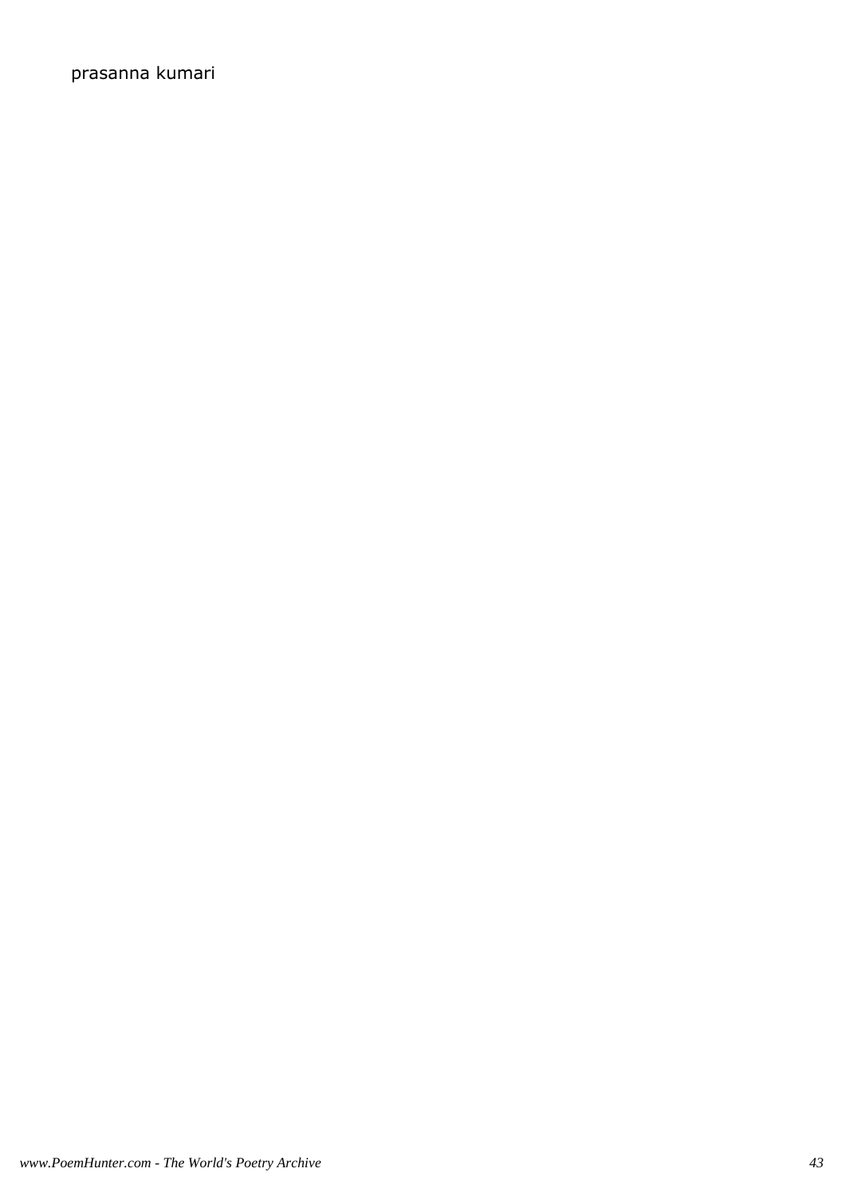prasanna kumari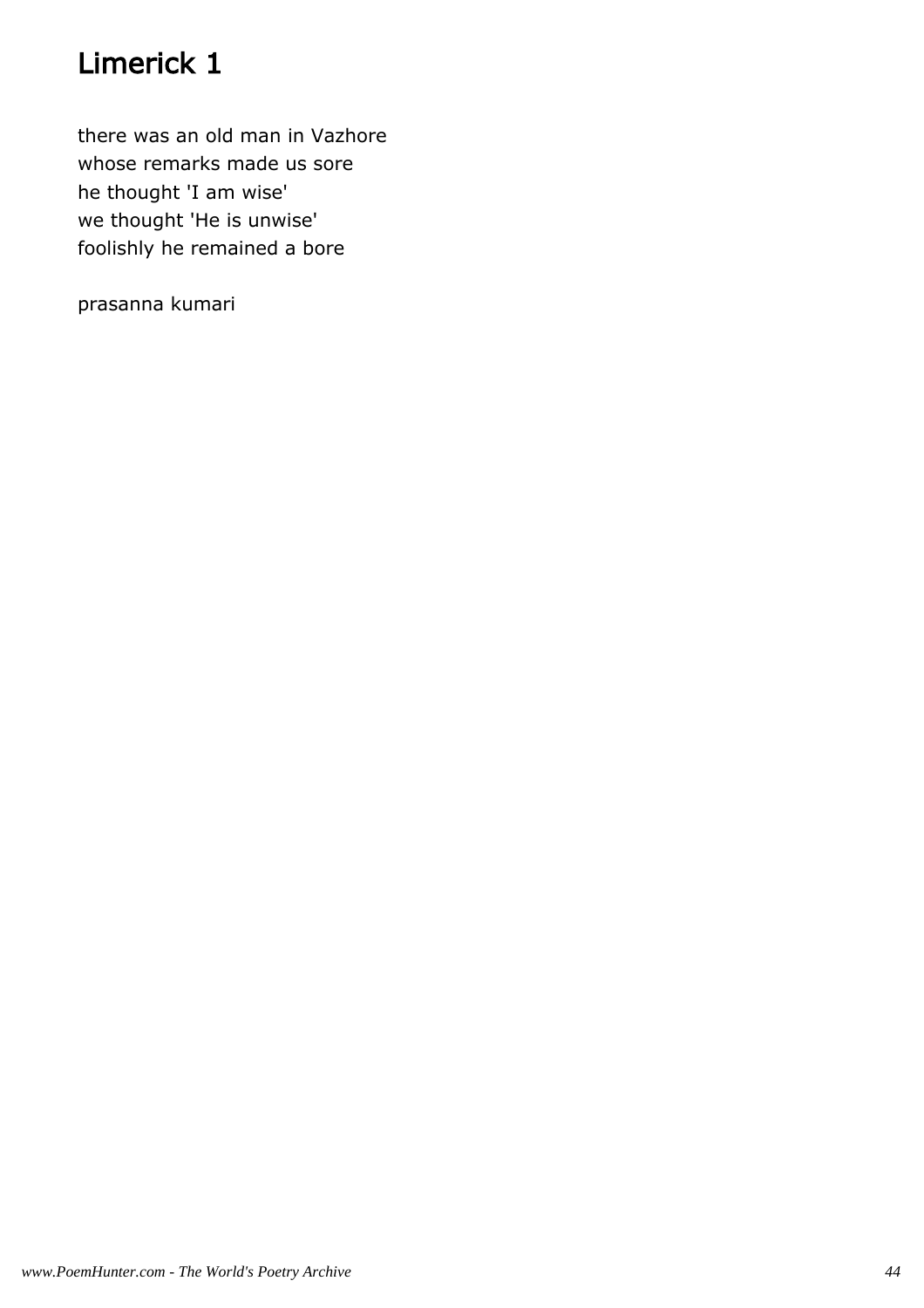# Limerick 1

there was an old man in Vazhore
whose remarks made us sore
he thought 'I am wise'
we thought 'He is unwise'
foolishly he remained a bore

prasanna kumari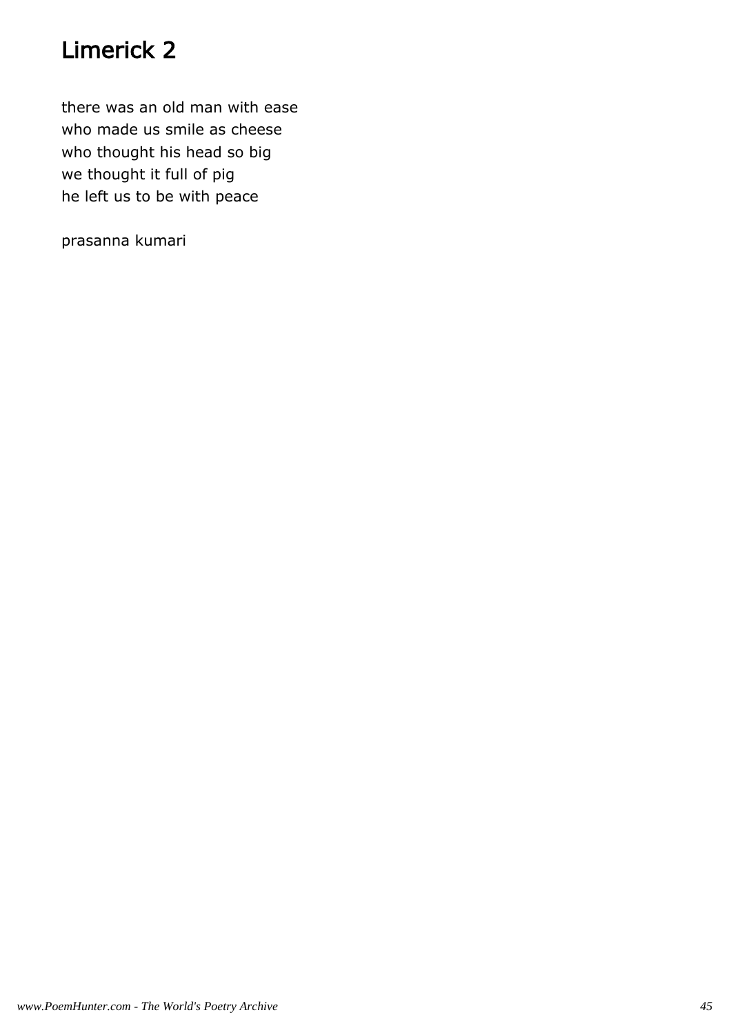# Limerick 2

there was an old man with ease
who made us smile as cheese
who thought his head so big
we thought it full of pig
he left us to be with peace

prasanna kumari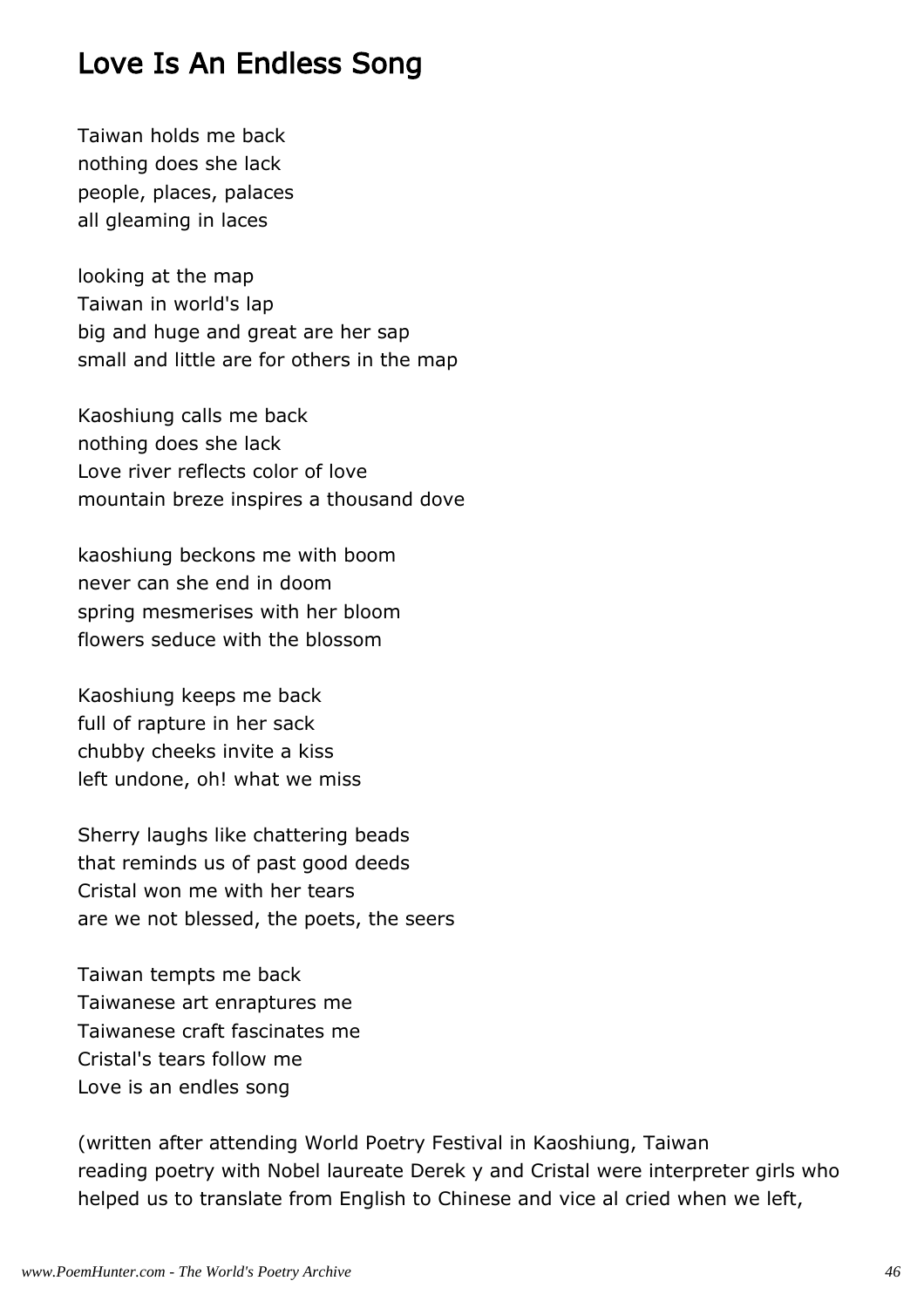# Love Is An Endless Song

Taiwan holds me back  
nothing does she lack  
people, places, palaces  
all gleaming in laces

looking at the map  
Taiwan in world's lap  
big and huge and great are her sap  
small and little are for others in the map

Kaoshiung calls me back  
nothing does she lack  
Love river reflects color of love  
mountain breze inspires a thousand dove

kaoshiung beckons me with boom  
never can she end in doom  
spring mesmerises with her bloom  
flowers seduce with the blossom

Kaoshiung keeps me back  
full of rapture in her sack  
chubby cheeks invite a kiss  
left undone, oh! what we miss

Sherry laughs like chattering beads  
that reminds us of past good deeds  
Cristal won me with her tears  
are we not blessed, the poets, the seers

Taiwan tempts me back  
Taiwanese art enraptures me  
Taiwanese craft fascinates me  
Cristal's tears follow me  
Love is an endles song

(written after attending World Poetry Festival in Kaoshiung, Taiwan  
reading poetry with Nobel laureate Derek y and Cristal were interpreter girls who  
helped us to translate from English to Chinese and vice al cried when we left,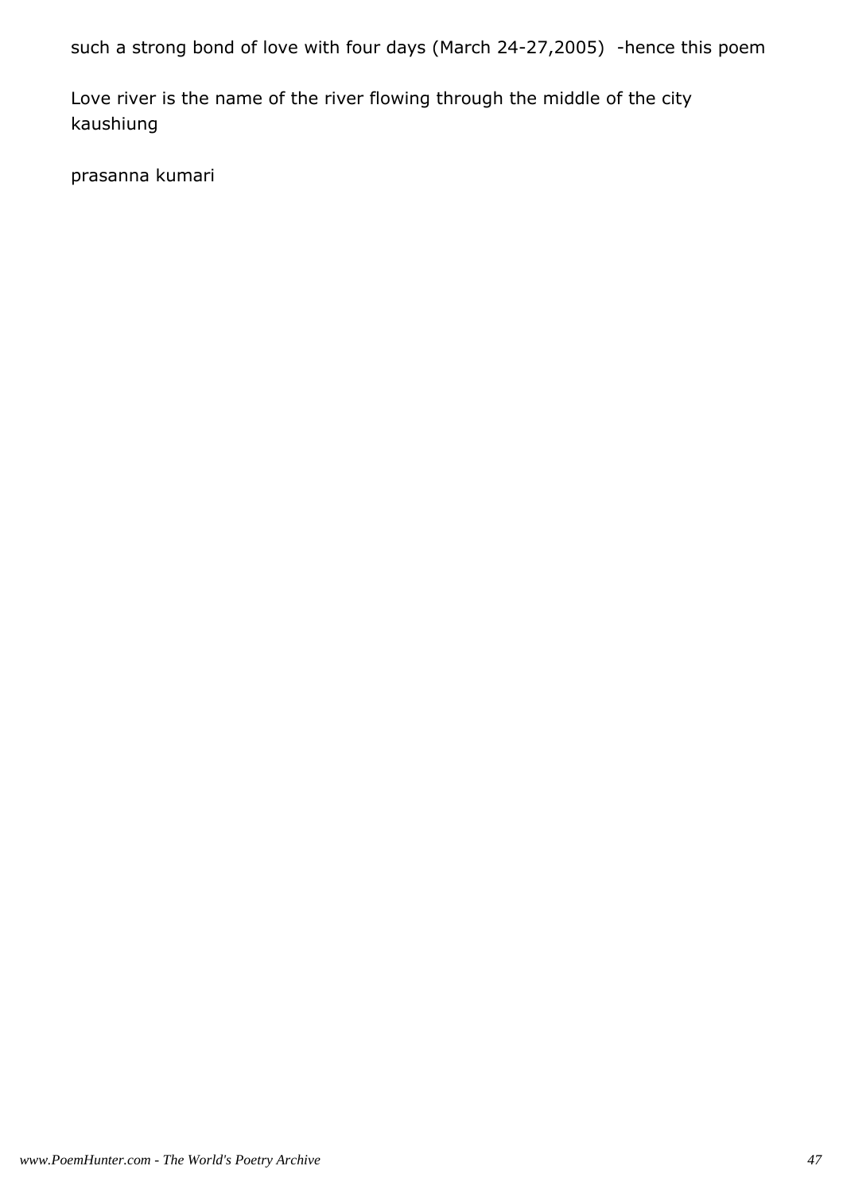such a strong bond of love with four days (March 24-27,2005) -hence this poem

Love river is the name of the river flowing through the middle of the city kaushiung

prasanna kumari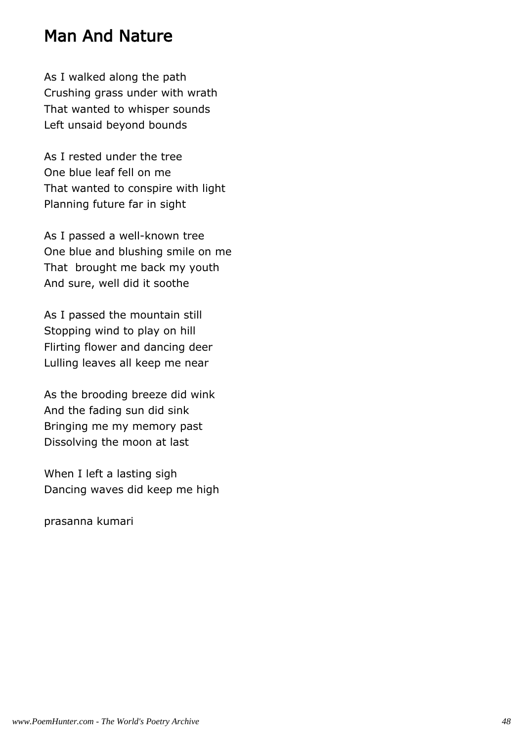# Man And Nature

As I walked along the path
Crushing grass under with wrath
That wanted to whisper sounds
Left unsaid beyond bounds

As I rested under the tree
One blue leaf fell on me
That wanted to conspire with light
Planning future far in sight

As I passed a well-known tree
One blue and blushing smile on me
That  brought me back my youth
And sure, well did it soothe

As I passed the mountain still
Stopping wind to play on hill
Flirting flower and dancing deer
Lulling leaves all keep me near

As the brooding breeze did wink
And the fading sun did sink
Bringing me my memory past
Dissolving the moon at last

When I left a lasting sigh
Dancing waves did keep me high

prasanna kumari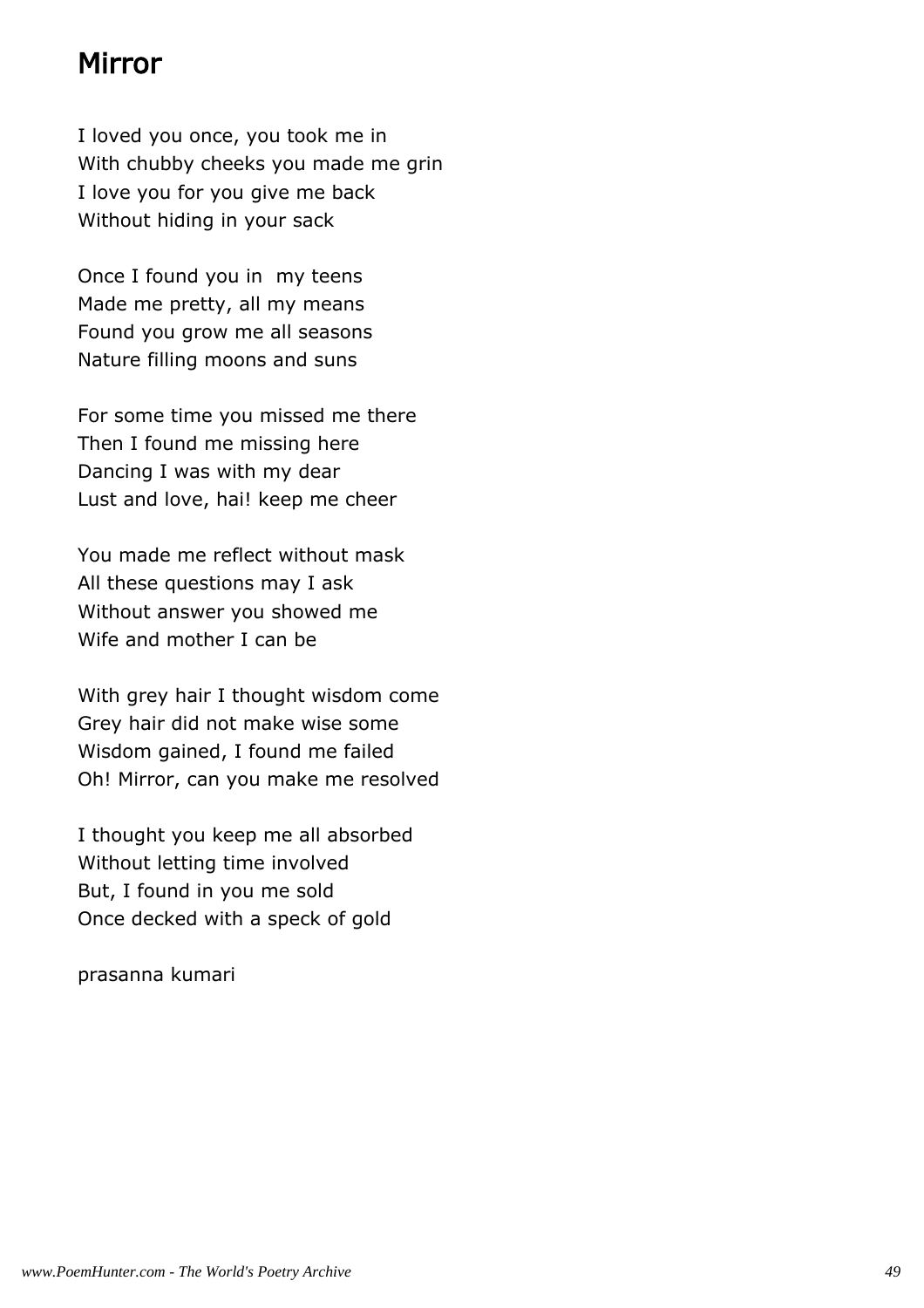# Mirror

I loved you once, you took me in
With chubby cheeks you made me grin
I love you for you give me back
Without hiding in your sack

Once I found you in my teens
Made me pretty, all my means
Found you grow me all seasons
Nature filling moons and suns

For some time you missed me there
Then I found me missing here
Dancing I was with my dear
Lust and love, hai! keep me cheer

You made me reflect without mask
All these questions may I ask
Without answer you showed me
Wife and mother I can be

With grey hair I thought wisdom come
Grey hair did not make wise some
Wisdom gained, I found me failed
Oh! Mirror, can you make me resolved

I thought you keep me all absorbed
Without letting time involved
But, I found in you me sold
Once decked with a speck of gold

prasanna kumari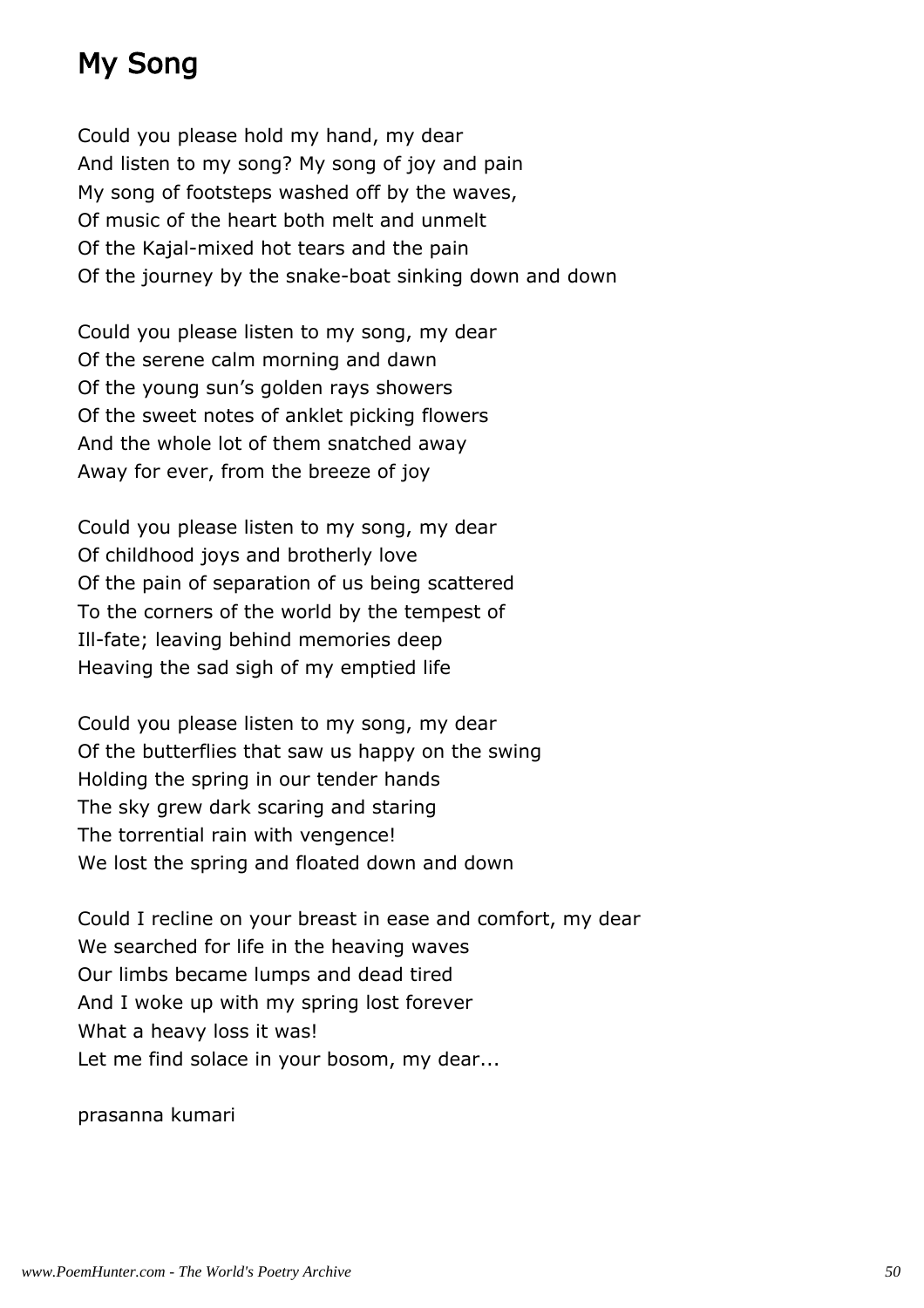# My Song

Could you please hold my hand, my dear
And listen to my song? My song of joy and pain
My song of footsteps washed off by the waves,
Of music of the heart both melt and unmelt
Of the Kajal-mixed hot tears and the pain
Of the journey by the snake-boat sinking down and down

Could you please listen to my song, my dear
Of the serene calm morning and dawn
Of the young sun's golden rays showers
Of the sweet notes of anklet picking flowers
And the whole lot of them snatched away
Away for ever, from the breeze of joy

Could you please listen to my song, my dear
Of childhood joys and brotherly love
Of the pain of separation of us being scattered
To the corners of the world by the tempest of
Ill-fate; leaving behind memories deep
Heaving the sad sigh of my emptied life

Could you please listen to my song, my dear
Of the butterflies that saw us happy on the swing
Holding the spring in our tender hands
The sky grew dark scaring and staring
The torrential rain with vengence!
We lost the spring and floated down and down

Could I recline on your breast in ease and comfort, my dear
We searched for life in the heaving waves
Our limbs became lumps and dead tired
And I woke up with my spring lost forever
What a heavy loss it was!
Let me find solace in your bosom, my dear...

prasanna kumari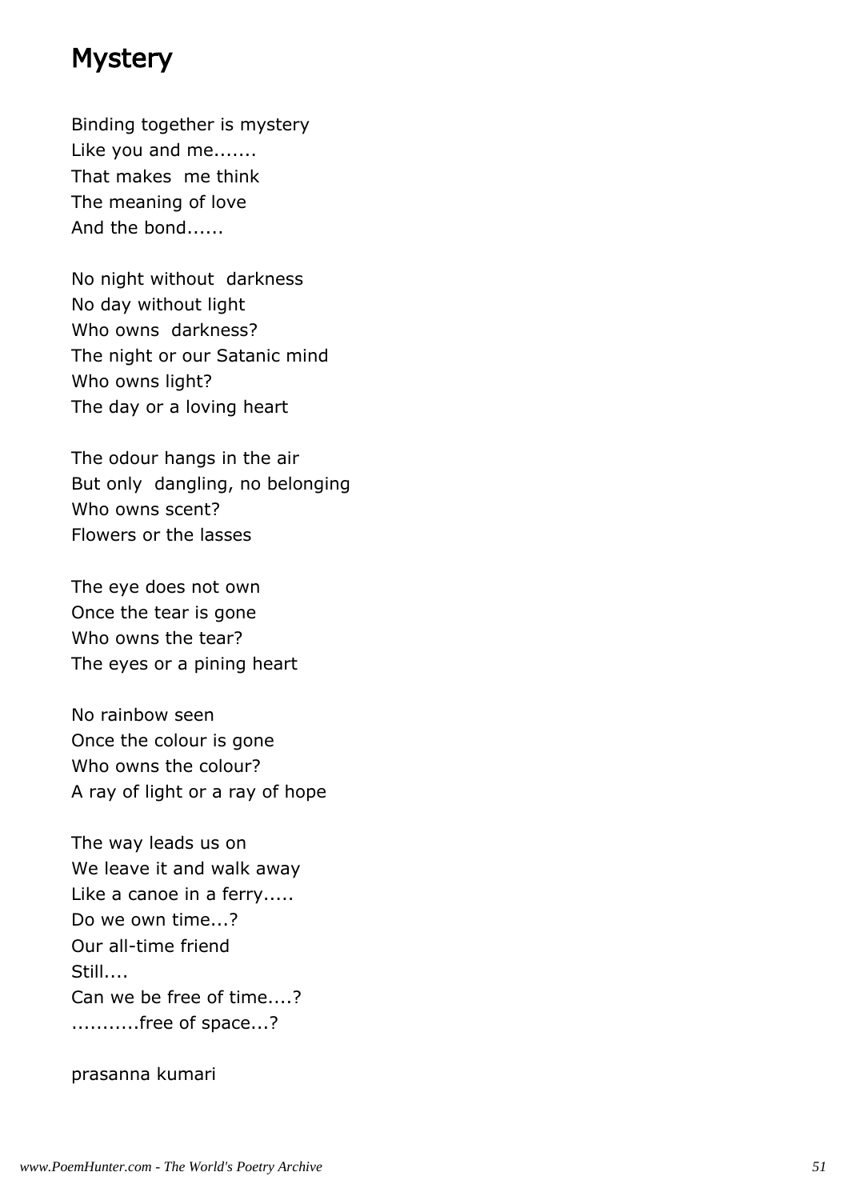# Mystery

Binding together is mystery
Like you and me.......
That makes me think
The meaning of love
And the bond......

No night without darkness
No day without light
Who owns darkness?
The night or our Satanic mind
Who owns light?
The day or a loving heart

The odour hangs in the air
But only dangling, no belonging
Who owns scent?
Flowers or the lasses

The eye does not own
Once the tear is gone
Who owns the tear?
The eyes or a pining heart

No rainbow seen
Once the colour is gone
Who owns the colour?
A ray of light or a ray of hope

The way leads us on
We leave it and walk away
Like a canoe in a ferry.....
Do we own time...?
Our all-time friend
Still....
Can we be free of time....?
...........free of space...?

prasanna kumari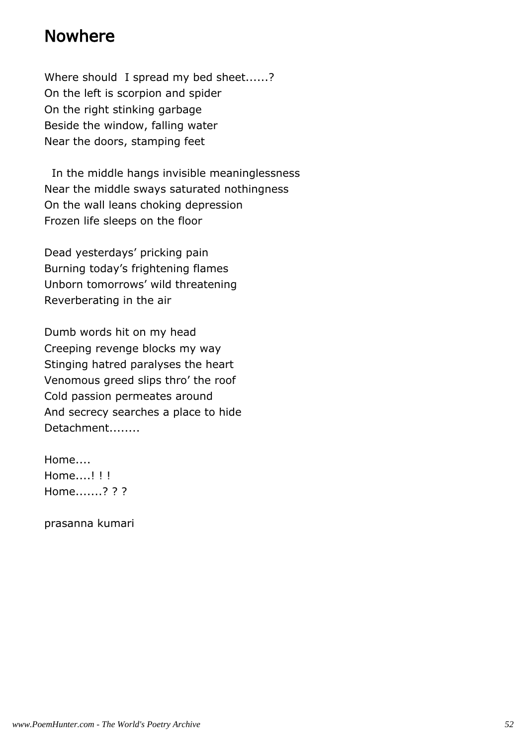# Nowhere

Where should I spread my bed sheet......?
On the left is scorpion and spider
On the right stinking garbage
Beside the window, falling water
Near the doors, stamping feet

In the middle hangs invisible meaninglessness
Near the middle sways saturated nothingness
On the wall leans choking depression
Frozen life sleeps on the floor

Dead yesterdays' pricking pain
Burning today's frightening flames
Unborn tomorrows' wild threatening
Reverberating in the air

Dumb words hit on my head
Creeping revenge blocks my way
Stinging hatred paralyses the heart
Venomous greed slips thro' the roof
Cold passion permeates around
And secrecy searches a place to hide
Detachment........

Home....
Home....! ! !
Home.......? ? ?

prasanna kumari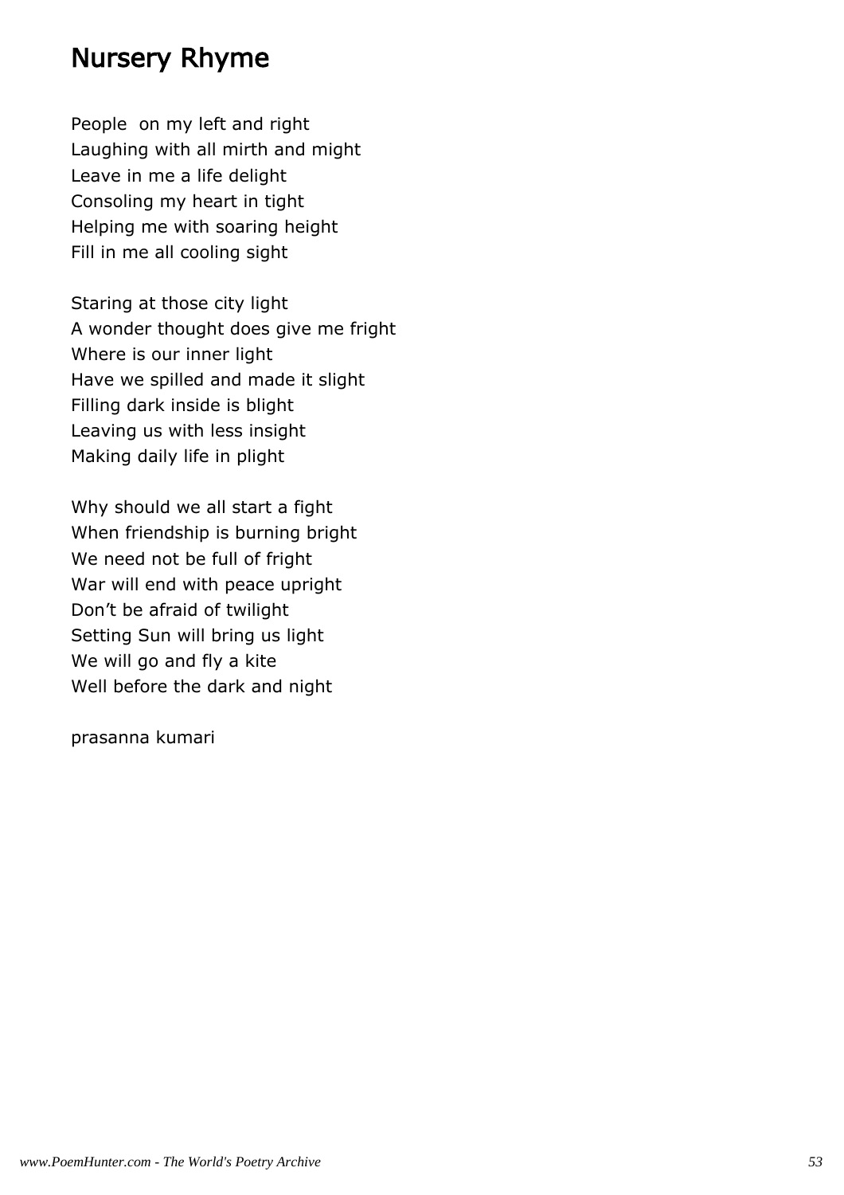## Nursery Rhyme

People on my left and right
Laughing with all mirth and might
Leave in me a life delight
Consoling my heart in tight
Helping me with soaring height
Fill in me all cooling sight

Staring at those city light
A wonder thought does give me fright
Where is our inner light
Have we spilled and made it slight
Filling dark inside is blight
Leaving us with less insight
Making daily life in plight

Why should we all start a fight
When friendship is burning bright
We need not be full of fright
War will end with peace upright
Don't be afraid of twilight
Setting Sun will bring us light
We will go and fly a kite
Well before the dark and night

prasanna kumari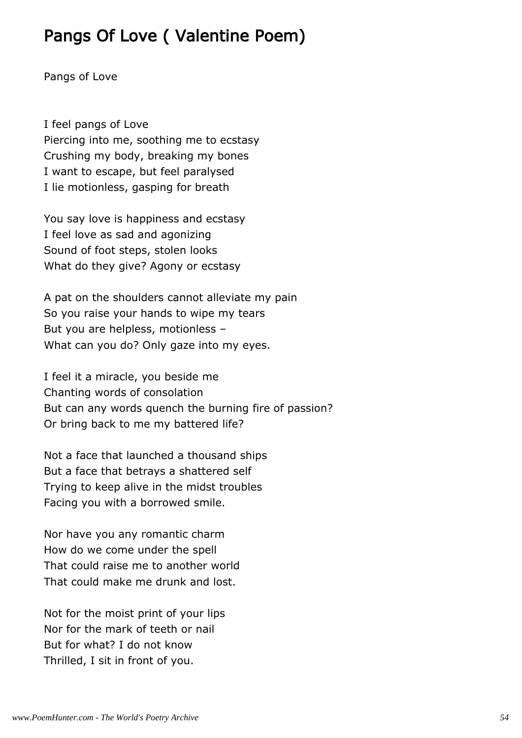# Pangs Of Love ( Valentine Poem)

Pangs of Love

I feel pangs of Love
Piercing into me, soothing me to ecstasy
Crushing my body, breaking my bones
I want to escape, but feel paralysed
I lie motionless, gasping for breath

You say love is happiness and ecstasy
I feel love as sad and agonizing
Sound of foot steps, stolen looks
What do they give? Agony or ecstasy

A pat on the shoulders cannot alleviate my pain
So you raise your hands to wipe my tears
But you are helpless, motionless –
What can you do? Only gaze into my eyes.

I feel it a miracle, you beside me
Chanting words of consolation
But can any words quench the burning fire of passion?
Or bring back to me my battered life?

Not a face that launched a thousand ships
But a face that betrays a shattered self
Trying to keep alive in the midst troubles
Facing you with a borrowed smile.

Nor have you any romantic charm
How do we come under the spell
That could raise me to another world
That could make me drunk and lost.

Not for the moist print of your lips
Nor for the mark of teeth or nail
But for what? I do not know
Thrilled, I sit in front of you.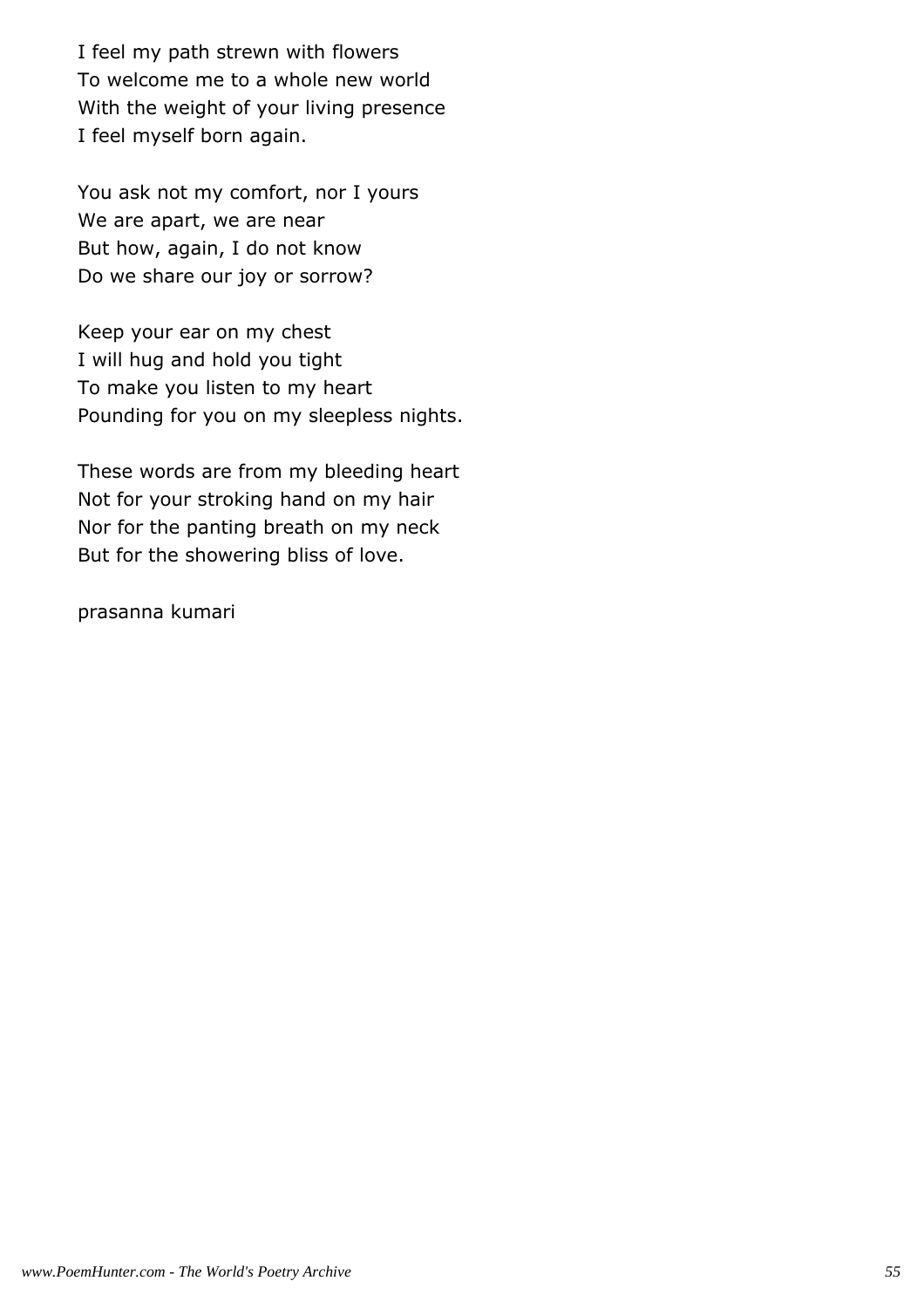I feel my path strewn with flowers
To welcome me to a whole new world
With the weight of your living presence
I feel myself born again.

You ask not my comfort, nor I yours
We are apart, we are near
But how, again, I do not know
Do we share our joy or sorrow?

Keep your ear on my chest
I will hug and hold you tight
To make you listen to my heart
Pounding for you on my sleepless nights.

These words are from my bleeding heart
Not for your stroking hand on my hair
Nor for the panting breath on my neck
But for the showering bliss of love.

prasanna kumari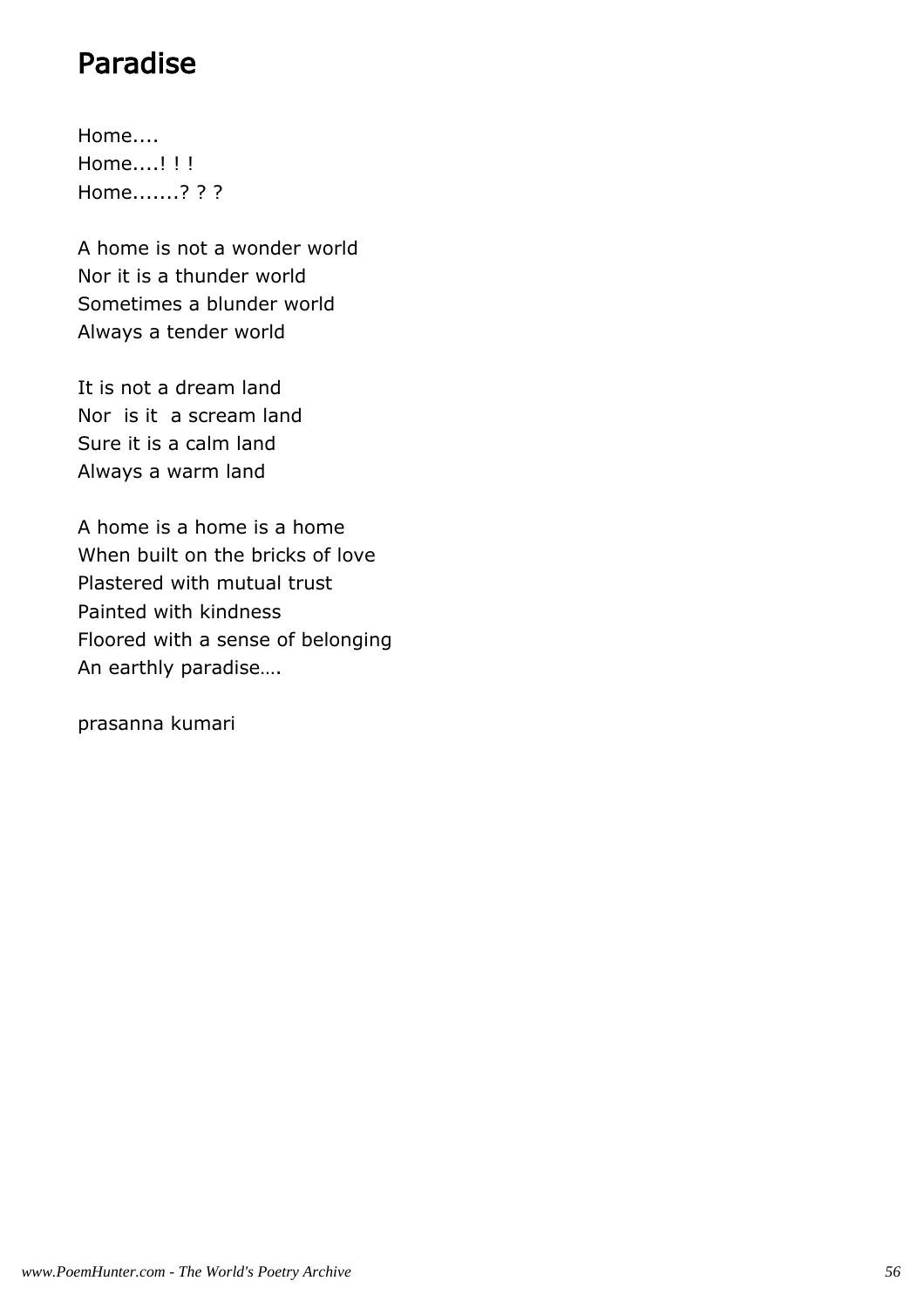# Paradise

Home....  
Home....! ! !  
Home.......? ? ?

A home is not a wonder world  
Nor it is a thunder world  
Sometimes a blunder world  
Always a tender world

It is not a dream land  
Nor  is it  a scream land  
Sure it is a calm land  
Always a warm land

A home is a home is a home  
When built on the bricks of love  
Plastered with mutual trust  
Painted with kindness  
Floored with a sense of belonging  
An earthly paradise….

prasanna kumari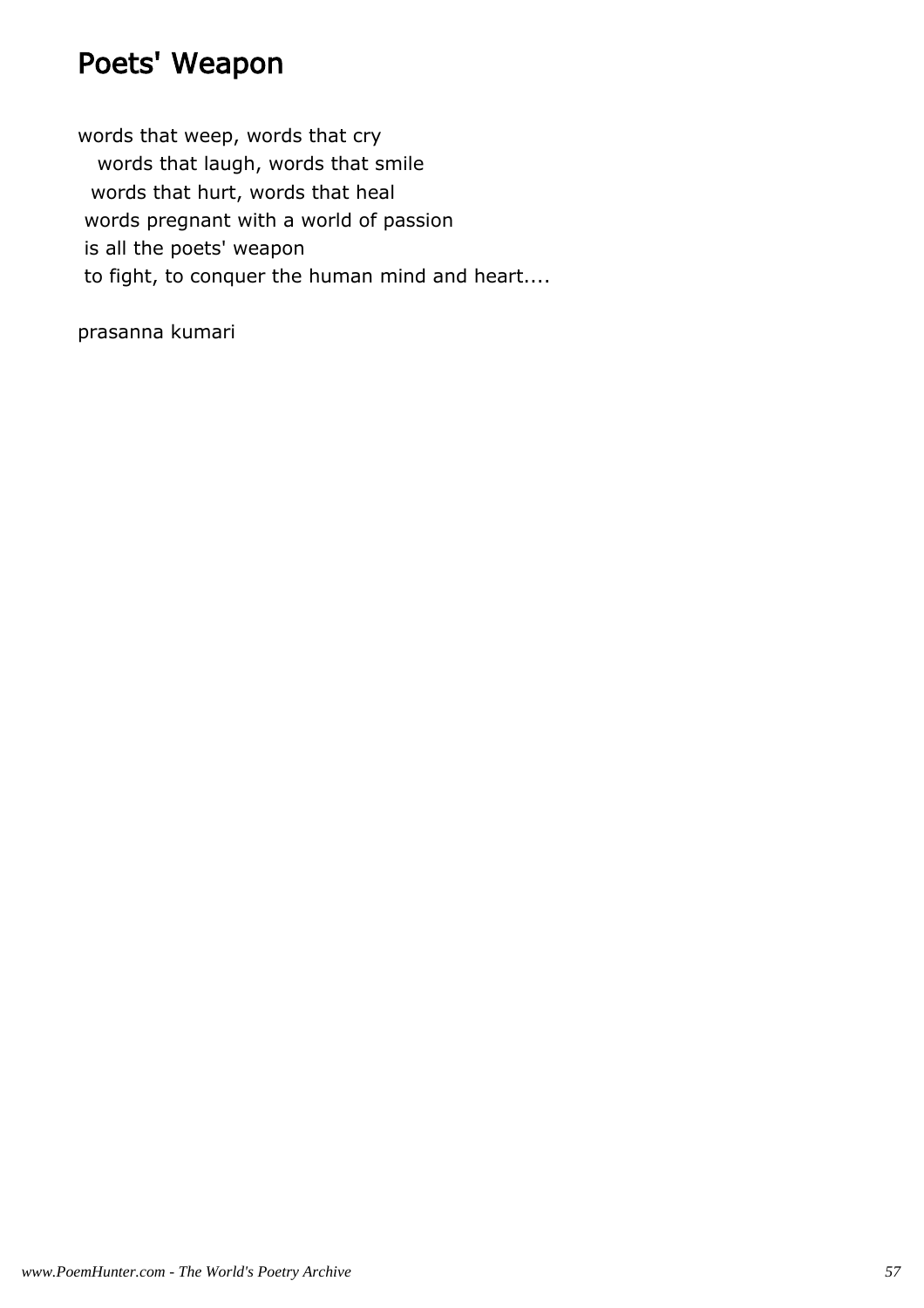# Poets' Weapon

words that weep, words that cry  
words that laugh, words that smile  
words that hurt, words that heal  
words pregnant with a world of passion  
is all the poets' weapon  
to fight, to conquer the human mind and heart....

prasanna kumari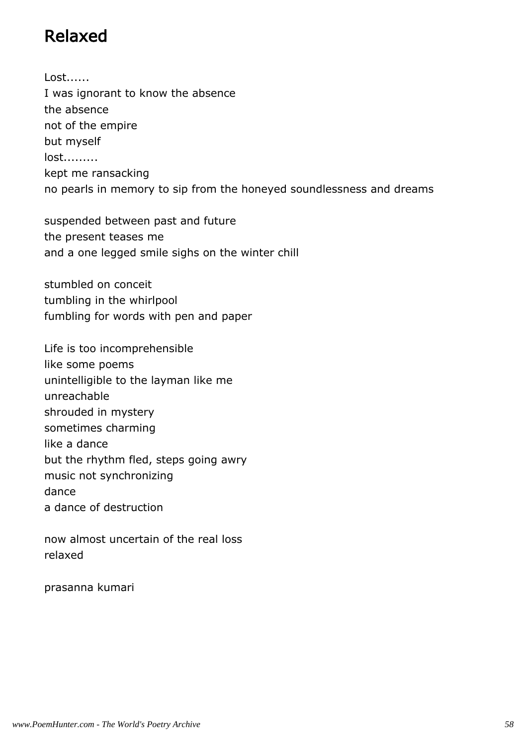# Relaxed

Lost......
I was ignorant to know the absence
the absence
not of the empire
but myself
lost.........
kept me ransacking
no pearls in memory to sip from the honeyed soundlessness and dreams

suspended between past and future
the present teases me
and a one legged smile sighs on the winter chill

stumbled on conceit
tumbling in the whirlpool
fumbling for words with pen and paper

Life is too incomprehensible
like some poems
unintelligible to the layman like me
unreachable
shrouded in mystery
sometimes charming
like a dance
but the rhythm fled, steps going awry
music not synchronizing
dance
a dance of destruction

now almost uncertain of the real loss
relaxed

prasanna kumari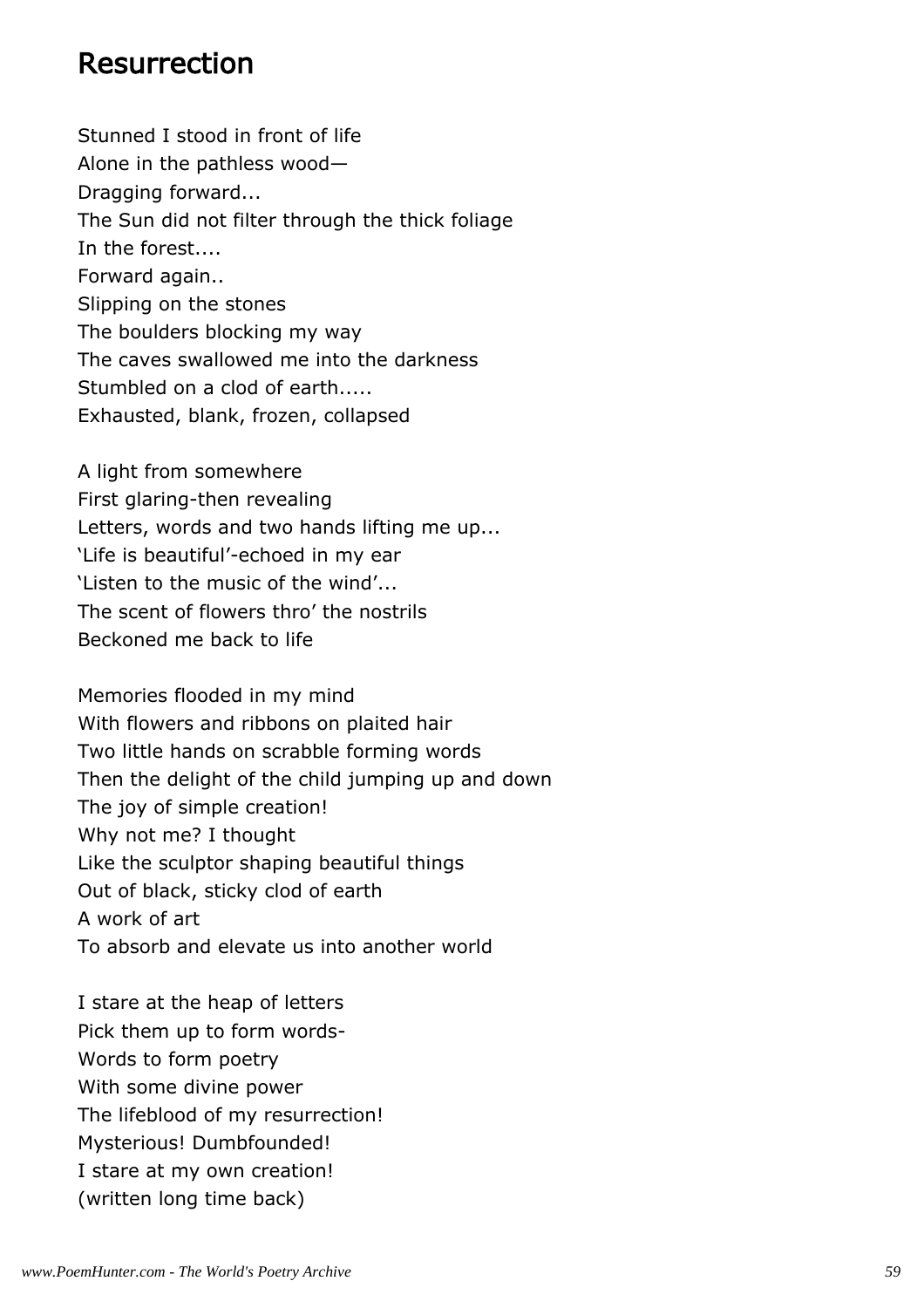# Resurrection

Stunned I stood in front of life
Alone in the pathless wood—
Dragging forward...
The Sun did not filter through the thick foliage
In the forest....
Forward again..
Slipping on the stones
The boulders blocking my way
The caves swallowed me into the darkness
Stumbled on a clod of earth.....
Exhausted, blank, frozen, collapsed

A light from somewhere
First glaring-then revealing
Letters, words and two hands lifting me up...
'Life is beautiful'-echoed in my ear
'Listen to the music of the wind'...
The scent of flowers thro' the nostrils
Beckoned me back to life

Memories flooded in my mind
With flowers and ribbons on plaited hair
Two little hands on scrabble forming words
Then the delight of the child jumping up and down
The joy of simple creation!
Why not me? I thought
Like the sculptor shaping beautiful things
Out of black, sticky clod of earth
A work of art
To absorb and elevate us into another world

I stare at the heap of letters
Pick them up to form words-
Words to form poetry
With some divine power
The lifeblood of my resurrection!
Mysterious! Dumbfounded!
I stare at my own creation!
(written long time back)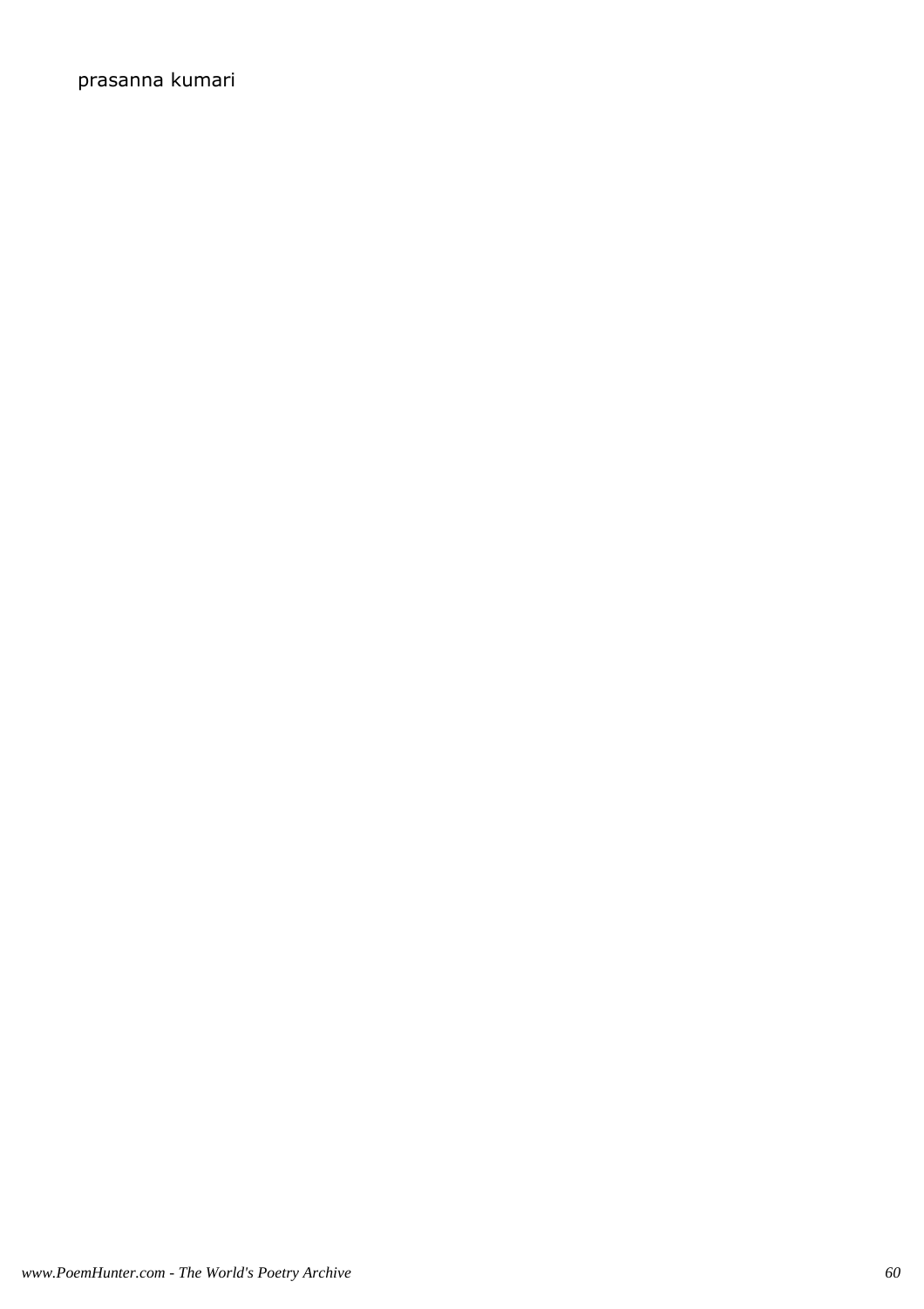prasanna kumari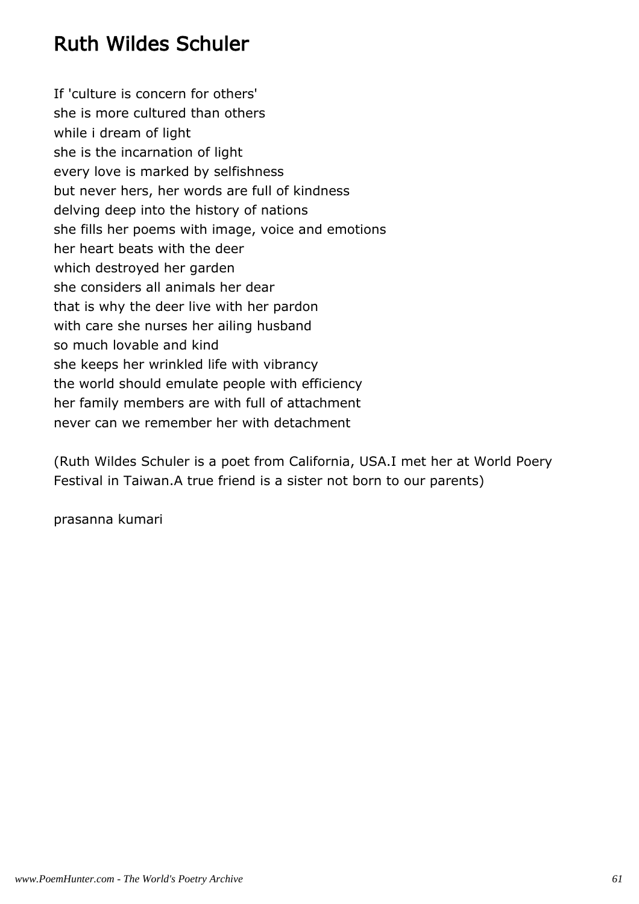# Ruth Wildes Schuler

If 'culture is concern for others'
she is more cultured than others
while i dream of light
she is the incarnation of light
every love is marked by selfishness
but never hers, her words are full of kindness
delving deep into the history of nations
she fills her poems with image, voice and emotions
her heart beats with the deer
which destroyed her garden
she considers all animals her dear
that is why the deer live with her pardon
with care she nurses her ailing husband
so much lovable and kind
she keeps her wrinkled life with vibrancy
the world should emulate people with efficiency
her family members are with full of attachment
never can we remember her with detachment

(Ruth Wildes Schuler is a poet from California, USA.I met her at World Poery Festival in Taiwan.A true friend is a sister not born to our parents)

prasanna kumari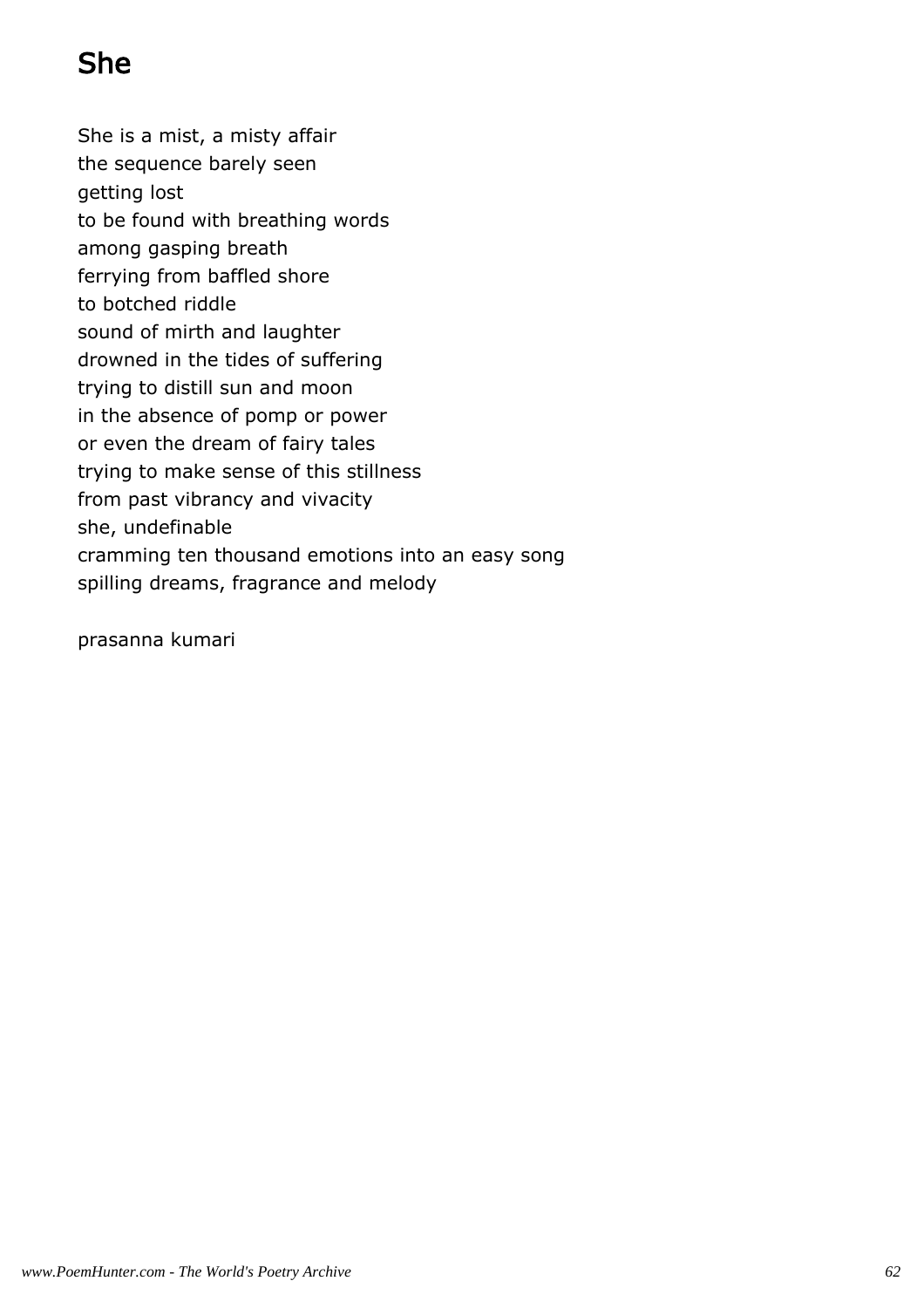# She

She is a mist, a misty affair  
the sequence barely seen  
getting lost  
to be found with breathing words  
among gasping breath  
ferrying from baffled shore  
to botched riddle  
sound of mirth and laughter  
drowned in the tides of suffering  
trying to distill sun and moon  
in the absence of pomp or power  
or even the dream of fairy tales  
trying to make sense of this stillness  
from past vibrancy and vivacity  
she, undefinable  
cramming ten thousand emotions into an easy song  
spilling dreams, fragrance and melody

prasanna kumari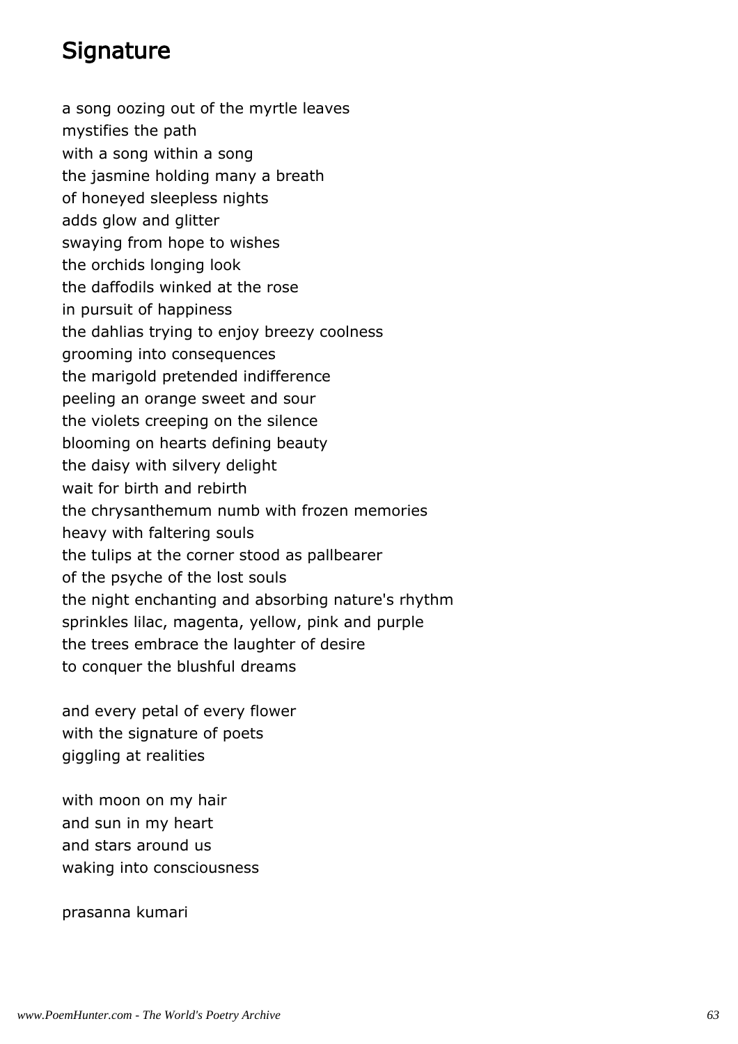## Signature

a song oozing out of the myrtle leaves
mystifies the path
with a song within a song
the jasmine holding many a breath
of honeyed sleepless nights
adds glow and glitter
swaying from hope to wishes
the orchids longing look
the daffodils winked at the rose
in pursuit of happiness
the dahlias trying to enjoy breezy coolness
grooming into consequences
the marigold pretended indifference
peeling an orange sweet and sour
the violets creeping on the silence
blooming on hearts defining beauty
the daisy with silvery delight
wait for birth and rebirth
the chrysanthemum numb with frozen memories
heavy with faltering souls
the tulips at the corner stood as pallbearer
of the psyche of the lost souls
the night enchanting and absorbing nature's rhythm
sprinkles lilac, magenta, yellow, pink and purple
the trees embrace the laughter of desire
to conquer the blushful dreams

and every petal of every flower
with the signature of poets
giggling at realities

with moon on my hair
and sun in my heart
and stars around us
waking into consciousness

prasanna kumari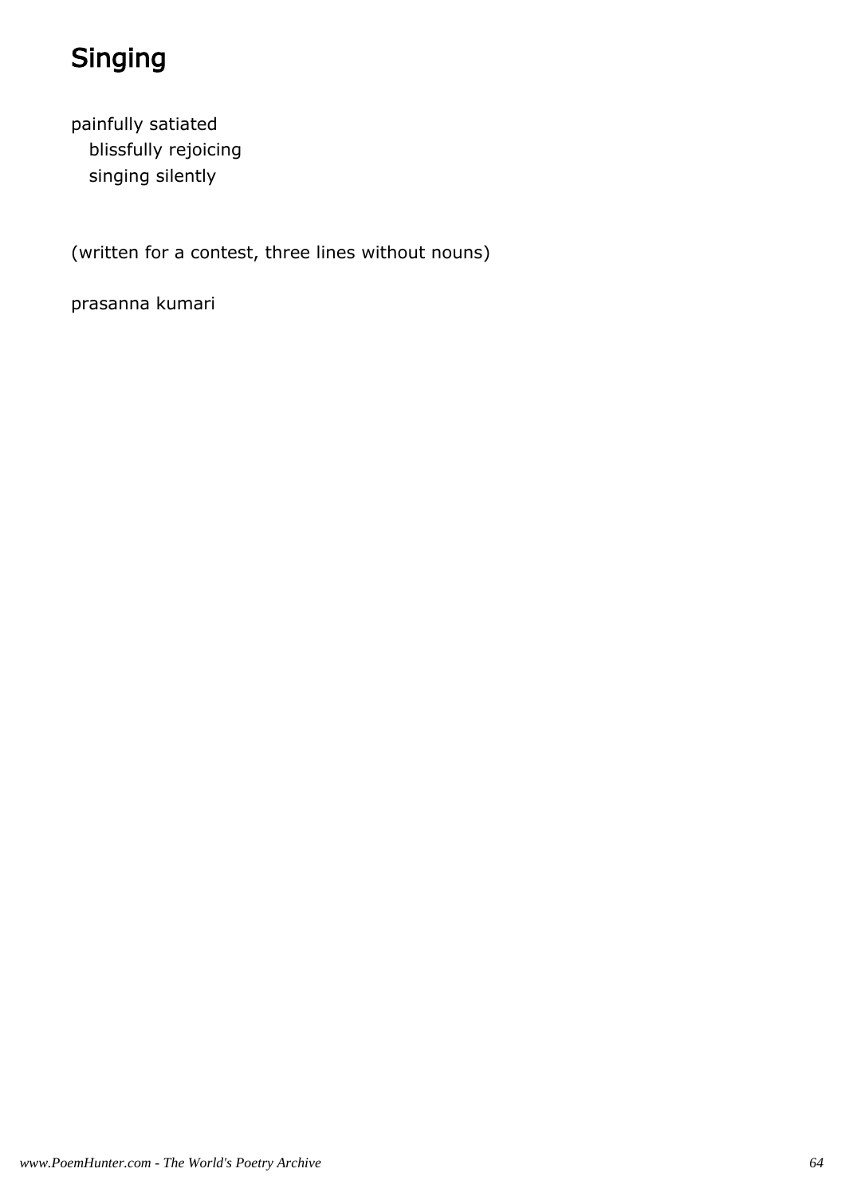# Singing

painfully satiated  
blissfully rejoicing  
singing silently

(written for a contest, three lines without nouns)

prasanna kumari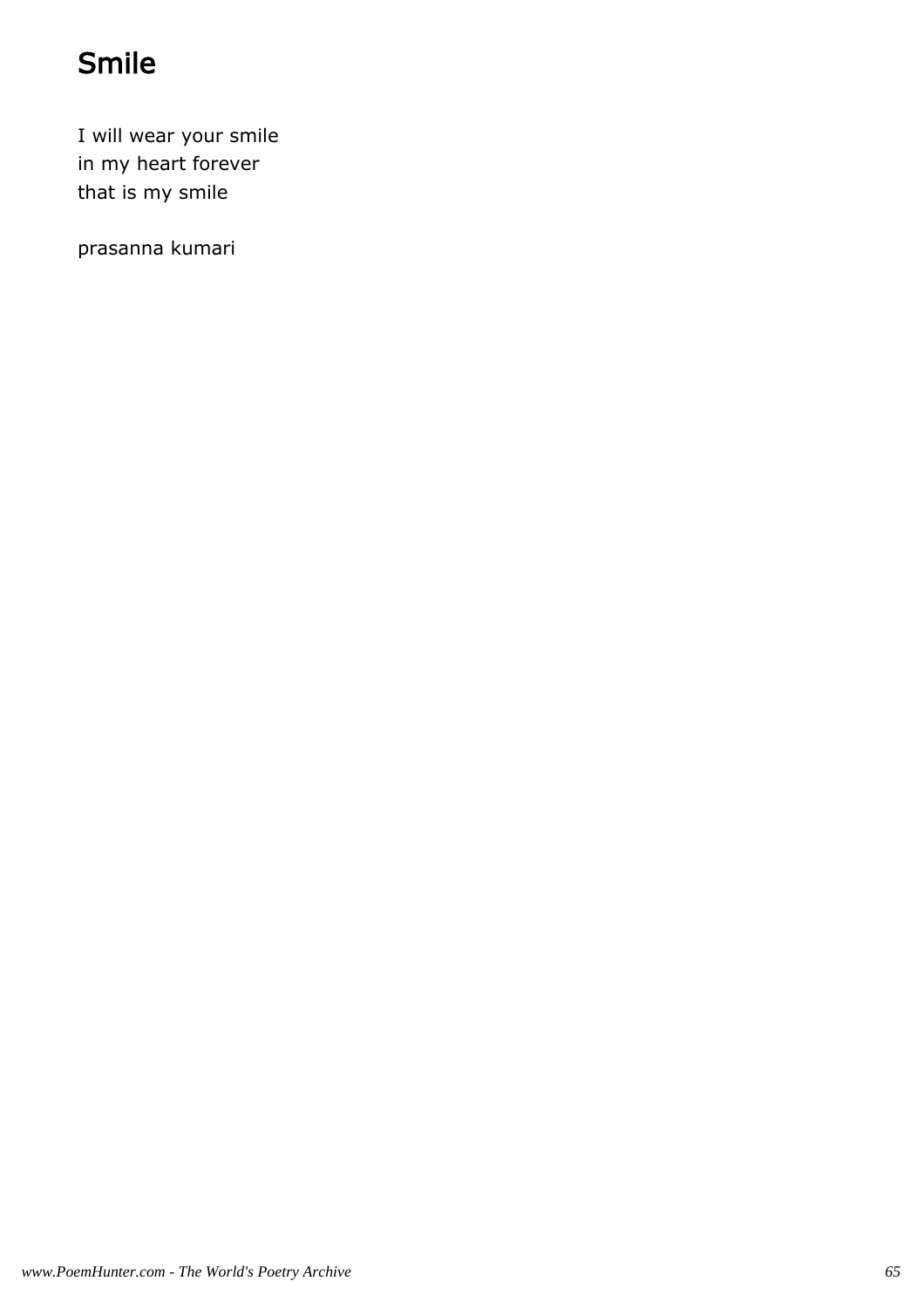# Smile

I will wear your smile  
in my heart forever  
that is my smile

prasanna kumari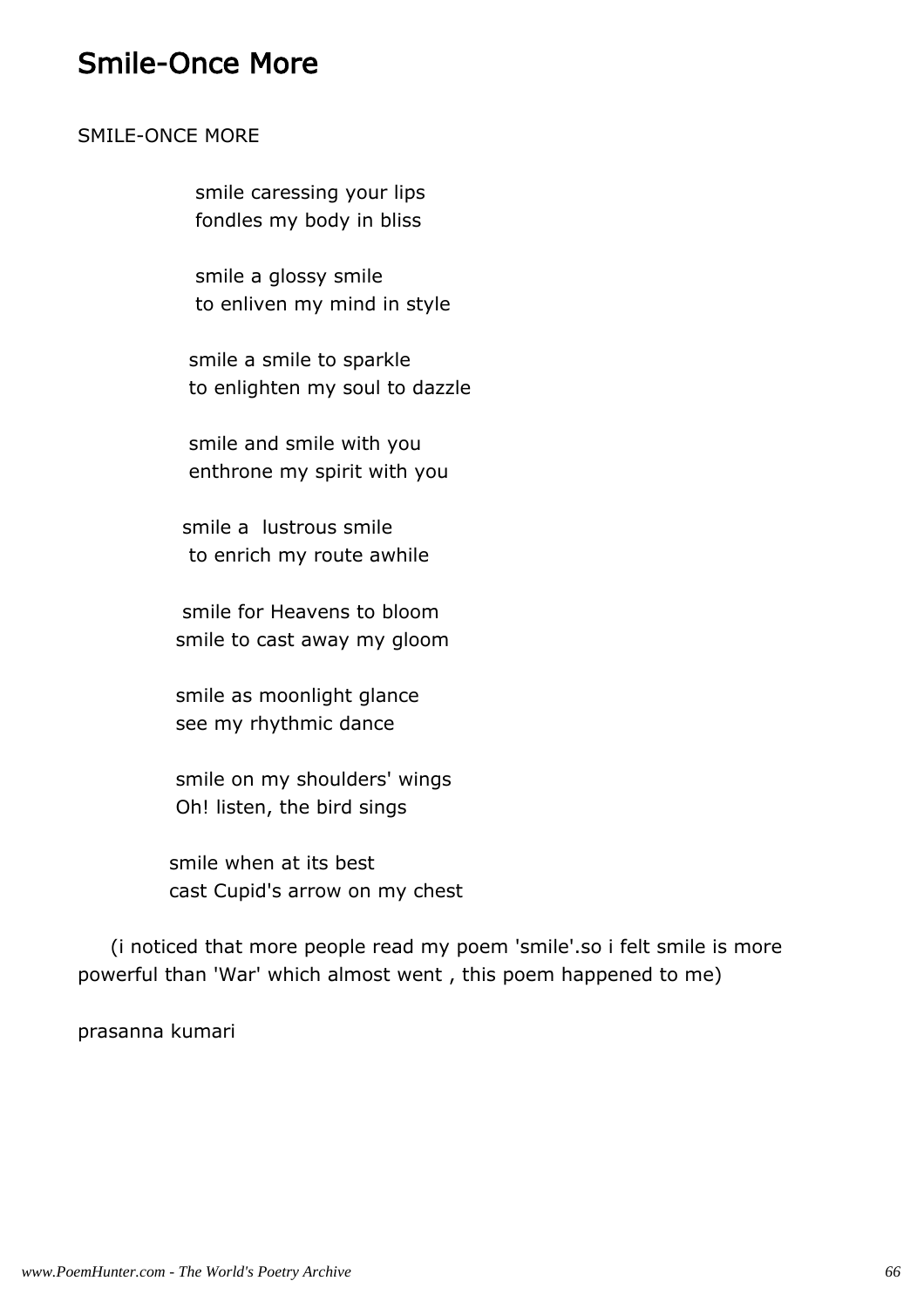# Smile-Once More

SMILE-ONCE MORE

smile caressing your lips
fondles my body in bliss

smile a glossy smile
to enliven my mind in style

smile a smile to sparkle
to enlighten my soul to dazzle

smile and smile with you
enthrone my spirit with you

smile a  lustrous smile
to enrich my route awhile

smile for Heavens to bloom
smile to cast away my gloom

smile as moonlight glance
see my rhythmic dance

smile on my shoulders' wings
Oh! listen, the bird sings

smile when at its best
cast Cupid's arrow on my chest

(i noticed that more people read my poem 'smile'.so i felt smile is more powerful than 'War' which almost went , this poem happened to me)

prasanna kumari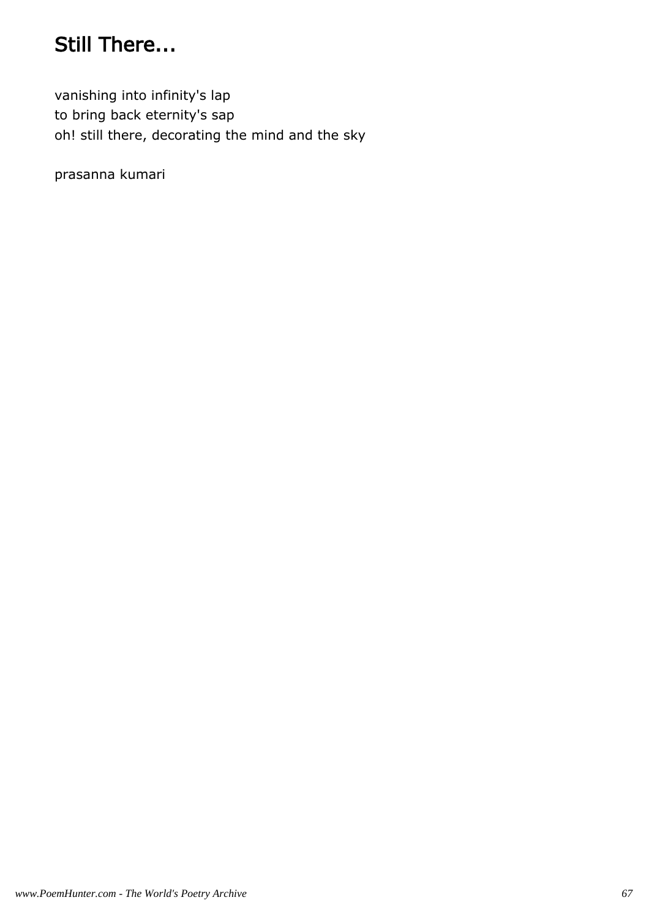# Still There...

vanishing into infinity's lap  
to bring back eternity's sap  
oh! still there, decorating the mind and the sky

prasanna kumari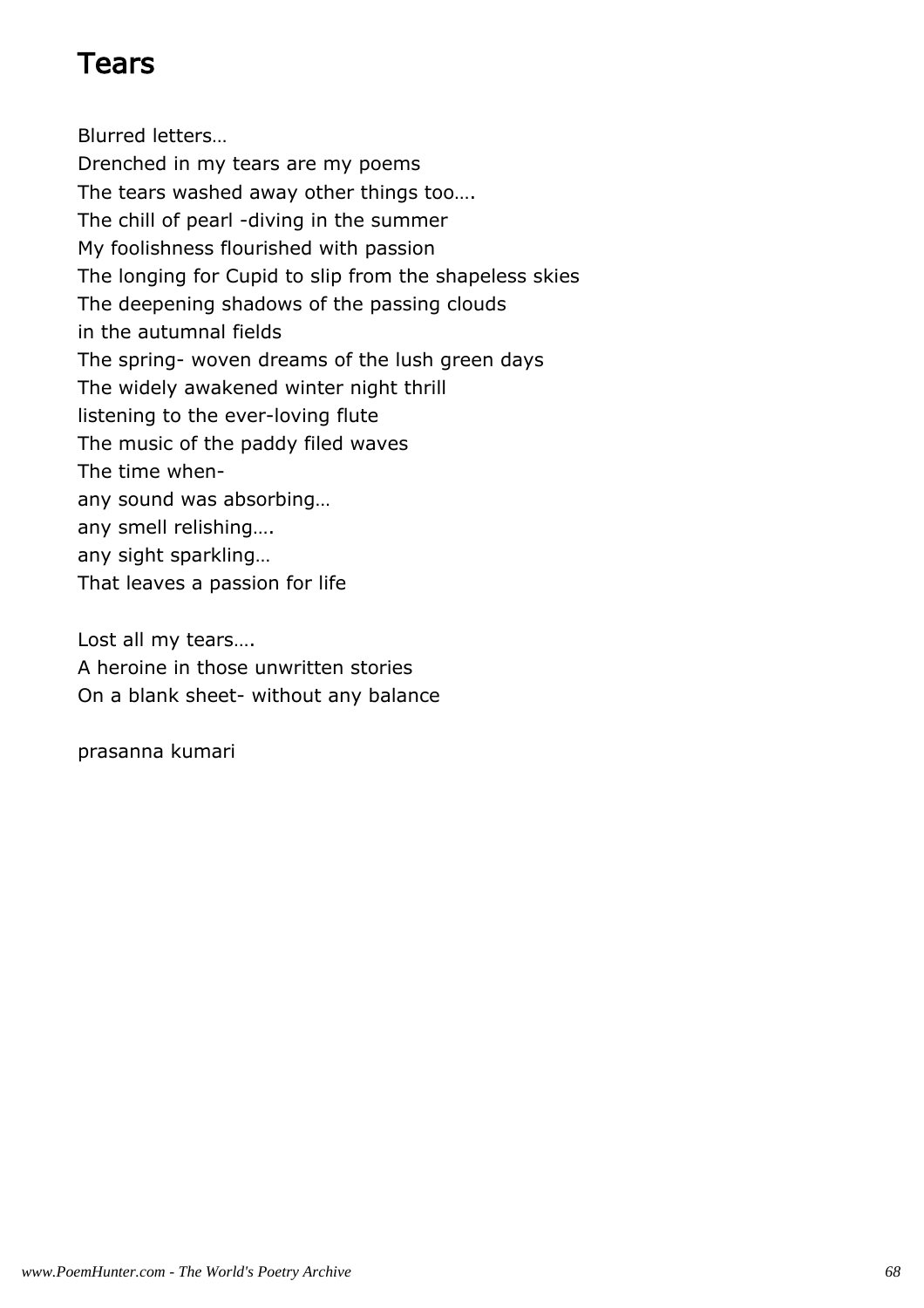# Tears

Blurred letters…
Drenched in my tears are my poems
The tears washed away other things too….
The chill of pearl -diving in the summer
My foolishness flourished with passion
The longing for Cupid to slip from the shapeless skies
The deepening shadows of the passing clouds
in the autumnal fields
The spring- woven dreams of the lush green days
The widely awakened winter night thrill
listening to the ever-loving flute
The music of the paddy filed waves
The time when-
any sound was absorbing…
any smell relishing….
any sight sparkling…
That leaves a passion for life

Lost all my tears….
A heroine in those unwritten stories
On a blank sheet- without any balance

prasanna kumari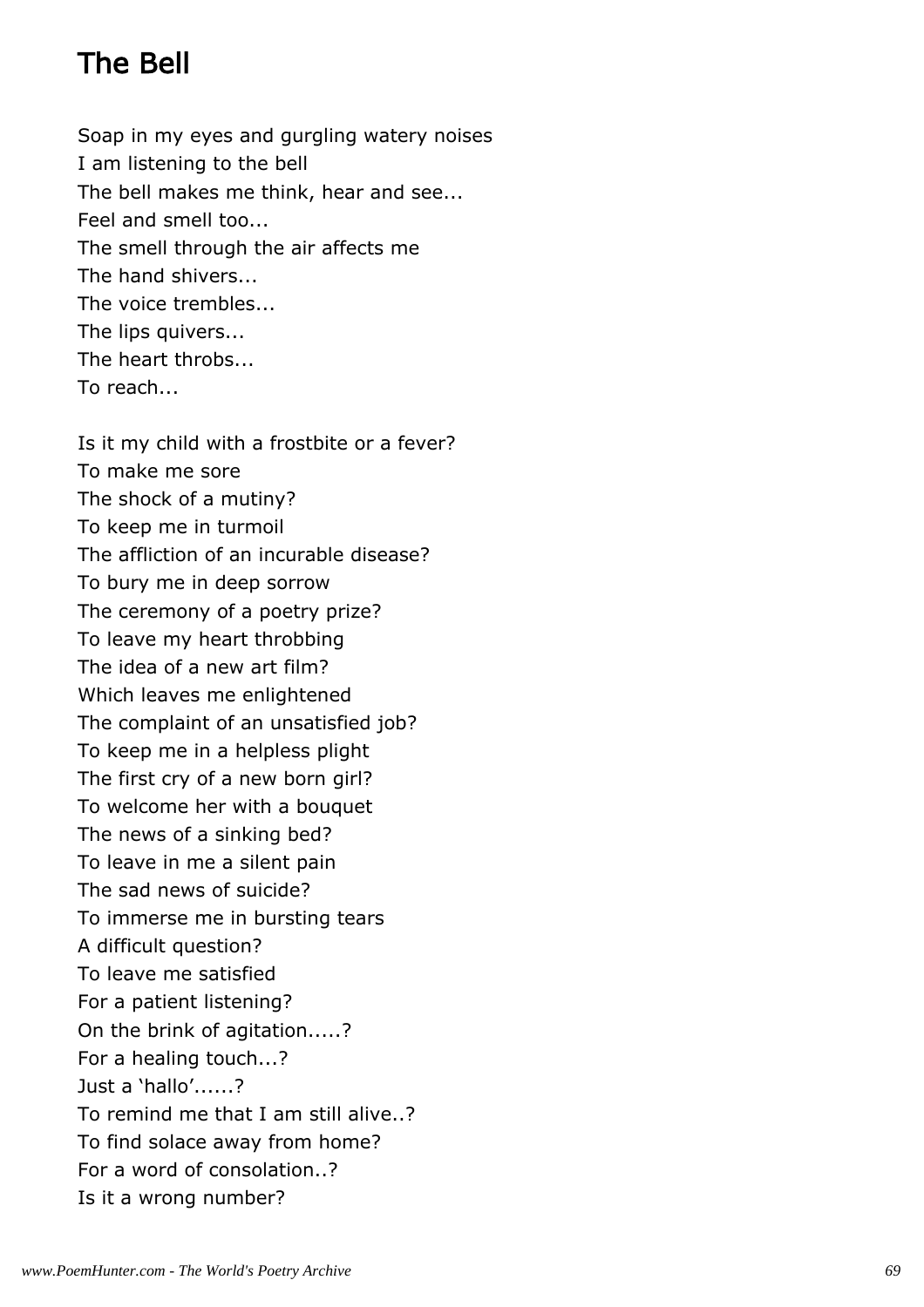# The Bell

Soap in my eyes and gurgling watery noises
I am listening to the bell
The bell makes me think, hear and see...
Feel and smell too...
The smell through the air affects me
The hand shivers...
The voice trembles...
The lips quivers...
The heart throbs...
To reach...

Is it my child with a frostbite or a fever?
To make me sore
The shock of a mutiny?
To keep me in turmoil
The affliction of an incurable disease?
To bury me in deep sorrow
The ceremony of a poetry prize?
To leave my heart throbbing
The idea of a new art film?
Which leaves me enlightened
The complaint of an unsatisfied job?
To keep me in a helpless plight
The first cry of a new born girl?
To welcome her with a bouquet
The news of a sinking bed?
To leave in me a silent pain
The sad news of suicide?
To immerse me in bursting tears
A difficult question?
To leave me satisfied
For a patient listening?
On the brink of agitation.....?
For a healing touch...?
Just a 'hallo'......?
To remind me that I am still alive..?
To find solace away from home?
For a word of consolation..?
Is it a wrong number?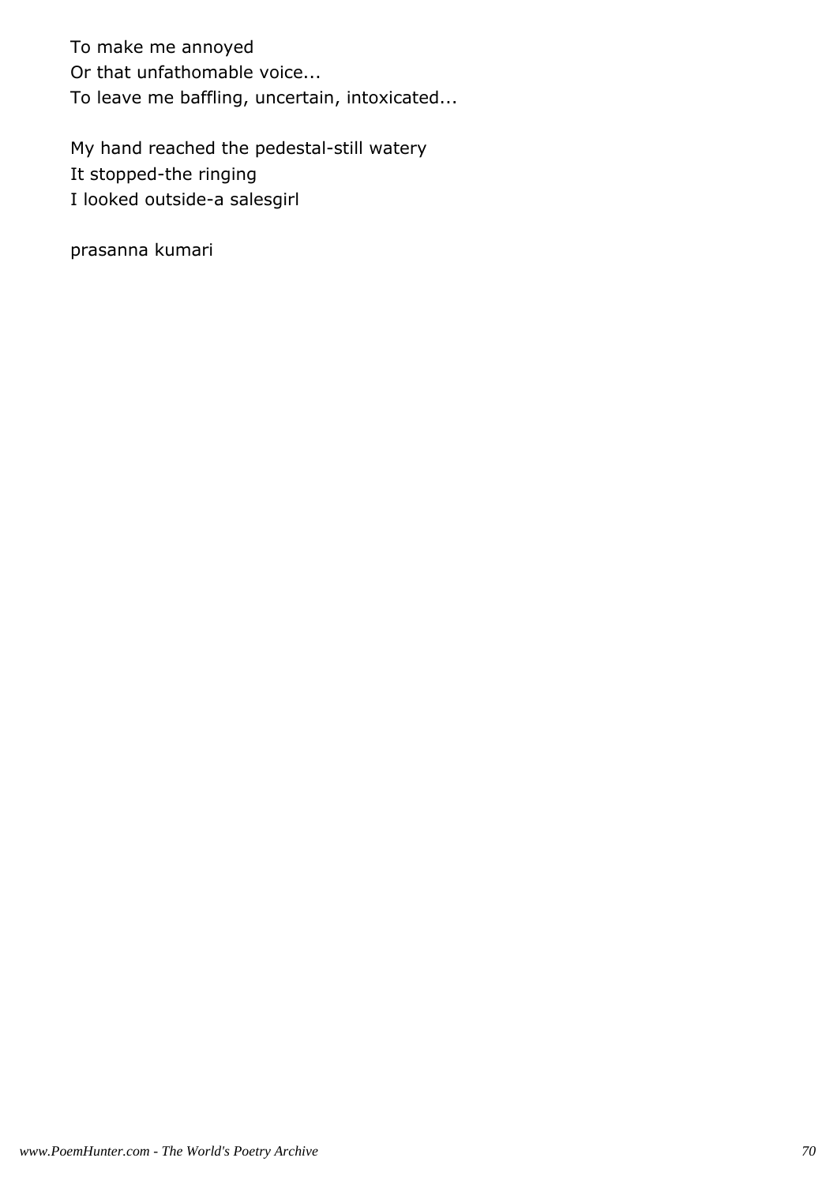To make me annoyed  
Or that unfathomable voice...  
To leave me baffling, uncertain, intoxicated...

My hand reached the pedestal-still watery  
It stopped-the ringing  
I looked outside-a salesgirl

prasanna kumari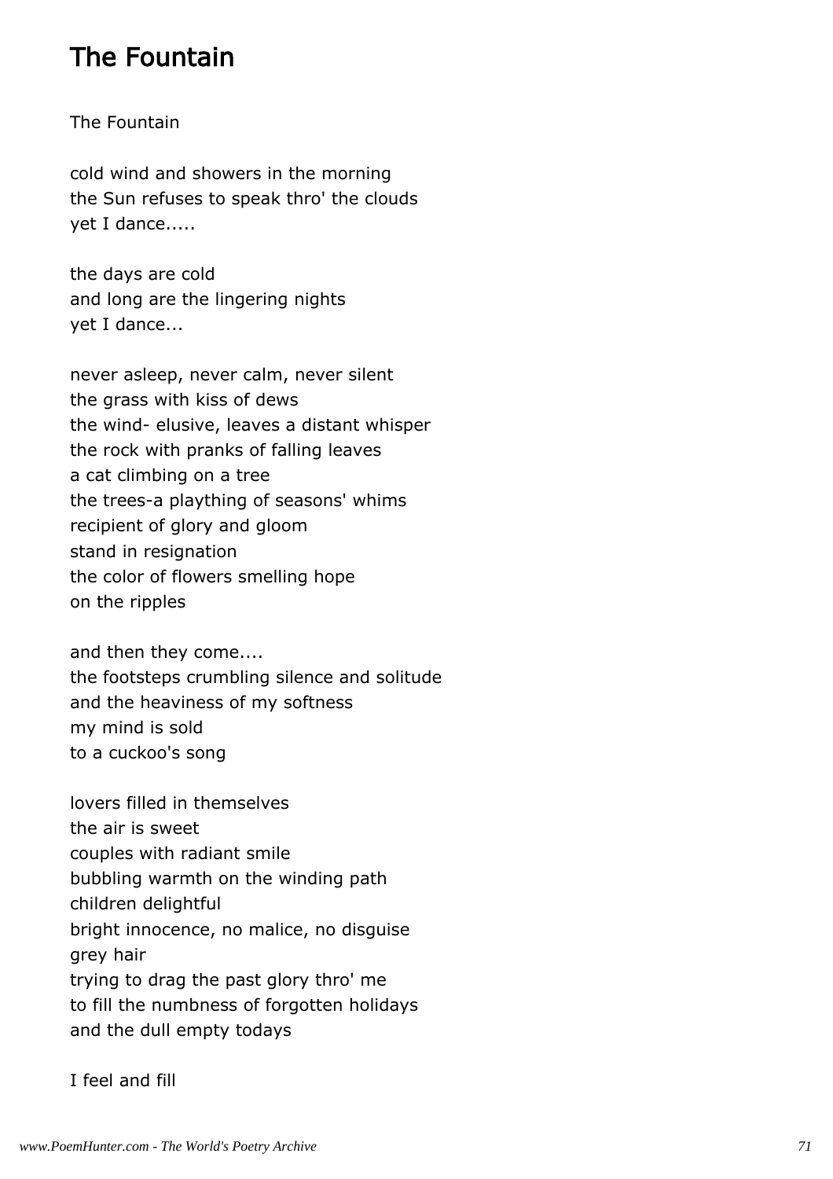## The Fountain

The Fountain

cold wind and showers in the morning
the Sun refuses to speak thro' the clouds
yet I dance.....

the days are cold
and long are the lingering nights
yet I dance...

never asleep, never calm, never silent
the grass with kiss of dews
the wind- elusive, leaves a distant whisper
the rock with pranks of falling leaves
a cat climbing on a tree
the trees-a plaything of seasons' whims
recipient of glory and gloom
stand in resignation
the color of flowers smelling hope
on the ripples

and then they come....
the footsteps crumbling silence and solitude
and the heaviness of my softness
my mind is sold
to a cuckoo's song

lovers filled in themselves
the air is sweet
couples with radiant smile
bubbling warmth on the winding path
children delightful
bright innocence, no malice, no disguise
grey hair
trying to drag the past glory thro' me
to fill the numbness of forgotten holidays
and the dull empty todays

I feel and fill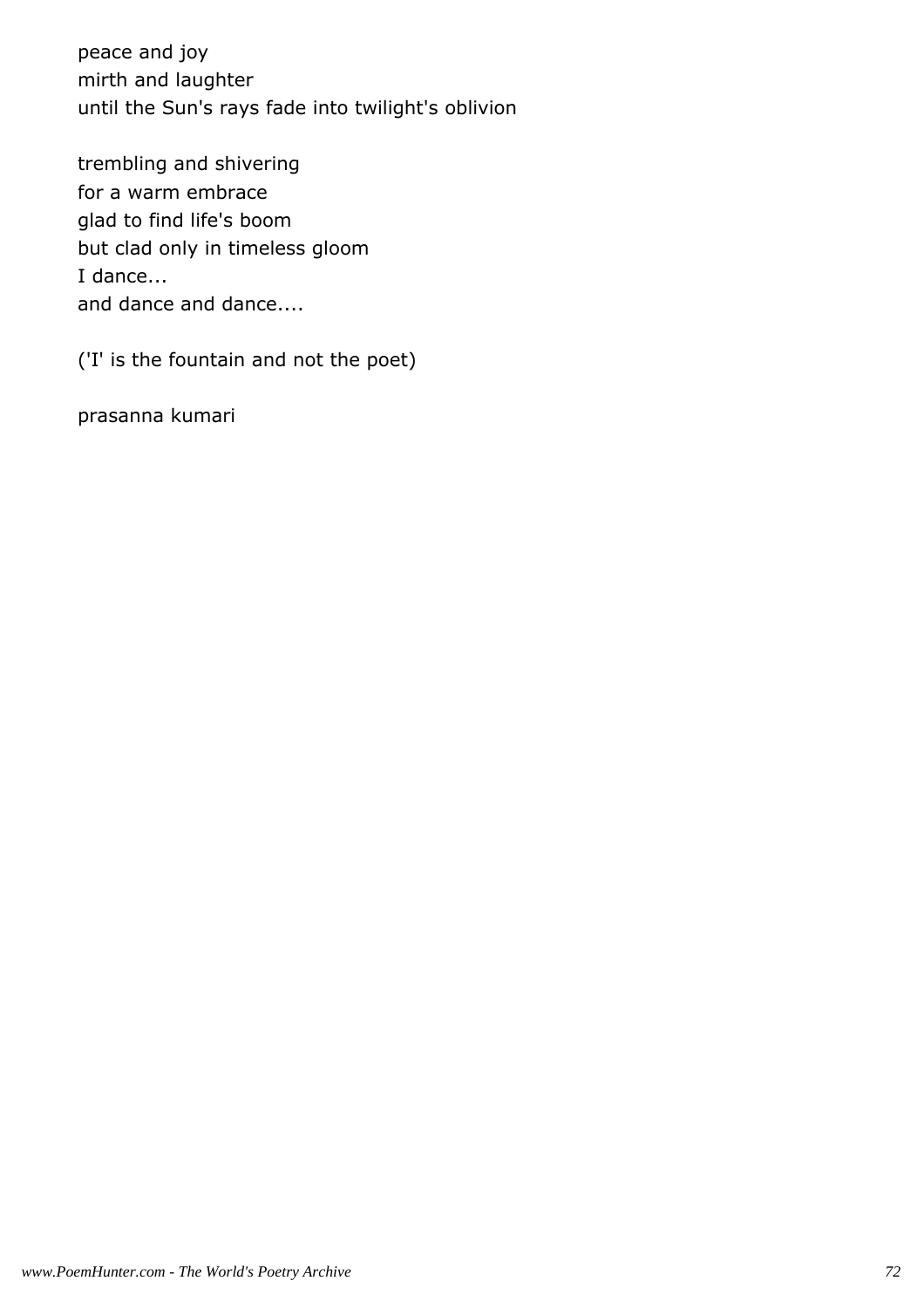peace and joy
mirth and laughter
until the Sun's rays fade into twilight's oblivion

trembling and shivering
for a warm embrace
glad to find life's boom
but clad only in timeless gloom
I dance...
and dance and dance....

('I' is the fountain and not the poet)

prasanna kumari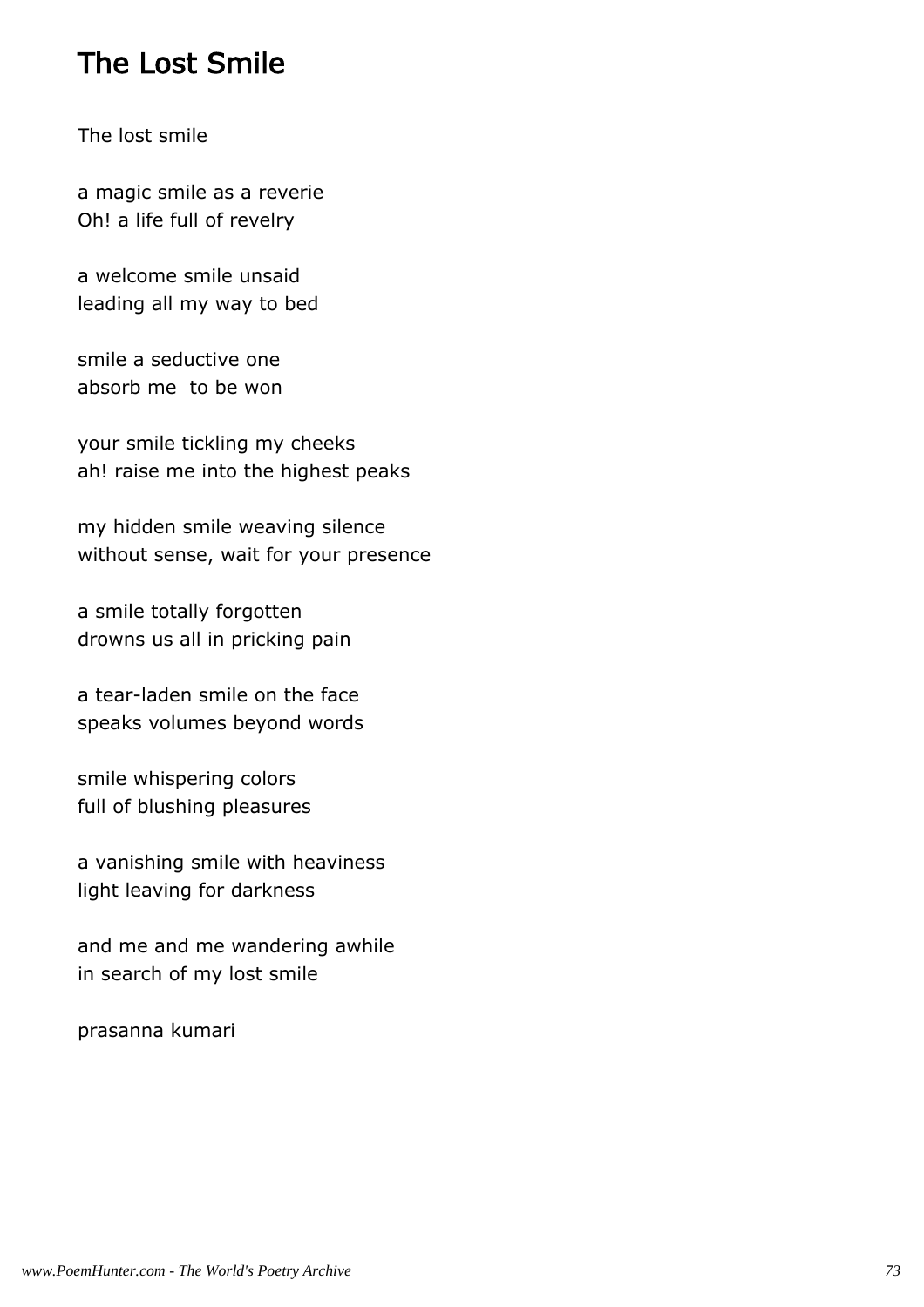# The Lost Smile

The lost smile

a magic smile as a reverie
Oh! a life full of revelry

a welcome smile unsaid
leading all my way to bed

smile a seductive one
absorb me  to be won

your smile tickling my cheeks
ah! raise me into the highest peaks

my hidden smile weaving silence
without sense, wait for your presence

a smile totally forgotten
drowns us all in pricking pain

a tear-laden smile on the face
speaks volumes beyond words

smile whispering colors
full of blushing pleasures

a vanishing smile with heaviness
light leaving for darkness

and me and me wandering awhile
in search of my lost smile

prasanna kumari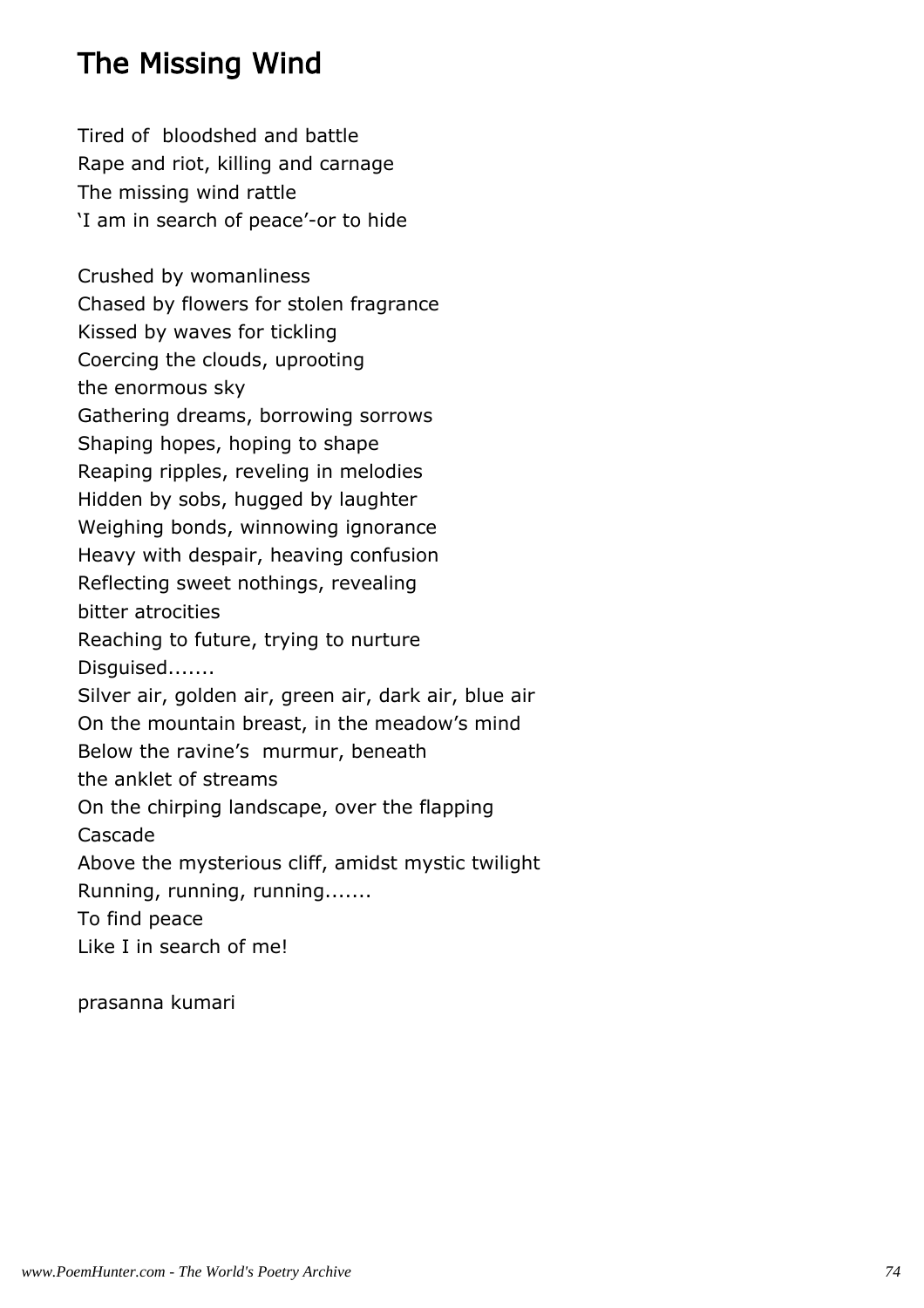## The Missing Wind

Tired of bloodshed and battle
Rape and riot, killing and carnage
The missing wind rattle
'I am in search of peace'-or to hide

Crushed by womanliness
Chased by flowers for stolen fragrance
Kissed by waves for tickling
Coercing the clouds, uprooting
the enormous sky
Gathering dreams, borrowing sorrows
Shaping hopes, hoping to shape
Reaping ripples, reveling in melodies
Hidden by sobs, hugged by laughter
Weighing bonds, winnowing ignorance
Heavy with despair, heaving confusion
Reflecting sweet nothings, revealing
bitter atrocities
Reaching to future, trying to nurture
Disguised.......
Silver air, golden air, green air, dark air, blue air
On the mountain breast, in the meadow's mind
Below the ravine's murmur, beneath
the anklet of streams
On the chirping landscape, over the flapping
Cascade
Above the mysterious cliff, amidst mystic twilight
Running, running, running.......
To find peace
Like I in search of me!

prasanna kumari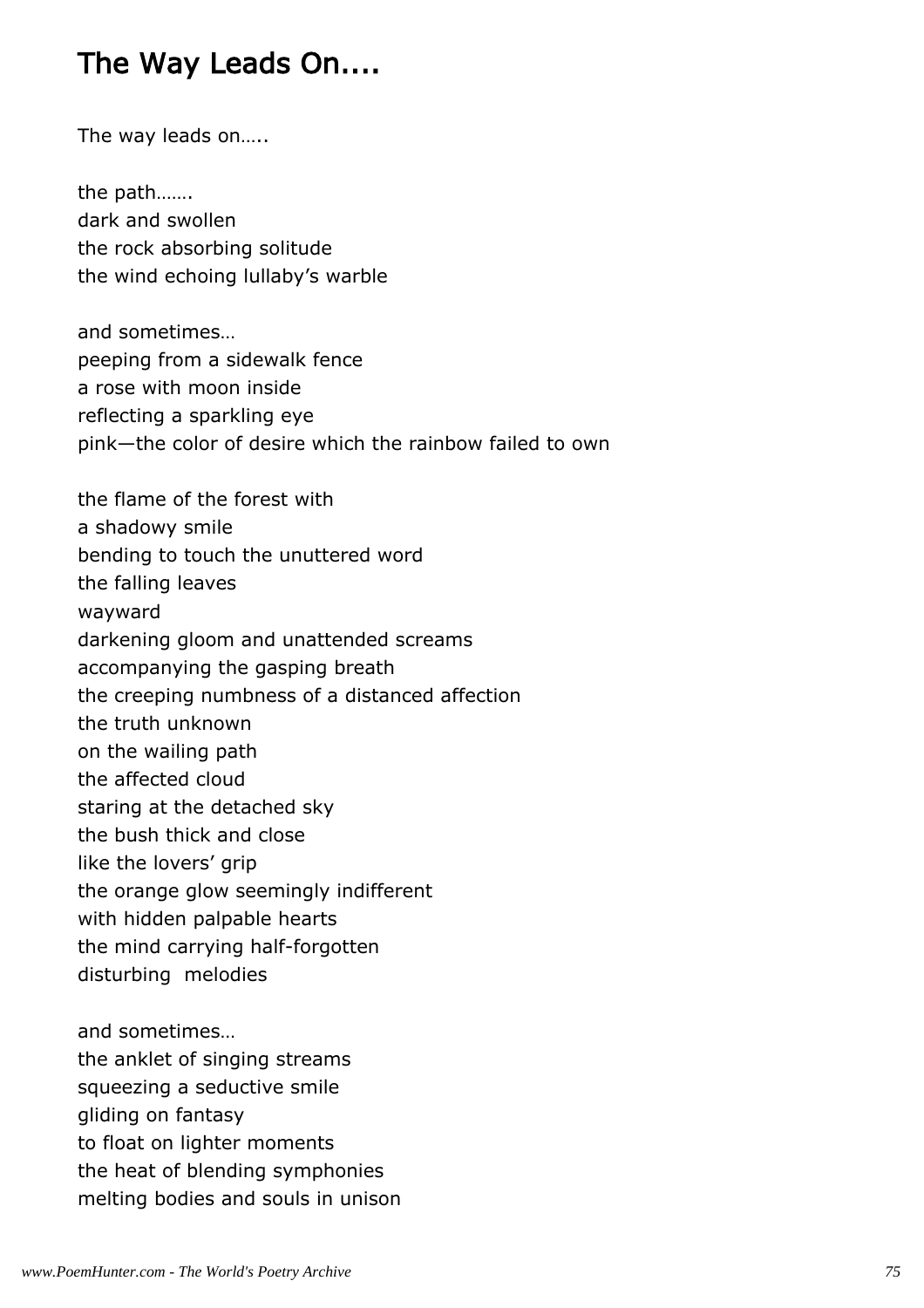## The Way Leads On....

The way leads on…..

the path…….
dark and swollen
the rock absorbing solitude
the wind echoing lullaby's warble

and sometimes…
peeping from a sidewalk fence
a rose with moon inside
reflecting a sparkling eye
pink—the color of desire which the rainbow failed to own

the flame of the forest with
a shadowy smile
bending to touch the unuttered word
the falling leaves
wayward
darkening gloom and unattended screams
accompanying the gasping breath
the creeping numbness of a distanced affection
the truth unknown
on the wailing path
the affected cloud
staring at the detached sky
the bush thick and close
like the lovers' grip
the orange glow seemingly indifferent
with hidden palpable hearts
the mind carrying half-forgotten
disturbing melodies

and sometimes…
the anklet of singing streams
squeezing a seductive smile
gliding on fantasy
to float on lighter moments
the heat of blending symphonies
melting bodies and souls in unison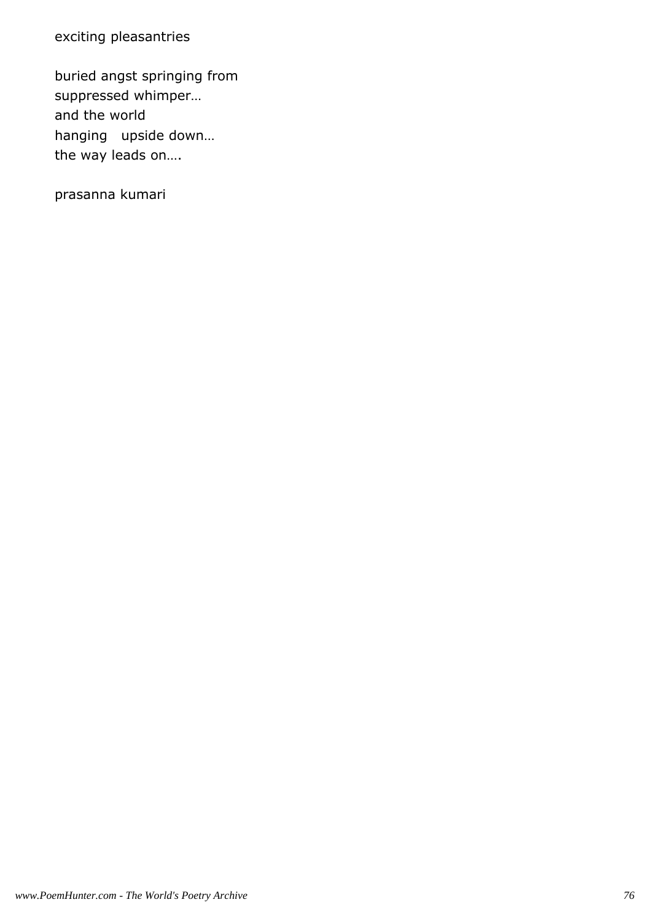exciting pleasantries

buried angst springing from
suppressed whimper…
and the world
hanging   upside down…
the way leads on….

prasanna kumari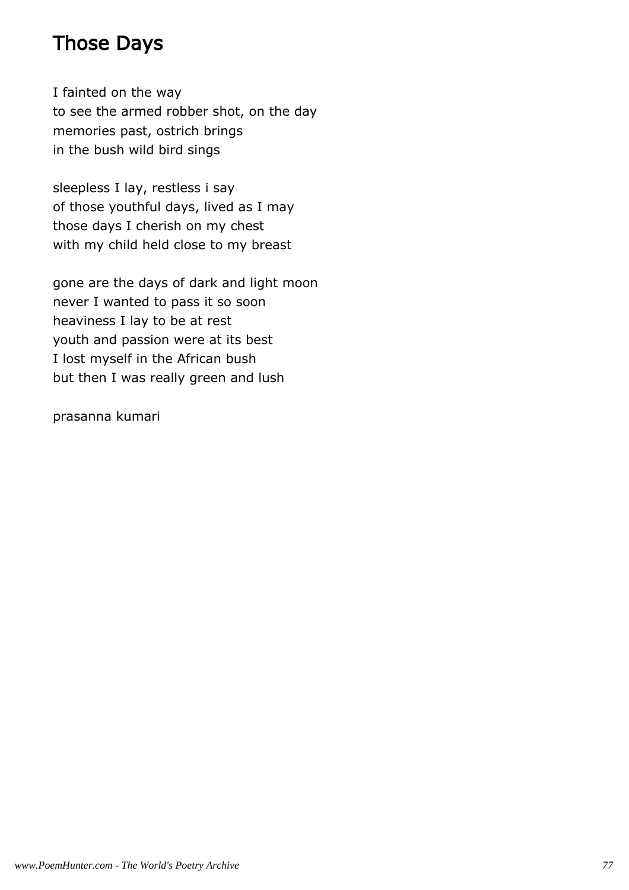## Those Days

I fainted on the way  
to see the armed robber shot, on the day  
memories past, ostrich brings  
in the bush wild bird sings

sleepless I lay, restless i say  
of those youthful days, lived as I may  
those days I cherish on my chest  
with my child held close to my breast

gone are the days of dark and light moon  
never I wanted to pass it so soon  
heaviness I lay to be at rest  
youth and passion were at its best  
I lost myself in the African bush  
but then I was really green and lush

prasanna kumari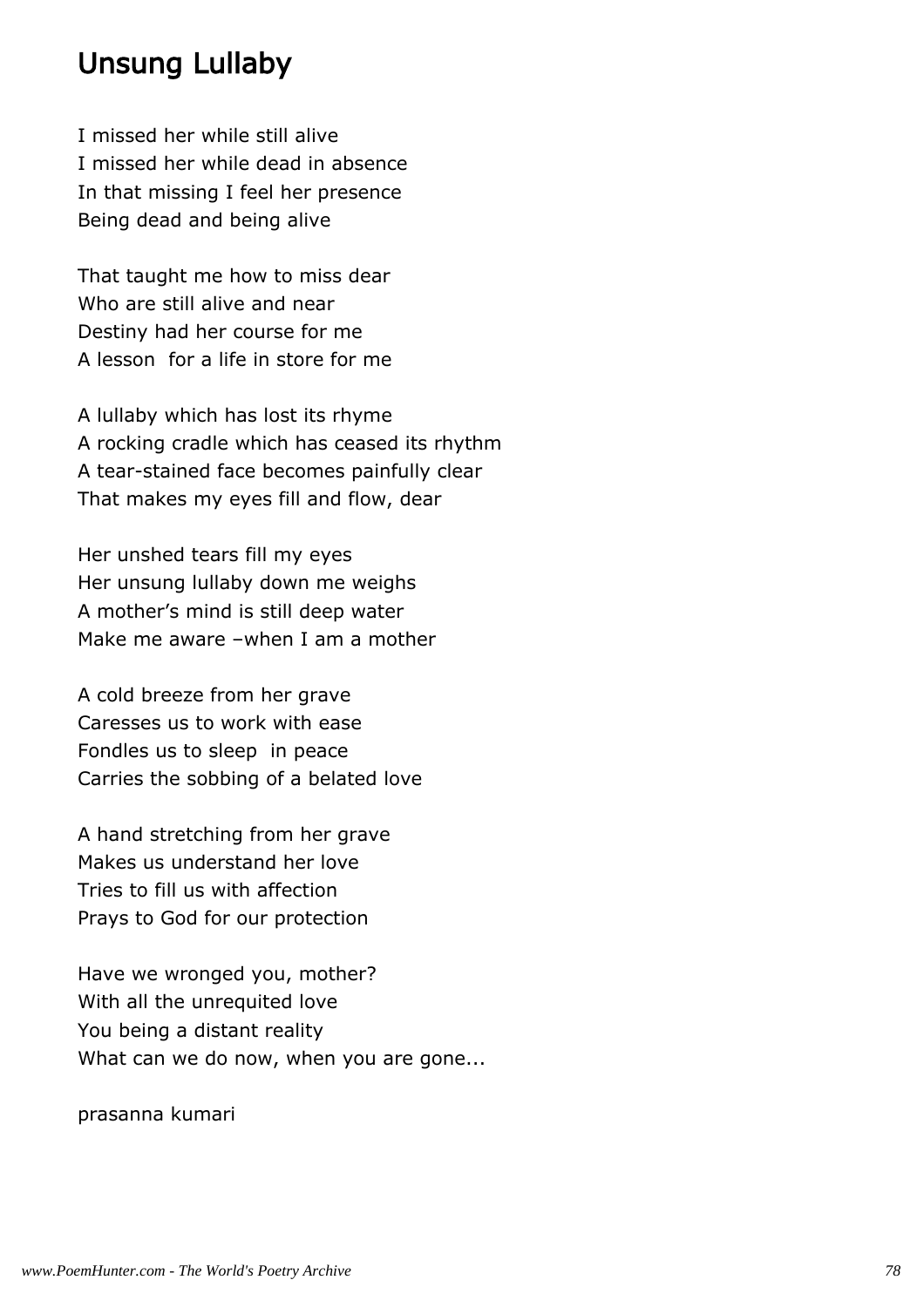# Unsung Lullaby

I missed her while still alive
I missed her while dead in absence
In that missing I feel her presence
Being dead and being alive

That taught me how to miss dear
Who are still alive and near
Destiny had her course for me
A lesson for a life in store for me

A lullaby which has lost its rhyme
A rocking cradle which has ceased its rhythm
A tear-stained face becomes painfully clear
That makes my eyes fill and flow, dear

Her unshed tears fill my eyes
Her unsung lullaby down me weighs
A mother's mind is still deep water
Make me aware –when I am a mother

A cold breeze from her grave
Caresses us to work with ease
Fondles us to sleep in peace
Carries the sobbing of a belated love

A hand stretching from her grave
Makes us understand her love
Tries to fill us with affection
Prays to God for our protection

Have we wronged you, mother?
With all the unrequited love
You being a distant reality
What can we do now, when you are gone...

prasanna kumari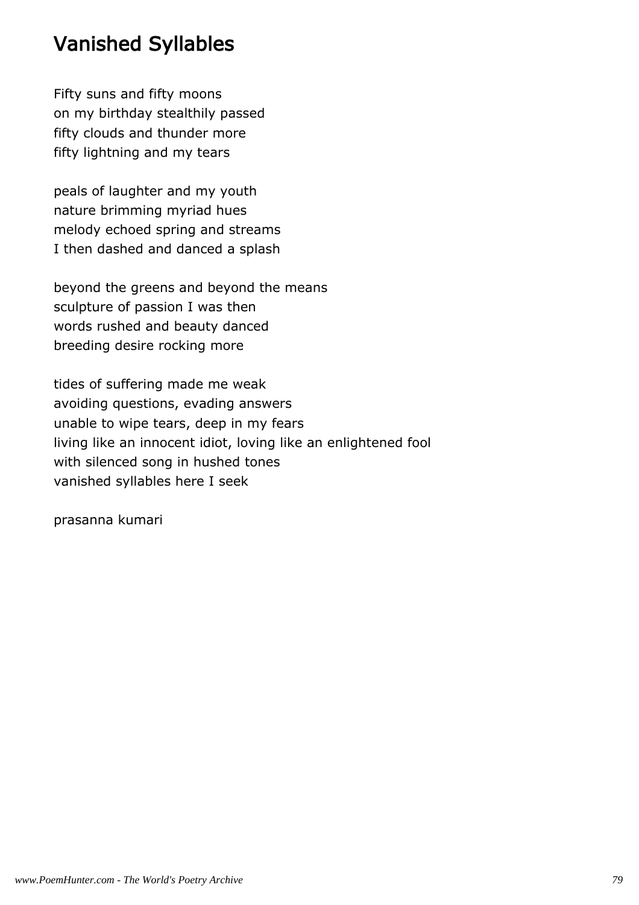# Vanished Syllables

Fifty suns and fifty moons
on my birthday stealthily passed
fifty clouds and thunder more
fifty lightning and my tears

peals of laughter and my youth
nature brimming myriad hues
melody echoed spring and streams
I then dashed and danced a splash

beyond the greens and beyond the means
sculpture of passion I was then
words rushed and beauty danced
breeding desire rocking more

tides of suffering made me weak
avoiding questions, evading answers
unable to wipe tears, deep in my fears
living like an innocent idiot, loving like an enlightened fool
with silenced song in hushed tones
vanished syllables here I seek

prasanna kumari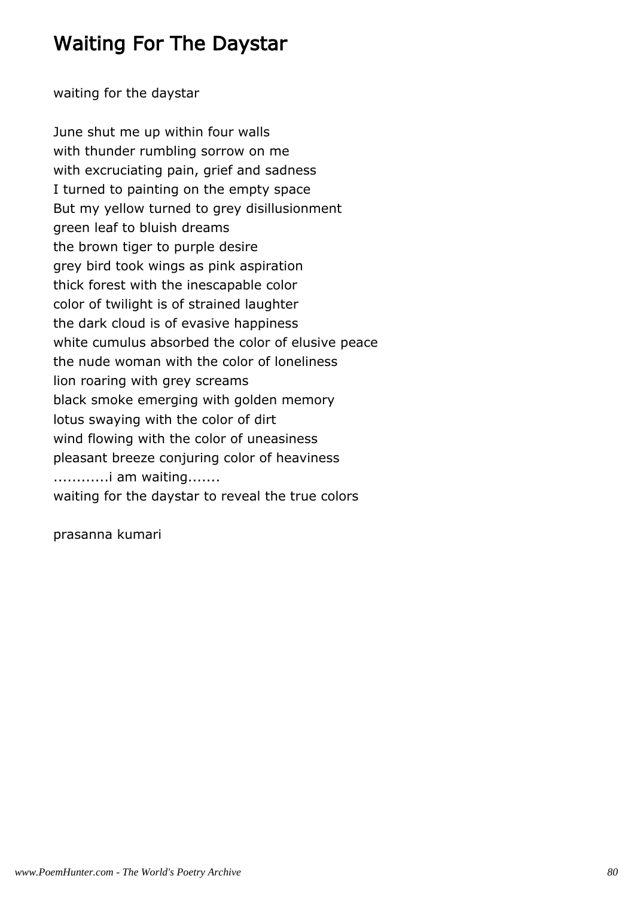# Waiting For The Daystar

waiting for the daystar

June shut me up within four walls
with thunder rumbling sorrow on me
with excruciating pain, grief and sadness
I turned to painting on the empty space
But my yellow turned to grey disillusionment
green leaf to bluish dreams
the brown tiger to purple desire
grey bird took wings as pink aspiration
thick forest with the inescapable color
color of twilight is of strained laughter
the dark cloud is of evasive happiness
white cumulus absorbed the color of elusive peace
the nude woman with the color of loneliness
lion roaring with grey screams
black smoke emerging with golden memory
lotus swaying with the color of dirt
wind flowing with the color of uneasiness
pleasant breeze conjuring color of heaviness
...........i am waiting.......
waiting for the daystar to reveal the true colors

prasanna kumari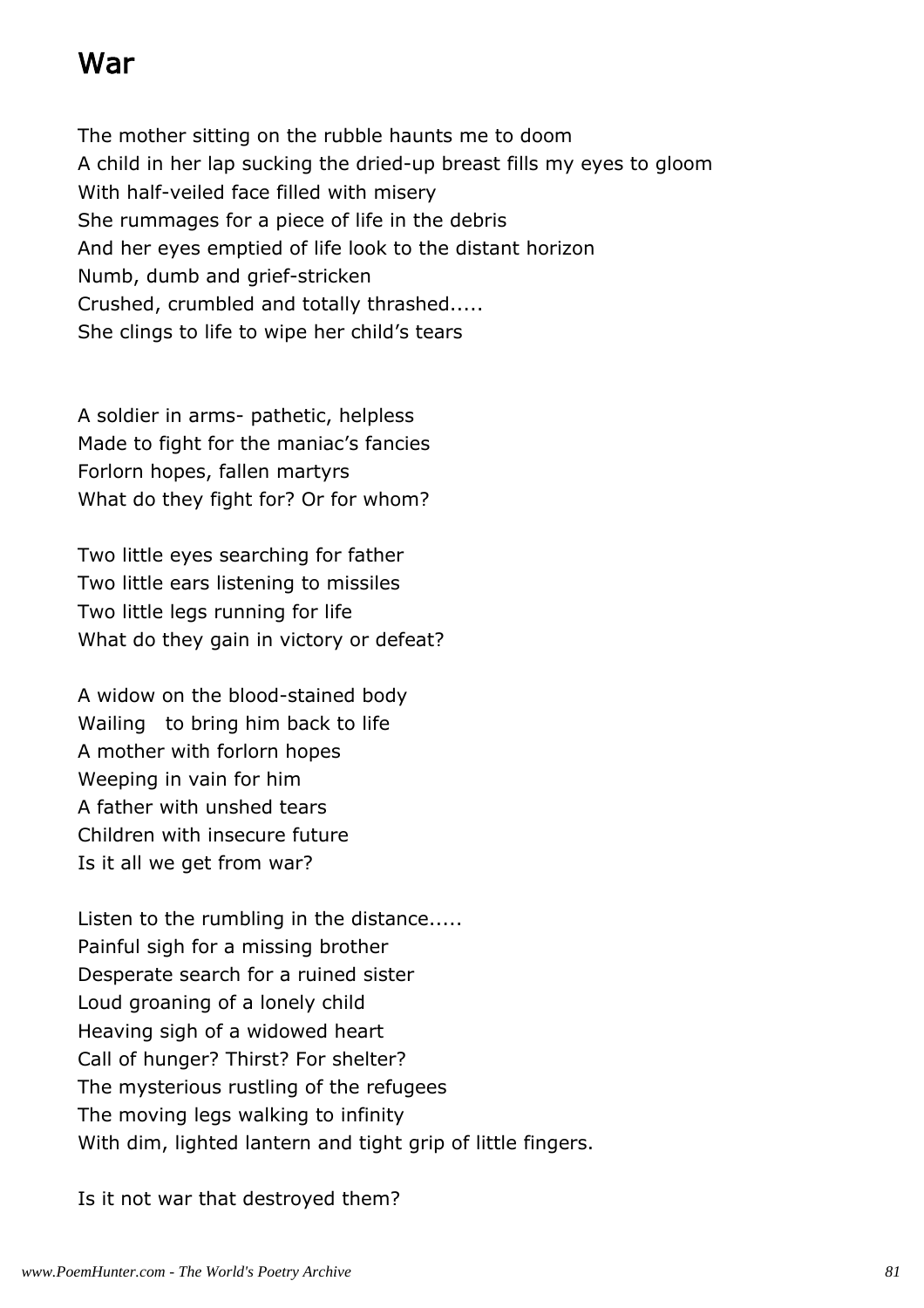# War

The mother sitting on the rubble haunts me to doom
A child in her lap sucking the dried-up breast fills my eyes to gloom
With half-veiled face filled with misery
She rummages for a piece of life in the debris
And her eyes emptied of life look to the distant horizon
Numb, dumb and grief-stricken
Crushed, crumbled and totally thrashed.....
She clings to life to wipe her child's tears

A soldier in arms- pathetic, helpless
Made to fight for the maniac's fancies
Forlorn hopes, fallen martyrs
What do they fight for? Or for whom?

Two little eyes searching for father
Two little ears listening to missiles
Two little legs running for life
What do they gain in victory or defeat?

A widow on the blood-stained body
Wailing   to bring him back to life
A mother with forlorn hopes
Weeping in vain for him
A father with unshed tears
Children with insecure future
Is it all we get from war?

Listen to the rumbling in the distance.....
Painful sigh for a missing brother
Desperate search for a ruined sister
Loud groaning of a lonely child
Heaving sigh of a widowed heart
Call of hunger? Thirst? For shelter?
The mysterious rustling of the refugees
The moving legs walking to infinity
With dim, lighted lantern and tight grip of little fingers.

Is it not war that destroyed them?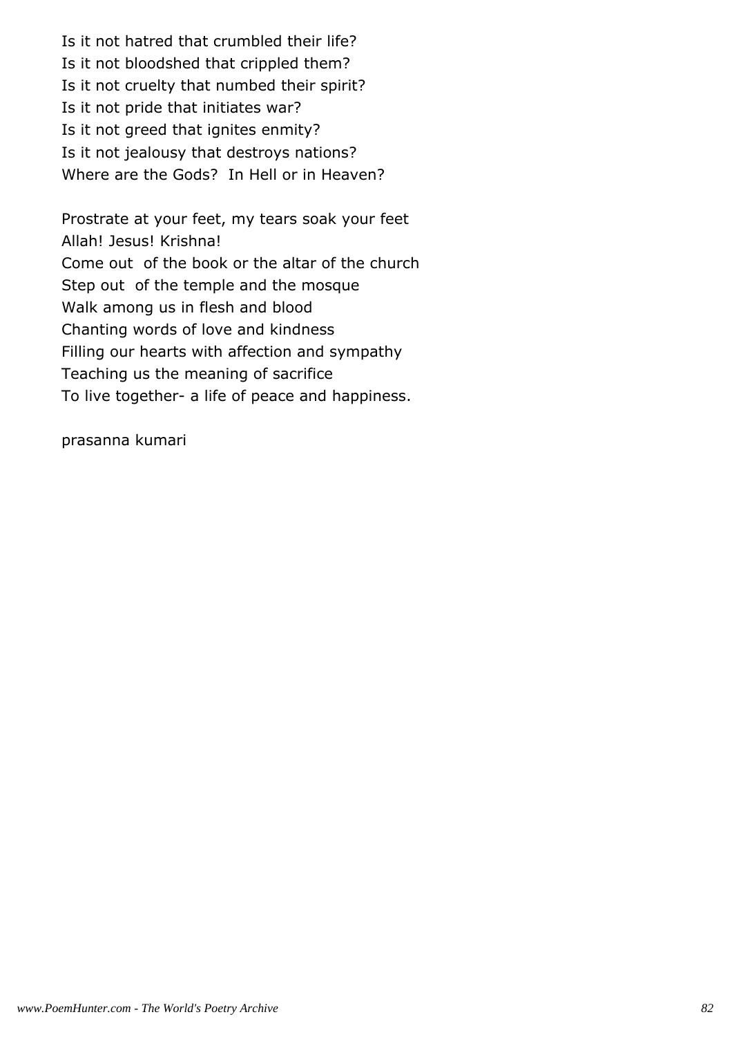Is it not hatred that crumbled their life?
Is it not bloodshed that crippled them?
Is it not cruelty that numbed their spirit?
Is it not pride that initiates war?
Is it not greed that ignites enmity?
Is it not jealousy that destroys nations?
Where are the Gods?  In Hell or in Heaven?

Prostrate at your feet, my tears soak your feet
Allah! Jesus! Krishna!
Come out  of the book or the altar of the church
Step out  of the temple and the mosque
Walk among us in flesh and blood
Chanting words of love and kindness
Filling our hearts with affection and sympathy
Teaching us the meaning of sacrifice
To live together- a life of peace and happiness.

prasanna kumari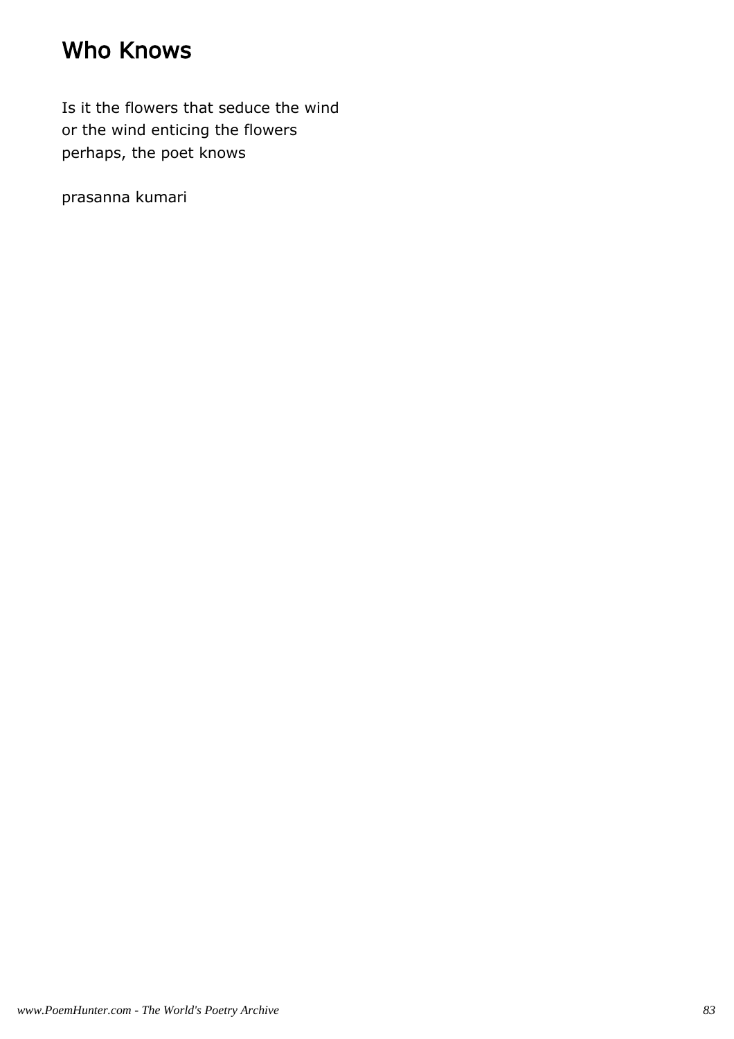# Who Knows

Is it the flowers that seduce the wind
or the wind enticing the flowers
perhaps, the poet knows

prasanna kumari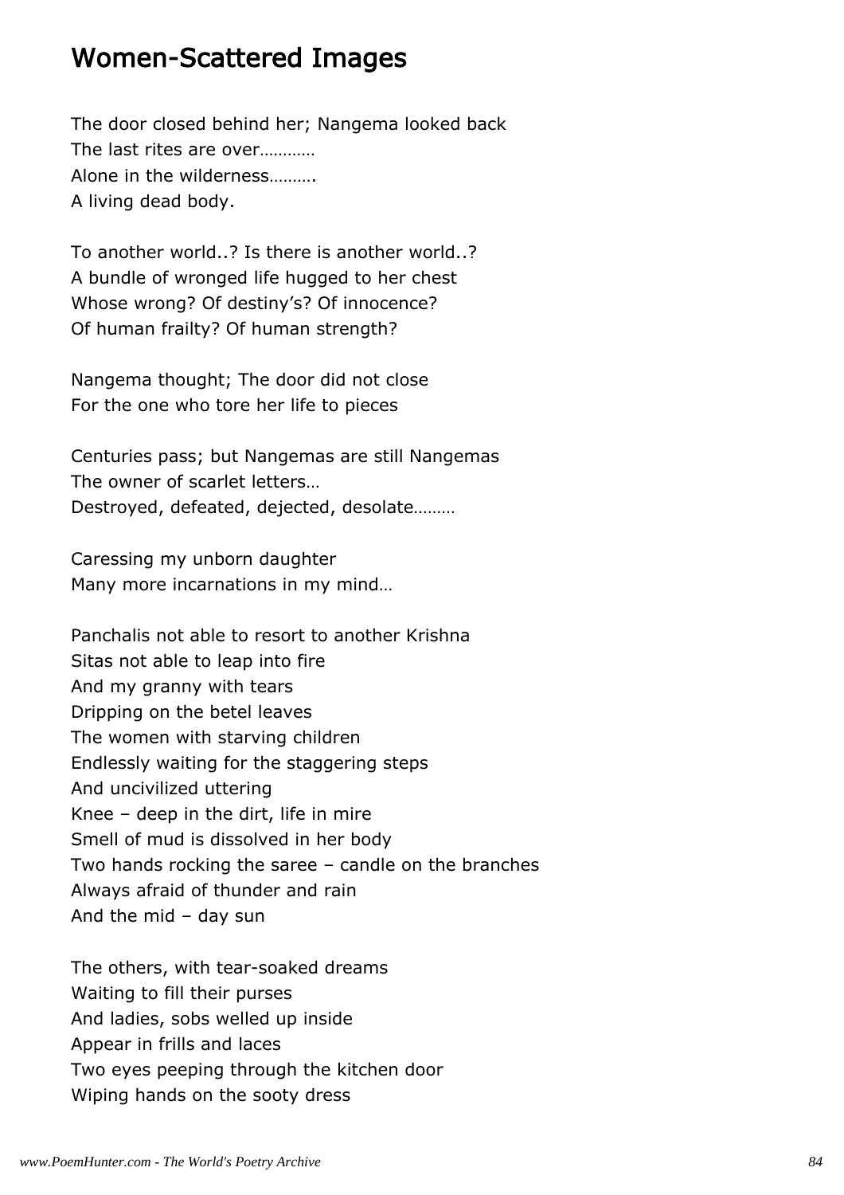# Women-Scattered Images

The door closed behind her; Nangema looked back
The last rites are over…………
Alone in the wilderness……….
A living dead body.

To another world..? Is there is another world..?
A bundle of wronged life hugged to her chest
Whose wrong? Of destiny's? Of innocence?
Of human frailty? Of human strength?

Nangema thought; The door did not close
For the one who tore her life to pieces

Centuries pass; but Nangemas are still Nangemas
The owner of scarlet letters…
Destroyed, defeated, dejected, desolate………

Caressing my unborn daughter
Many more incarnations in my mind…

Panchalis not able to resort to another Krishna
Sitas not able to leap into fire
And my granny with tears
Dripping on the betel leaves
The women with starving children
Endlessly waiting for the staggering steps
And uncivilized uttering
Knee – deep in the dirt, life in mire
Smell of mud is dissolved in her body
Two hands rocking the saree – candle on the branches
Always afraid of thunder and rain
And the mid – day sun

The others, with tear-soaked dreams
Waiting to fill their purses
And ladies, sobs welled up inside
Appear in frills and laces
Two eyes peeping through the kitchen door
Wiping hands on the sooty dress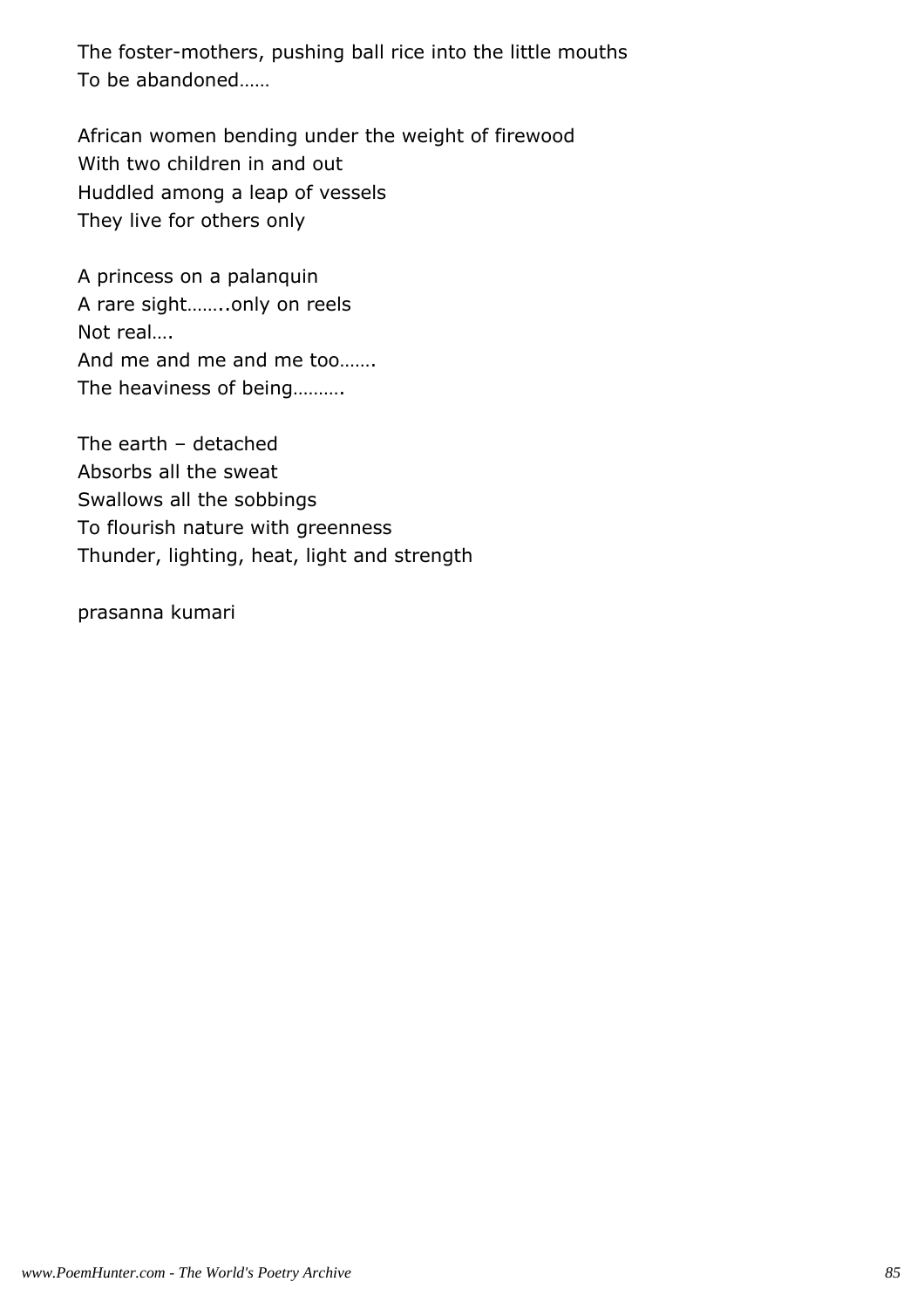The foster-mothers, pushing ball rice into the little mouths
To be abandoned……

African women bending under the weight of firewood
With two children in and out
Huddled among a leap of vessels
They live for others only

A princess on a palanquin
A rare sight……..only on reels
Not real….
And me and me and me too…….
The heaviness of being……….

The earth – detached
Absorbs all the sweat
Swallows all the sobbings
To flourish nature with greenness
Thunder, lighting, heat, light and strength

prasanna kumari